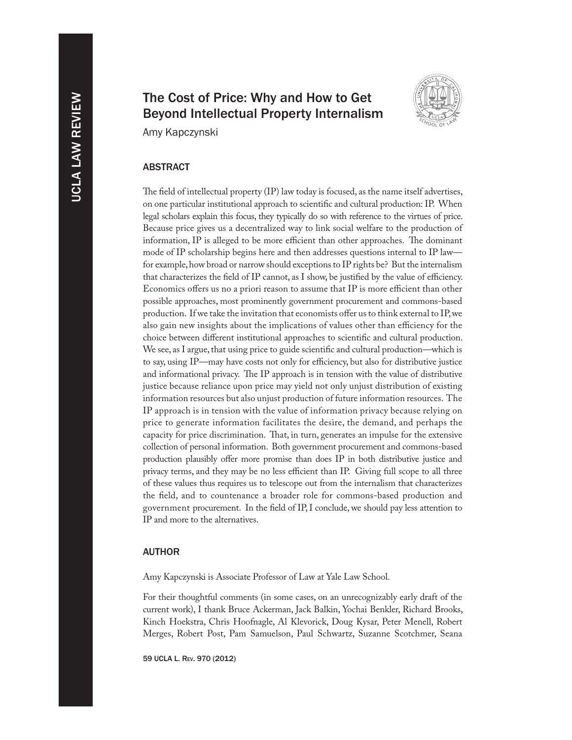# The Cost of Price: Why and How to Get Beyond Intellectual Property Internalism

Amy Kapczynski

## ABSTRACT

The field of intellectual property (IP) law today is focused, as the name itself advertises, on one particular institutional approach to scientific and cultural production: IP. When legal scholars explain this focus, they typically do so with reference to the virtues of price. Because price gives us a decentralized way to link social welfare to the production of information, IP is alleged to be more efficient than other approaches. The dominant mode of IP scholarship begins here and then addresses questions internal to IP law—for example, how broad or narrow should exceptions to IP rights be? But the internalism that characterizes the field of IP cannot, as I show, be justified by the value of efficiency. Economics offers us no a priori reason to assume that IP is more efficient than other possible approaches, most prominently government procurement and commons-based production. If we take the invitation that economists offer us to think external to IP, we also gain new insights about the implications of values other than efficiency for the choice between different institutional approaches to scientific and cultural production. We see, as I argue, that using price to guide scientific and cultural production—which is to say, using IP—may have costs not only for efficiency, but also for distributive justice and informational privacy. The IP approach is in tension with the value of distributive justice because reliance upon price may yield not only unjust distribution of existing information resources but also unjust production of future information resources. The IP approach is in tension with the value of information privacy because relying on price to generate information facilitates the desire, the demand, and perhaps the capacity for price discrimination. That, in turn, generates an impulse for the extensive collection of personal information. Both government procurement and commons-based production plausibly offer more promise than does IP in both distributive justice and privacy terms, and they may be no less efficient than IP. Giving full scope to all three of these values thus requires us to telescope out from the internalism that characterizes the field, and to countenance a broader role for commons-based production and government procurement. In the field of IP, I conclude, we should pay less attention to IP and more to the alternatives.

## AUTHOR

Amy Kapczynski is Associate Professor of Law at Yale Law School.

For their thoughtful comments (in some cases, on an unrecognizably early draft of the current work), I thank Bruce Ackerman, Jack Balkin, Yochai Benkler, Richard Brooks, Kinch Hoekstra, Chris Hoofnagle, Al Klevorick, Doug Kysar, Peter Menell, Robert Merges, Robert Post, Pam Samuelson, Paul Schwartz, Suzanne Scotchmer, Seana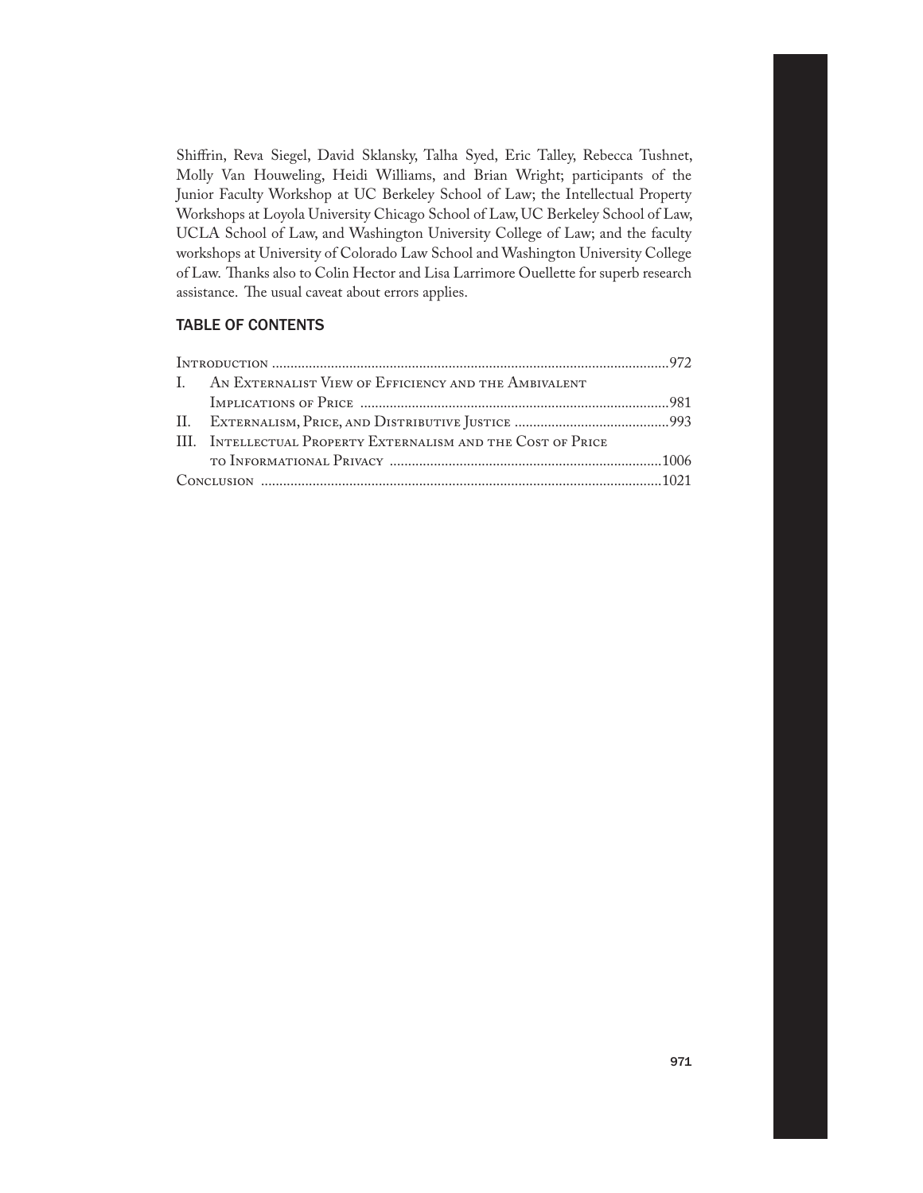Shiffrin, Reva Siegel, David Sklansky, Talha Syed, Eric Talley, Rebecca Tushnet, Molly Van Houweling, Heidi Williams, and Brian Wright; participants of the Junior Faculty Workshop at UC Berkeley School of Law; the Intellectual Property Workshops at Loyola University Chicago School of Law, UC Berkeley School of Law, UCLA School of Law, and Washington University College of Law; and the faculty workshops at University of Colorado Law School and Washington University College of Law. Thanks also to Colin Hector and Lisa Larrimore Ouellette for superb research assistance. The usual caveat about errors applies.

## TABLE OF CONTENTS

- Introduction .......... 972
- I. An Externalist View of Efficiency and the Ambivalent Implications of Price .......... 981
- II. Externalism, Price, and Distributive Justice .......... 993
- III. Intellectual Property Externalism and the Cost of Price to Informational Privacy .......... 1006
- Conclusion .......... 1021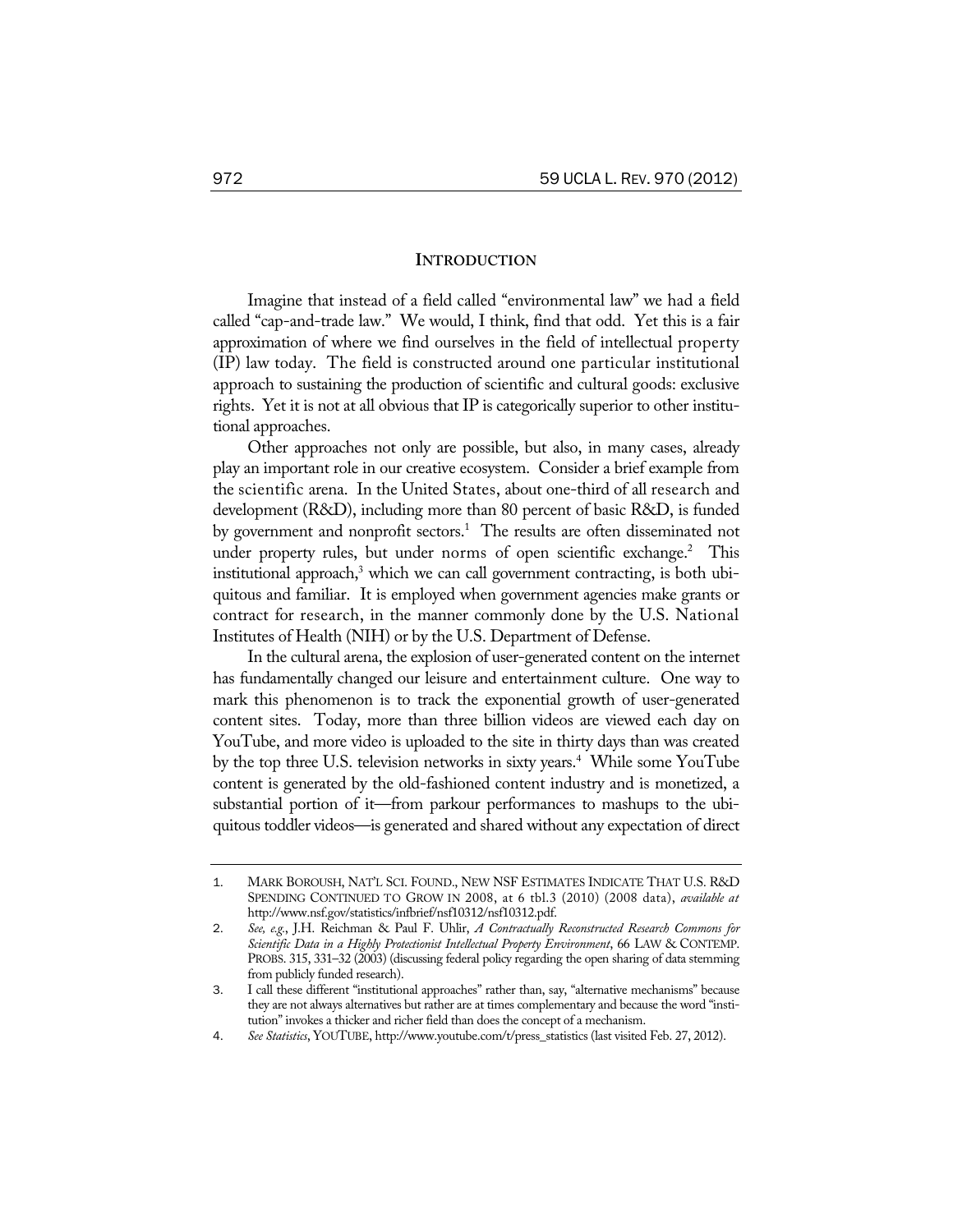## INTRODUCTION

Imagine that instead of a field called "environmental law" we had a field called "cap-and-trade law." We would, I think, find that odd. Yet this is a fair approximation of where we find ourselves in the field of intellectual property (IP) law today. The field is constructed around one particular institutional approach to sustaining the production of scientific and cultural goods: exclusive rights. Yet it is not at all obvious that IP is categorically superior to other institutional approaches.

Other approaches not only are possible, but also, in many cases, already play an important role in our creative ecosystem. Consider a brief example from the scientific arena. In the United States, about one-third of all research and development (R&D), including more than 80 percent of basic R&D, is funded by government and nonprofit sectors.[1] The results are often disseminated not under property rules, but under norms of open scientific exchange.[2] This institutional approach,[3] which we can call government contracting, is both ubiquitous and familiar. It is employed when government agencies make grants or contract for research, in the manner commonly done by the U.S. National Institutes of Health (NIH) or by the U.S. Department of Defense.

In the cultural arena, the explosion of user-generated content on the internet has fundamentally changed our leisure and entertainment culture. One way to mark this phenomenon is to track the exponential growth of user-generated content sites. Today, more than three billion videos are viewed each day on YouTube, and more video is uploaded to the site in thirty days than was created by the top three U.S. television networks in sixty years.[4] While some YouTube content is generated by the old-fashioned content industry and is monetized, a substantial portion of it—from parkour performances to mashups to the ubiquitous toddler videos—is generated and shared without any expectation of direct

---

1. MARK BOROUSH, NAT'L SCI. FOUND., NEW NSF ESTIMATES INDICATE THAT U.S. R&D SPENDING CONTINUED TO GROW IN 2008, at 6 tbl.3 (2010) (2008 data), *available at* http://www.nsf.gov/statistics/infbrief/nsf10312/nsf10312.pdf.
2. *See, e.g.*, J.H. Reichman & Paul F. Uhlir, *A Contractually Reconstructed Research Commons for Scientific Data in a Highly Protectionist Intellectual Property Environment*, 66 LAW & CONTEMP. PROBS. 315, 331–32 (2003) (discussing federal policy regarding the open sharing of data stemming from publicly funded research).
3. I call these different "institutional approaches" rather than, say, "alternative mechanisms" because they are not always alternatives but rather are at times complementary and because the word "institution" invokes a thicker and richer field than does the concept of a mechanism.
4. *See Statistics*, YOUTUBE, http://www.youtube.com/t/press_statistics (last visited Feb. 27, 2012).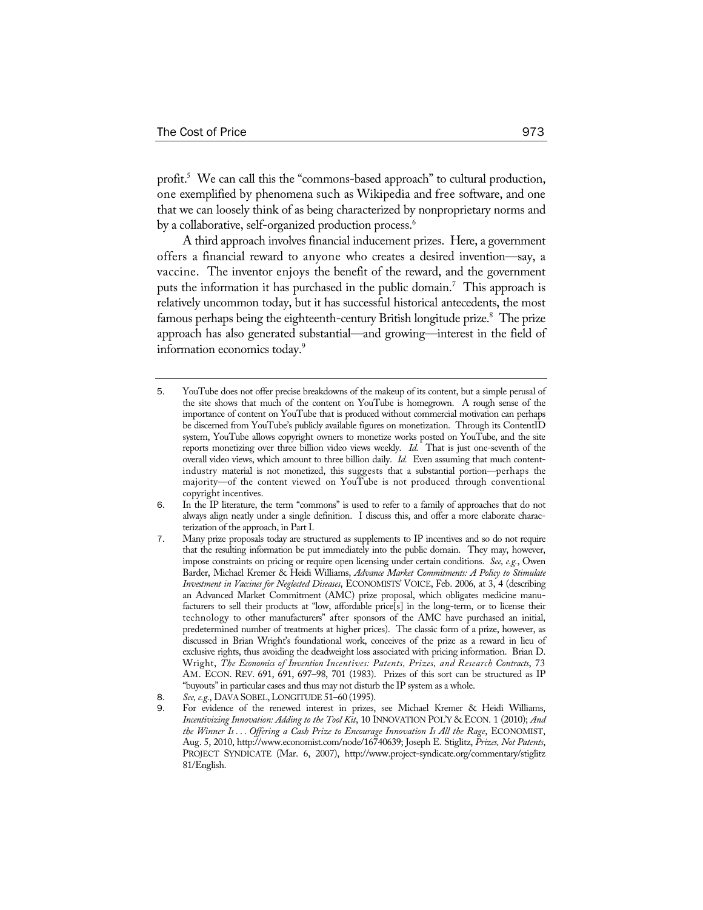profit.[5] We can call this the "commons-based approach" to cultural production, one exemplified by phenomena such as Wikipedia and free software, and one that we can loosely think of as being characterized by nonproprietary norms and by a collaborative, self-organized production process.[6]

A third approach involves financial inducement prizes. Here, a government offers a financial reward to anyone who creates a desired invention—say, a vaccine. The inventor enjoys the benefit of the reward, and the government puts the information it has purchased in the public domain.[7] This approach is relatively uncommon today, but it has successful historical antecedents, the most famous perhaps being the eighteenth-century British longitude prize.[8] The prize approach has also generated substantial—and growing—interest in the field of information economics today.[9]

---

5. YouTube does not offer precise breakdowns of the makeup of its content, but a simple perusal of the site shows that much of the content on YouTube is homegrown. A rough sense of the importance of content on YouTube that is produced without commercial motivation can perhaps be discerned from YouTube's publicly available figures on monetization. Through its ContentID system, YouTube allows copyright owners to monetize works posted on YouTube, and the site reports monetizing over three billion video views weekly. *Id.* That is just one-seventh of the overall video views, which amount to three billion daily. *Id.* Even assuming that much content-industry material is not monetized, this suggests that a substantial portion—perhaps the majority—of the content viewed on YouTube is not produced through conventional copyright incentives.
6. In the IP literature, the term "commons" is used to refer to a family of approaches that do not always align neatly under a single definition. I discuss this, and offer a more elaborate characterization of the approach, in Part I.
7. Many prize proposals today are structured as supplements to IP incentives and so do not require that the resulting information be put immediately into the public domain. They may, however, impose constraints on pricing or require open licensing under certain conditions. *See, e.g.*, Owen Barder, Michael Kremer & Heidi Williams, *Advance Market Commitments: A Policy to Stimulate Investment in Vaccines for Neglected Diseases*, ECONOMISTS' VOICE, Feb. 2006, at 3, 4 (describing an Advanced Market Commitment (AMC) prize proposal, which obligates medicine manufacturers to sell their products at "low, affordable price[s] in the long-term, or to license their technology to other manufacturers" after sponsors of the AMC have purchased an initial, predetermined number of treatments at higher prices). The classic form of a prize, however, as discussed in Brian Wright's foundational work, conceives of the prize as a reward in lieu of exclusive rights, thus avoiding the deadweight loss associated with pricing information. Brian D. Wright, *The Economics of Invention Incentives: Patents, Prizes, and Research Contracts*, 73 AM. ECON. REV. 691, 691, 697–98, 701 (1983). Prizes of this sort can be structured as IP "buyouts" in particular cases and thus may not disturb the IP system as a whole.
8. *See, e.g.*, DAVA SOBEL, LONGITUDE 51–60 (1995).
9. For evidence of the renewed interest in prizes, see Michael Kremer & Heidi Williams, *Incentivizing Innovation: Adding to the Tool Kit*, 10 INNOVATION POL'Y & ECON. 1 (2010); *And the Winner Is . . . Offering a Cash Prize to Encourage Innovation Is All the Rage*, ECONOMIST, Aug. 5, 2010, http://www.economist.com/node/16740639; Joseph E. Stiglitz, *Prizes, Not Patents*, PROJECT SYNDICATE (Mar. 6, 2007), http://www.project-syndicate.org/commentary/stiglitz81/English.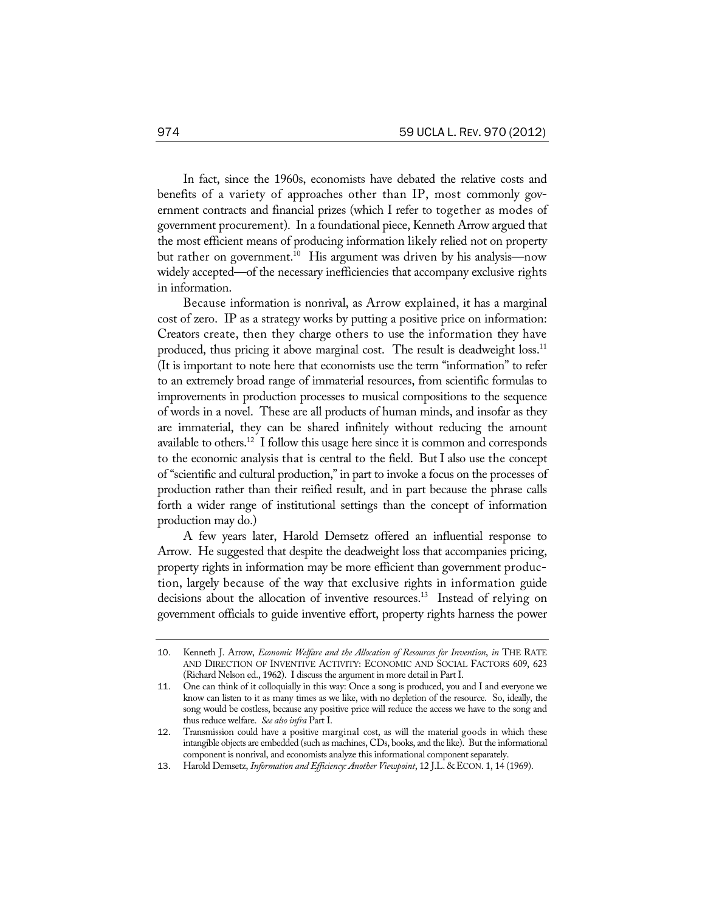In fact, since the 1960s, economists have debated the relative costs and benefits of a variety of approaches other than IP, most commonly government contracts and financial prizes (which I refer to together as modes of government procurement). In a foundational piece, Kenneth Arrow argued that the most efficient means of producing information likely relied not on property but rather on government.[10] His argument was driven by his analysis—now widely accepted—of the necessary inefficiencies that accompany exclusive rights in information.

Because information is nonrival, as Arrow explained, it has a marginal cost of zero. IP as a strategy works by putting a positive price on information: Creators create, then they charge others to use the information they have produced, thus pricing it above marginal cost. The result is deadweight loss.[11] (It is important to note here that economists use the term "information" to refer to an extremely broad range of immaterial resources, from scientific formulas to improvements in production processes to musical compositions to the sequence of words in a novel. These are all products of human minds, and insofar as they are immaterial, they can be shared infinitely without reducing the amount available to others.[12] I follow this usage here since it is common and corresponds to the economic analysis that is central to the field. But I also use the concept of "scientific and cultural production," in part to invoke a focus on the processes of production rather than their reified result, and in part because the phrase calls forth a wider range of institutional settings than the concept of information production may do.)

A few years later, Harold Demsetz offered an influential response to Arrow. He suggested that despite the deadweight loss that accompanies pricing, property rights in information may be more efficient than government production, largely because of the way that exclusive rights in information guide decisions about the allocation of inventive resources.[13] Instead of relying on government officials to guide inventive effort, property rights harness the power

---

10. Kenneth J. Arrow, *Economic Welfare and the Allocation of Resources for Invention*, *in* THE RATE AND DIRECTION OF INVENTIVE ACTIVITY: ECONOMIC AND SOCIAL FACTORS 609, 623 (Richard Nelson ed., 1962). I discuss the argument in more detail in Part I.

11. One can think of it colloquially in this way: Once a song is produced, you and I and everyone we know can listen to it as many times as we like, with no depletion of the resource. So, ideally, the song would be costless, because any positive price will reduce the access we have to the song and thus reduce welfare. *See also infra* Part I.

12. Transmission could have a positive marginal cost, as will the material goods in which these intangible objects are embedded (such as machines, CDs, books, and the like). But the informational component is nonrival, and economists analyze this informational component separately.

13. Harold Demsetz, *Information and Efficiency: Another Viewpoint*, 12 J.L. & ECON. 1, 14 (1969).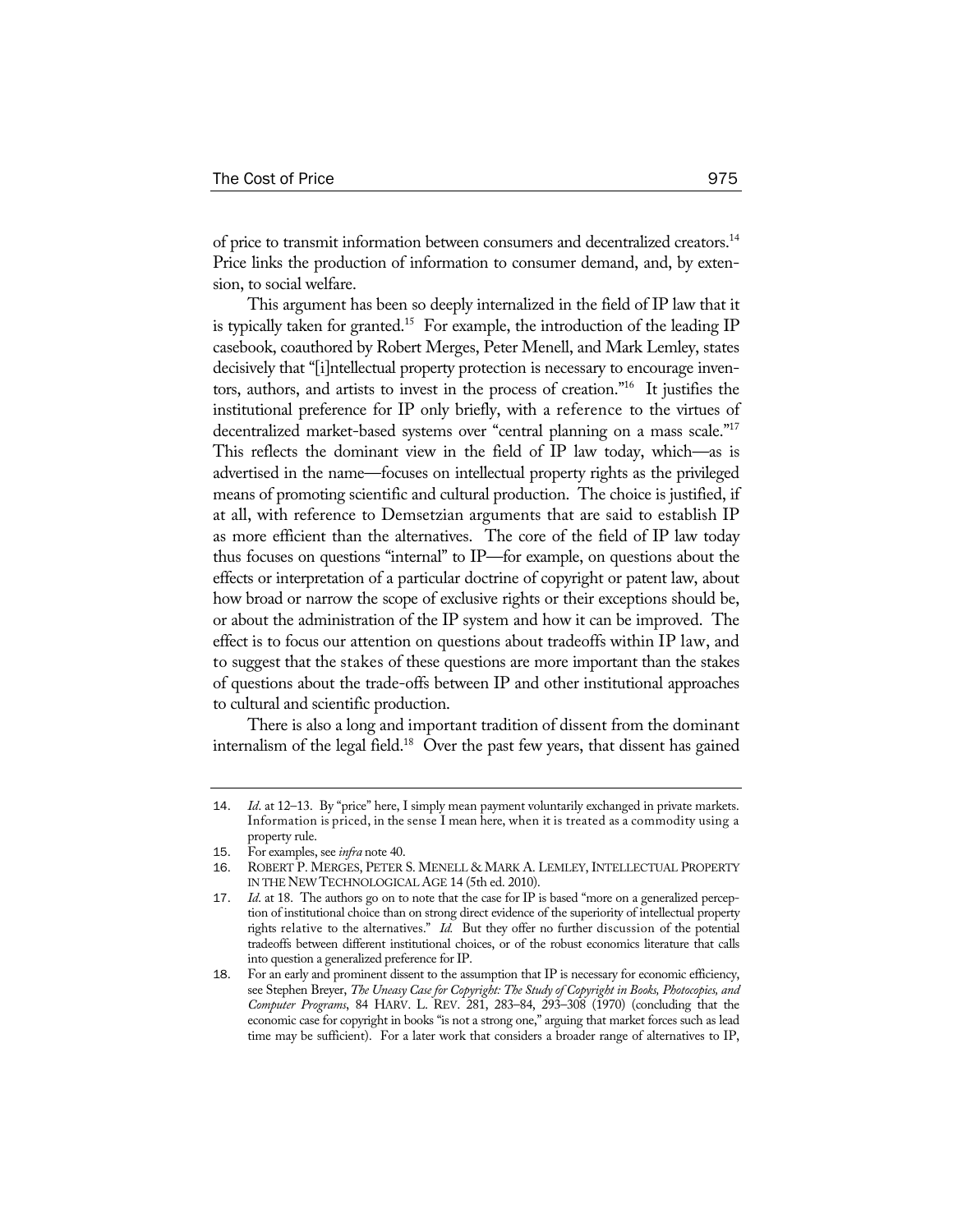of price to transmit information between consumers and decentralized creators.[14] Price links the production of information to consumer demand, and, by extension, to social welfare.

This argument has been so deeply internalized in the field of IP law that it is typically taken for granted.[15] For example, the introduction of the leading IP casebook, coauthored by Robert Merges, Peter Menell, and Mark Lemley, states decisively that "[i]ntellectual property protection is necessary to encourage inventors, authors, and artists to invest in the process of creation."[16] It justifies the institutional preference for IP only briefly, with a reference to the virtues of decentralized market-based systems over "central planning on a mass scale."[17] This reflects the dominant view in the field of IP law today, which—as is advertised in the name—focuses on intellectual property rights as the privileged means of promoting scientific and cultural production. The choice is justified, if at all, with reference to Demsetzian arguments that are said to establish IP as more efficient than the alternatives. The core of the field of IP law today thus focuses on questions "internal" to IP—for example, on questions about the effects or interpretation of a particular doctrine of copyright or patent law, about how broad or narrow the scope of exclusive rights or their exceptions should be, or about the administration of the IP system and how it can be improved. The effect is to focus our attention on questions about tradeoffs within IP law, and to suggest that the stakes of these questions are more important than the stakes of questions about the trade-offs between IP and other institutional approaches to cultural and scientific production.

There is also a long and important tradition of dissent from the dominant internalism of the legal field.[18] Over the past few years, that dissent has gained

---

14. *Id.* at 12–13. By "price" here, I simply mean payment voluntarily exchanged in private markets. Information is priced, in the sense I mean here, when it is treated as a commodity using a property rule.

15. For examples, see *infra* note 40.

16. ROBERT P. MERGES, PETER S. MENELL & MARK A. LEMLEY, INTELLECTUAL PROPERTY IN THE NEW TECHNOLOGICAL AGE 14 (5th ed. 2010).

17. *Id.* at 18. The authors go on to note that the case for IP is based "more on a generalized perception of institutional choice than on strong direct evidence of the superiority of intellectual property rights relative to the alternatives." *Id.* But they offer no further discussion of the potential tradeoffs between different institutional choices, or of the robust economics literature that calls into question a generalized preference for IP.

18. For an early and prominent dissent to the assumption that IP is necessary for economic efficiency, see Stephen Breyer, *The Uneasy Case for Copyright: The Study of Copyright in Books, Photocopies, and Computer Programs*, 84 HARV. L. REV. 281, 283–84, 293–308 (1970) (concluding that the economic case for copyright in books "is not a strong one," arguing that market forces such as lead time may be sufficient). For a later work that considers a broader range of alternatives to IP,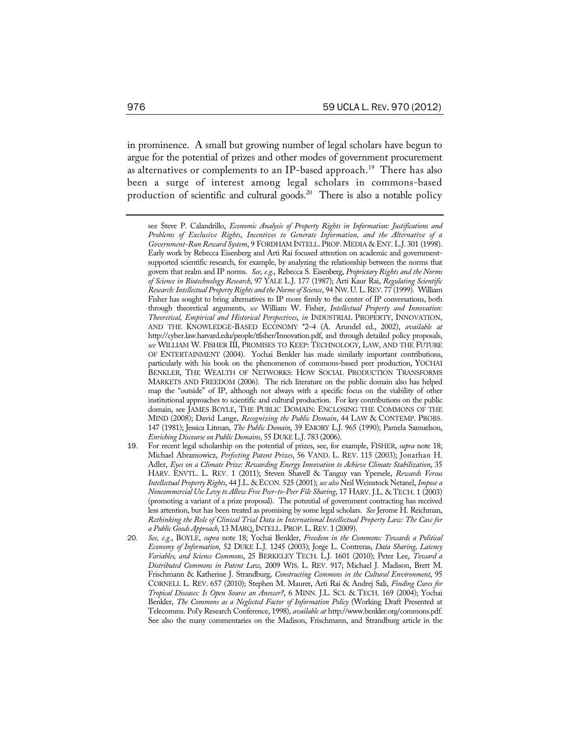in prominence. A small but growing number of legal scholars have begun to argue for the potential of prizes and other modes of government procurement as alternatives or complements to an IP-based approach.[19] There has also been a surge of interest among legal scholars in commons-based production of scientific and cultural goods.[20] There is also a notable policy

---

see Steve P. Calandrillo, *Economic Analysis of Property Rights in Information: Justifications and Problems of Exclusive Rights, Incentives to Generate Information, and the Alternative of a Government-Run Reward System*, 9 FORDHAM INTELL. PROP. MEDIA & ENT. L.J. 301 (1998). Early work by Rebecca Eisenberg and Arti Rai focused attention on academic and government-supported scientific research, for example, by analyzing the relationship between the norms that govern that realm and IP norms. *See, e.g.*, Rebecca S. Eisenberg, *Proprietary Rights and the Norms of Science in Biotechnology Research*, 97 YALE L.J. 177 (1987); Arti Kaur Rai, *Regulating Scientific Research: Intellectual Property Rights and the Norms of Science*, 94 NW. U. L. REV. 77 (1999). William Fisher has sought to bring alternatives to IP more firmly to the center of IP conversations, both through theoretical arguments, *see* William W. Fisher, *Intellectual Property and Innovation: Theoretical, Empirical and Historical Perspectives*, *in* INDUSTRIAL PROPERTY, INNOVATION, AND THE KNOWLEDGE-BASED ECONOMY *2–4 (A. Arundel ed., 2002), *available at* http://cyber.law.harvard.edu/people/tfisher/Innovation.pdf, and through detailed policy proposals, *see* WILLIAM W. FISHER III, PROMISES TO KEEP: TECHNOLOGY, LAW, AND THE FUTURE OF ENTERTAINMENT (2004). Yochai Benkler has made similarly important contributions, particularly with his book on the phenomenon of commons-based peer production, YOCHAI BENKLER, THE WEALTH OF NETWORKS: HOW SOCIAL PRODUCTION TRANSFORMS MARKETS AND FREEDOM (2006). The rich literature on the public domain also has helped map the "outside" of IP, although not always with a specific focus on the viability of other institutional approaches to scientific and cultural production. For key contributions on the public domain, see JAMES BOYLE, THE PUBLIC DOMAIN: ENCLOSING THE COMMONS OF THE MIND (2008); David Lange, *Recognizing the Public Domain*, 44 LAW & CONTEMP. PROBS. 147 (1981); Jessica Litman, *The Public Domain*, 39 EMORY L.J. 965 (1990); Pamela Samuelson, *Enriching Discourse on Public Domains*, 55 DUKE L.J. 783 (2006).

19. For recent legal scholarship on the potential of prizes, see, for example, FISHER, *supra* note 18; Michael Abramowicz, *Perfecting Patent Prizes*, 56 VAND. L. REV. 115 (2003); Jonathan H. Adler, *Eyes on a Climate Prize: Rewarding Energy Innovation to Achieve Climate Stabilization*, 35 HARV. ENVTL. L. REV. 1 (2011); Steven Shavell & Tanguy van Ypersele, *Rewards Versus Intellectual Property Rights*, 44 J.L. & ECON. 525 (2001); *see also* Neil Weinstock Netanel, *Impose a Noncommercial Use Levy to Allow Free Peer-to-Peer File Sharing*, 17 HARV. J.L. & TECH. 1 (2003) (promoting a variant of a prize proposal). The potential of government contracting has received less attention, but has been treated as promising by some legal scholars. *See* Jerome H. Reichman, *Rethinking the Role of Clinical Trial Data in International Intellectual Property Law: The Case for a Public Goods Approach*, 13 MARQ. INTELL. PROP. L. REV. 1 (2009).

20. *See, e.g.*, BOYLE, *supra* note 18; Yochai Benkler, *Freedom in the Commons: Towards a Political Economy of Information*, 52 DUKE L.J. 1245 (2003); Jorge L. Contreras, *Data Sharing, Latency Variables, and Science Commons*, 25 BERKELEY TECH. L.J. 1601 (2010); Peter Lee, *Toward a Distributed Commons in Patent Law*, 2009 WIS. L. REV. 917; Michael J. Madison, Brett M. Frischmann & Katherine J. Strandburg, *Constructing Commons in the Cultural Environment*, 95 CORNELL L. REV. 657 (2010); Stephen M. Maurer, Arti Rai & Andrej Sali, *Finding Cures for Tropical Diseases: Is Open Source an Answer?*, 6 MINN. J.L. SCI. & TECH. 169 (2004); Yochai Benkler, *The Commons as a Neglected Factor of Information Policy* (Working Draft Presented at Telecomms. Pol'y Research Conference, 1998), *available at* http://www.benkler.org/commons.pdf. See also the many commentaries on the Madison, Frischmann, and Strandburg article in the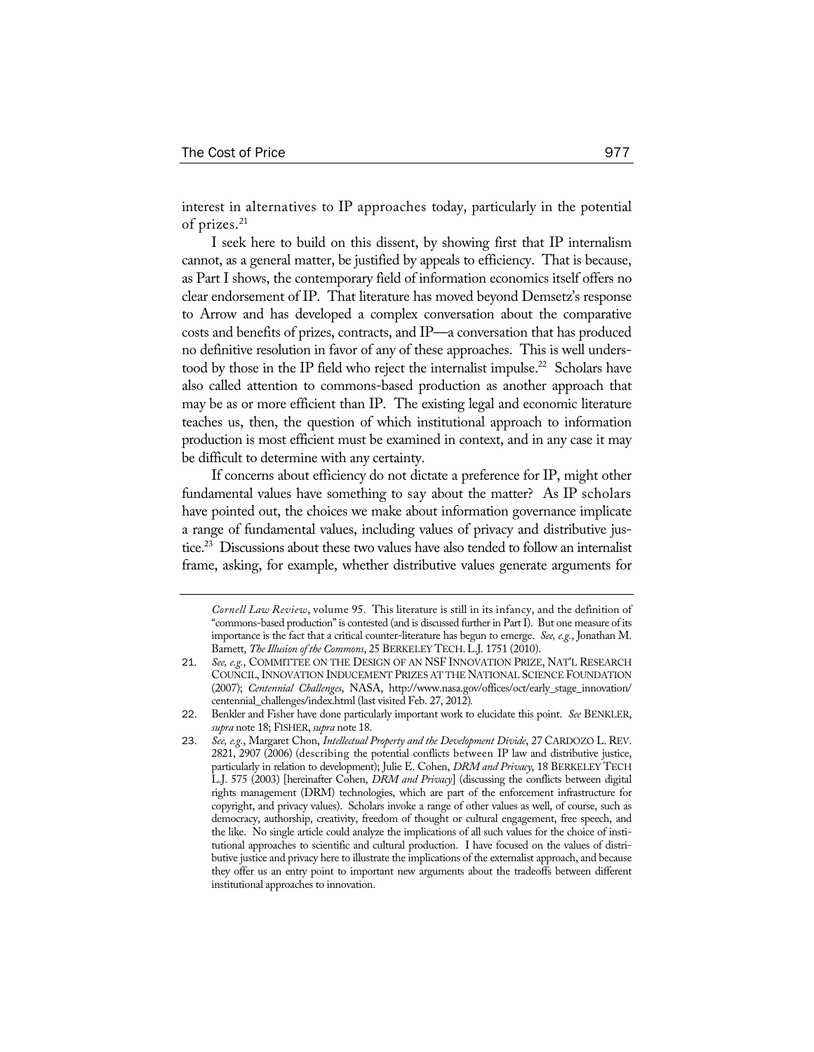interest in alternatives to IP approaches today, particularly in the potential of prizes.[21]

I seek here to build on this dissent, by showing first that IP internalism cannot, as a general matter, be justified by appeals to efficiency. That is because, as Part I shows, the contemporary field of information economics itself offers no clear endorsement of IP. That literature has moved beyond Demsetz's response to Arrow and has developed a complex conversation about the comparative costs and benefits of prizes, contracts, and IP—a conversation that has produced no definitive resolution in favor of any of these approaches. This is well understood by those in the IP field who reject the internalist impulse.[22] Scholars have also called attention to commons-based production as another approach that may be as or more efficient than IP. The existing legal and economic literature teaches us, then, the question of which institutional approach to information production is most efficient must be examined in context, and in any case it may be difficult to determine with any certainty.

If concerns about efficiency do not dictate a preference for IP, might other fundamental values have something to say about the matter? As IP scholars have pointed out, the choices we make about information governance implicate a range of fundamental values, including values of privacy and distributive justice.[23] Discussions about these two values have also tended to follow an internalist frame, asking, for example, whether distributive values generate arguments for

---

*Cornell Law Review*, volume 95. This literature is still in its infancy, and the definition of "commons-based production" is contested (and is discussed further in Part I). But one measure of its importance is the fact that a critical counter-literature has begun to emerge. *See, e.g.*, Jonathan M. Barnett, *The Illusion of the Commons*, 25 BERKELEY TECH. L.J. 1751 (2010).

21. *See, e.g.*, COMMITTEE ON THE DESIGN OF AN NSF INNOVATION PRIZE, NAT'L RESEARCH COUNCIL, INNOVATION INDUCEMENT PRIZES AT THE NATIONAL SCIENCE FOUNDATION (2007); *Centennial Challenges*, NASA, http://www.nasa.gov/offices/oct/early_stage_innovation/centennial_challenges/index.html (last visited Feb. 27, 2012).

22. Benkler and Fisher have done particularly important work to elucidate this point. *See* BENKLER, *supra* note 18; FISHER, *supra* note 18.

23. *See, e.g.*, Margaret Chon, *Intellectual Property and the Development Divide*, 27 CARDOZO L. REV. 2821, 2907 (2006) (describing the potential conflicts between IP law and distributive justice, particularly in relation to development); Julie E. Cohen, *DRM and Privacy*, 18 BERKELEY TECH L.J. 575 (2003) [hereinafter Cohen, *DRM and Privacy*] (discussing the conflicts between digital rights management (DRM) technologies, which are part of the enforcement infrastructure for copyright, and privacy values). Scholars invoke a range of other values as well, of course, such as democracy, authorship, creativity, freedom of thought or cultural engagement, free speech, and the like. No single article could analyze the implications of all such values for the choice of institutional approaches to scientific and cultural production. I have focused on the values of distributive justice and privacy here to illustrate the implications of the externalist approach, and because they offer us an entry point to important new arguments about the tradeoffs between different institutional approaches to innovation.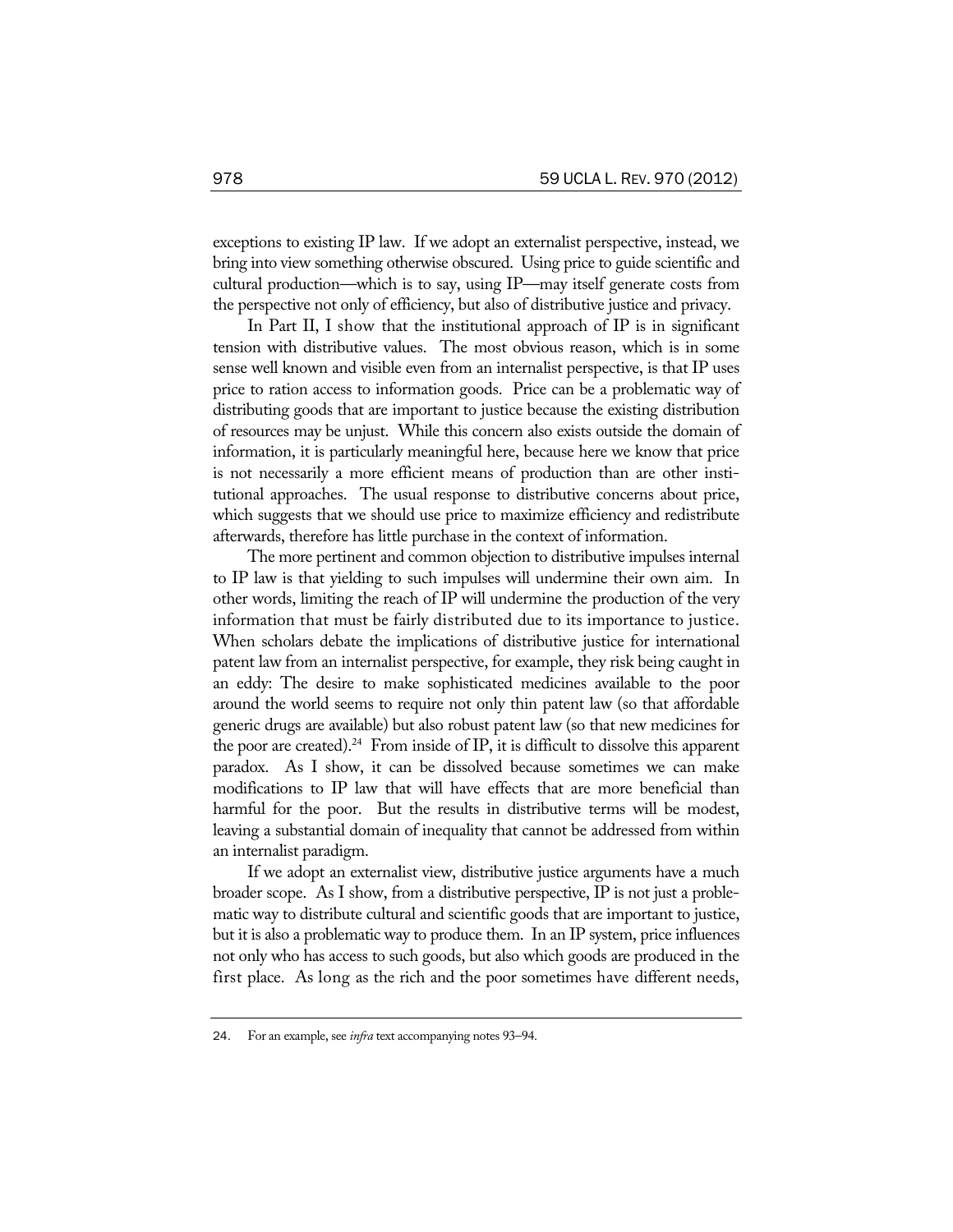exceptions to existing IP law. If we adopt an externalist perspective, instead, we bring into view something otherwise obscured. Using price to guide scientific and cultural production—which is to say, using IP—may itself generate costs from the perspective not only of efficiency, but also of distributive justice and privacy.

In Part II, I show that the institutional approach of IP is in significant tension with distributive values. The most obvious reason, which is in some sense well known and visible even from an internalist perspective, is that IP uses price to ration access to information goods. Price can be a problematic way of distributing goods that are important to justice because the existing distribution of resources may be unjust. While this concern also exists outside the domain of information, it is particularly meaningful here, because here we know that price is not necessarily a more efficient means of production than are other institutional approaches. The usual response to distributive concerns about price, which suggests that we should use price to maximize efficiency and redistribute afterwards, therefore has little purchase in the context of information.

The more pertinent and common objection to distributive impulses internal to IP law is that yielding to such impulses will undermine their own aim. In other words, limiting the reach of IP will undermine the production of the very information that must be fairly distributed due to its importance to justice. When scholars debate the implications of distributive justice for international patent law from an internalist perspective, for example, they risk being caught in an eddy: The desire to make sophisticated medicines available to the poor around the world seems to require not only thin patent law (so that affordable generic drugs are available) but also robust patent law (so that new medicines for the poor are created).[24] From inside of IP, it is difficult to dissolve this apparent paradox. As I show, it can be dissolved because sometimes we can make modifications to IP law that will have effects that are more beneficial than harmful for the poor. But the results in distributive terms will be modest, leaving a substantial domain of inequality that cannot be addressed from within an internalist paradigm.

If we adopt an externalist view, distributive justice arguments have a much broader scope. As I show, from a distributive perspective, IP is not just a problematic way to distribute cultural and scientific goods that are important to justice, but it is also a problematic way to produce them. In an IP system, price influences not only who has access to such goods, but also which goods are produced in the first place. As long as the rich and the poor sometimes have different needs,

---

24. For an example, see *infra* text accompanying notes 93–94.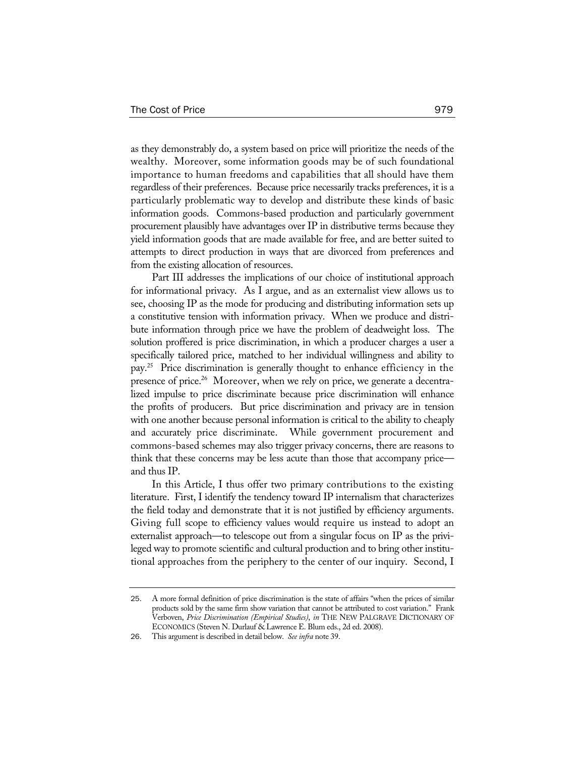as they demonstrably do, a system based on price will prioritize the needs of the wealthy. Moreover, some information goods may be of such foundational importance to human freedoms and capabilities that all should have them regardless of their preferences. Because price necessarily tracks preferences, it is a particularly problematic way to develop and distribute these kinds of basic information goods. Commons-based production and particularly government procurement plausibly have advantages over IP in distributive terms because they yield information goods that are made available for free, and are better suited to attempts to direct production in ways that are divorced from preferences and from the existing allocation of resources.

Part III addresses the implications of our choice of institutional approach for informational privacy. As I argue, and as an externalist view allows us to see, choosing IP as the mode for producing and distributing information sets up a constitutive tension with information privacy. When we produce and distribute information through price we have the problem of deadweight loss. The solution proffered is price discrimination, in which a producer charges a user a specifically tailored price, matched to her individual willingness and ability to pay.[25] Price discrimination is generally thought to enhance efficiency in the presence of price.[26] Moreover, when we rely on price, we generate a decentralized impulse to price discriminate because price discrimination will enhance the profits of producers. But price discrimination and privacy are in tension with one another because personal information is critical to the ability to cheaply and accurately price discriminate. While government procurement and commons-based schemes may also trigger privacy concerns, there are reasons to think that these concerns may be less acute than those that accompany price—and thus IP.

In this Article, I thus offer two primary contributions to the existing literature. First, I identify the tendency toward IP internalism that characterizes the field today and demonstrate that it is not justified by efficiency arguments. Giving full scope to efficiency values would require us instead to adopt an externalist approach—to telescope out from a singular focus on IP as the privileged way to promote scientific and cultural production and to bring other institutional approaches from the periphery to the center of our inquiry. Second, I

25. A more formal definition of price discrimination is the state of affairs "when the prices of similar products sold by the same firm show variation that cannot be attributed to cost variation." Frank Verboven, *Price Discrimination (Empirical Studies)*, *in* THE NEW PALGRAVE DICTIONARY OF ECONOMICS (Steven N. Durlauf & Lawrence E. Blum eds., 2d ed. 2008).

26. This argument is described in detail below. *See infra* note 39.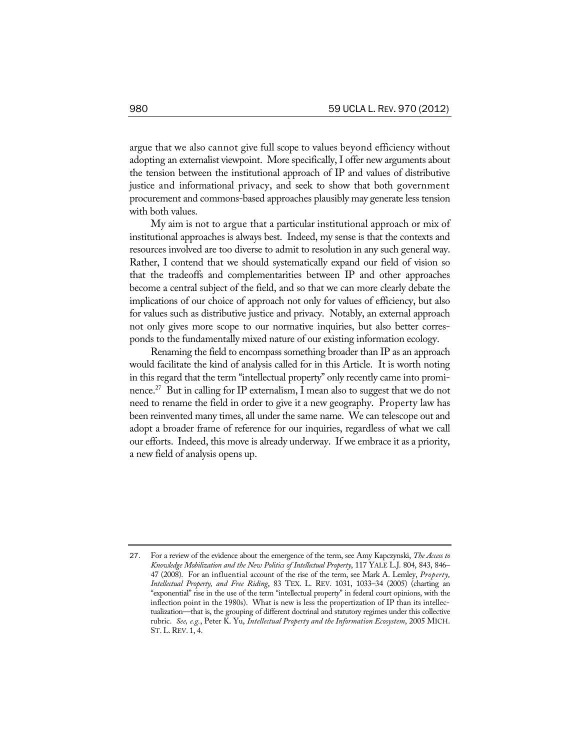argue that we also cannot give full scope to values beyond efficiency without adopting an externalist viewpoint. More specifically, I offer new arguments about the tension between the institutional approach of IP and values of distributive justice and informational privacy, and seek to show that both government procurement and commons-based approaches plausibly may generate less tension with both values.

My aim is not to argue that a particular institutional approach or mix of institutional approaches is always best. Indeed, my sense is that the contexts and resources involved are too diverse to admit to resolution in any such general way. Rather, I contend that we should systematically expand our field of vision so that the tradeoffs and complementarities between IP and other approaches become a central subject of the field, and so that we can more clearly debate the implications of our choice of approach not only for values of efficiency, but also for values such as distributive justice and privacy. Notably, an external approach not only gives more scope to our normative inquiries, but also better corresponds to the fundamentally mixed nature of our existing information ecology.

Renaming the field to encompass something broader than IP as an approach would facilitate the kind of analysis called for in this Article. It is worth noting in this regard that the term "intellectual property" only recently came into prominence.[27] But in calling for IP externalism, I mean also to suggest that we do not need to rename the field in order to give it a new geography. Property law has been reinvented many times, all under the same name. We can telescope out and adopt a broader frame of reference for our inquiries, regardless of what we call our efforts. Indeed, this move is already underway. If we embrace it as a priority, a new field of analysis opens up.

---

27. For a review of the evidence about the emergence of the term, see Amy Kapczynski, *The Access to Knowledge Mobilization and the New Politics of Intellectual Property*, 117 YALE L.J. 804, 843, 846–47 (2008). For an influential account of the rise of the term, see Mark A. Lemley, *Property, Intellectual Property, and Free Riding*, 83 TEX. L. REV. 1031, 1033–34 (2005) (charting an "exponential" rise in the use of the term "intellectual property" in federal court opinions, with the inflection point in the 1980s). What is new is less the propertization of IP than its intellectualization—that is, the grouping of different doctrinal and statutory regimes under this collective rubric. *See, e.g.*, Peter K. Yu, *Intellectual Property and the Information Ecosystem*, 2005 MICH. ST. L. REV. 1, 4.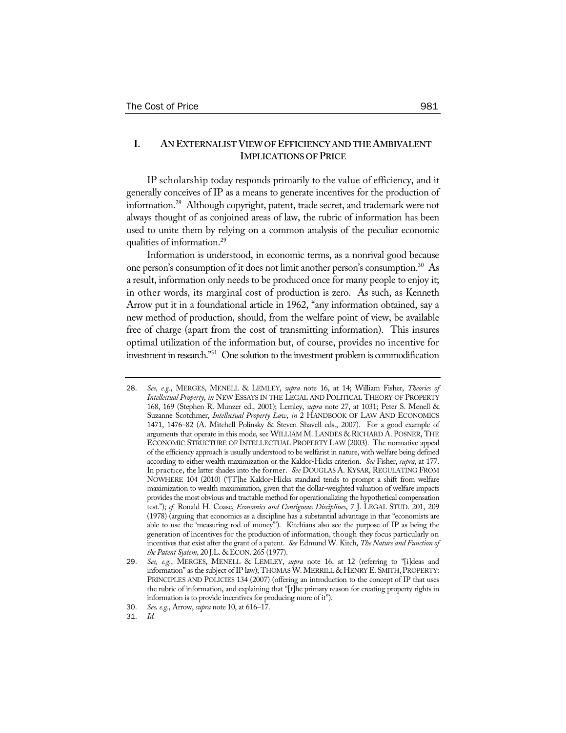## I. AN EXTERNALIST VIEW OF EFFICIENCY AND THE AMBIVALENT IMPLICATIONS OF PRICE

IP scholarship today responds primarily to the value of efficiency, and it generally conceives of IP as a means to generate incentives for the production of information.[28] Although copyright, patent, trade secret, and trademark were not always thought of as conjoined areas of law, the rubric of information has been used to unite them by relying on a common analysis of the peculiar economic qualities of information.[29]

Information is understood, in economic terms, as a nonrival good because one person's consumption of it does not limit another person's consumption.[30] As a result, information only needs to be produced once for many people to enjoy it; in other words, its marginal cost of production is zero. As such, as Kenneth Arrow put it in a foundational article in 1962, "any information obtained, say a new method of production, should, from the welfare point of view, be available free of charge (apart from the cost of transmitting information). This insures optimal utilization of the information but, of course, provides no incentive for investment in research."[31] One solution to the investment problem is commodification

---

28. *See, e.g.*, MERGES, MENELL & LEMLEY, *supra* note 16, at 14; William Fisher, *Theories of Intellectual Property*, *in* NEW ESSAYS IN THE LEGAL AND POLITICAL THEORY OF PROPERTY 168, 169 (Stephen R. Munzer ed., 2001); Lemley, *supra* note 27, at 1031; Peter S. Menell & Suzanne Scotchmer, *Intellectual Property Law*, *in* 2 HANDBOOK OF LAW AND ECONOMICS 1471, 1476–82 (A. Mitchell Polinsky & Steven Shavell eds., 2007). For a good example of arguments that operate in this mode, see WILLIAM M. LANDES & RICHARD A. POSNER, THE ECONOMIC STRUCTURE OF INTELLECTUAL PROPERTY LAW (2003). The normative appeal of the efficiency approach is usually understood to be welfarist in nature, with welfare being defined according to either wealth maximization or the Kaldor-Hicks criterion. *See* Fisher, *supra*, at 177. In practice, the latter shades into the former. *See* DOUGLAS A. KYSAR, REGULATING FROM NOWHERE 104 (2010) ("[T]he Kaldor-Hicks standard tends to prompt a shift from welfare maximization to wealth maximization, given that the dollar-weighted valuation of welfare impacts provides the most obvious and tractable method for operationalizing the hypothetical compensation test."); *cf.* Ronald H. Coase, *Economics and Contiguous Disciplines*, 7 J. LEGAL STUD. 201, 209 (1978) (arguing that economics as a discipline has a substantial advantage in that "economists are able to use the 'measuring rod of money'"). Kitchians also see the purpose of IP as being the generation of incentives for the production of information, though they focus particularly on incentives that exist after the grant of a patent. *See* Edmund W. Kitch, *The Nature and Function of the Patent System*, 20 J.L. & ECON. 265 (1977).

29. *See, e.g.*, MERGES, MENELL & LEMLEY, *supra* note 16, at 12 (referring to "[i]deas and information" as the subject of IP law); THOMAS W. MERRILL & HENRY E. SMITH, PROPERTY: PRINCIPLES AND POLICIES 134 (2007) (offering an introduction to the concept of IP that uses the rubric of information, and explaining that "[t]he primary reason for creating property rights in information is to provide incentives for producing more of it").

30. *See, e.g.*, Arrow, *supra* note 10, at 616–17.

31. *Id.*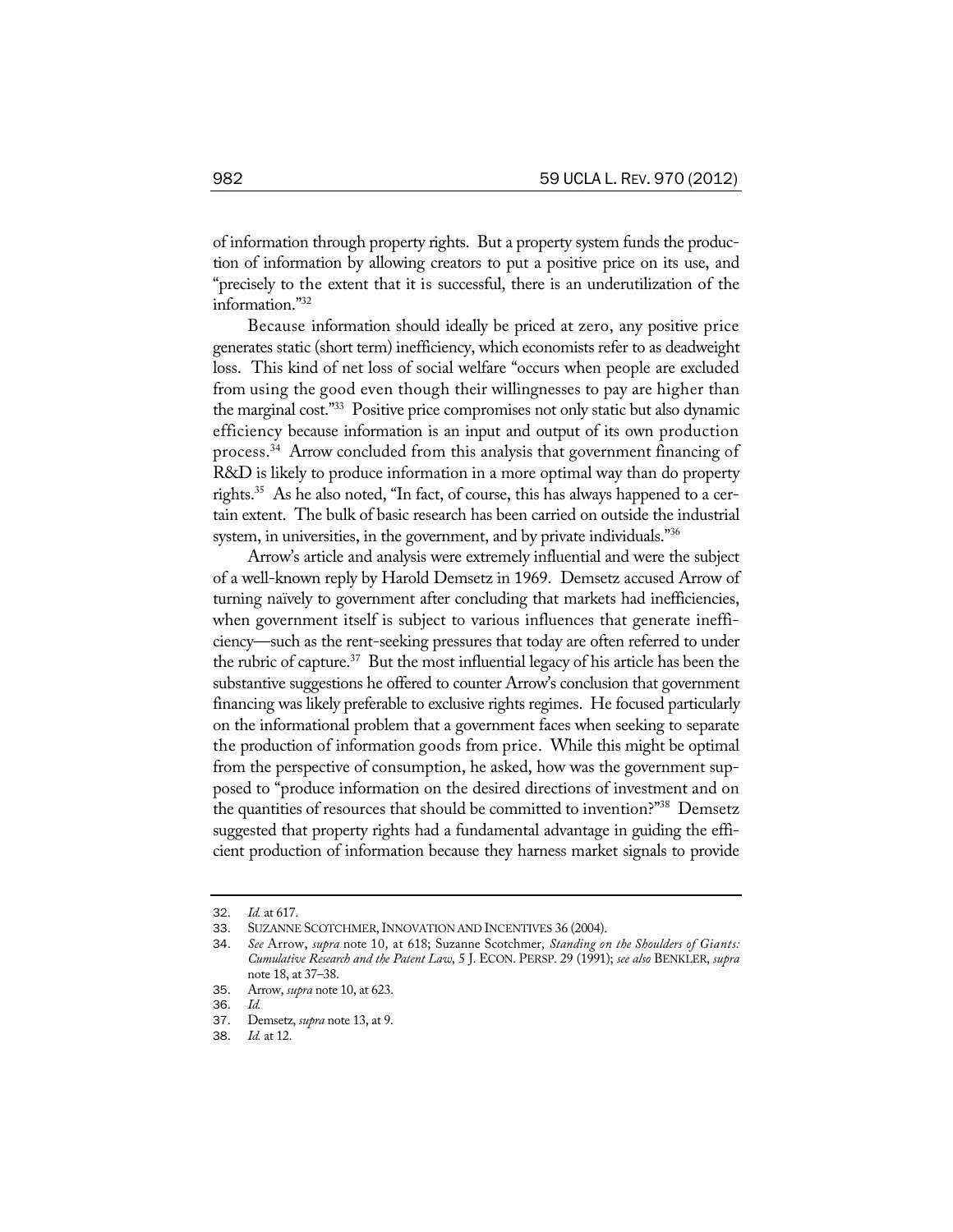of information through property rights. But a property system funds the production of information by allowing creators to put a positive price on its use, and "precisely to the extent that it is successful, there is an underutilization of the information."[32]

Because information should ideally be priced at zero, any positive price generates static (short term) inefficiency, which economists refer to as deadweight loss. This kind of net loss of social welfare "occurs when people are excluded from using the good even though their willingnesses to pay are higher than the marginal cost."[33] Positive price compromises not only static but also dynamic efficiency because information is an input and output of its own production process.[34] Arrow concluded from this analysis that government financing of R&D is likely to produce information in a more optimal way than do property rights.[35] As he also noted, "In fact, of course, this has always happened to a certain extent. The bulk of basic research has been carried on outside the industrial system, in universities, in the government, and by private individuals."[36]

Arrow's article and analysis were extremely influential and were the subject of a well-known reply by Harold Demsetz in 1969. Demsetz accused Arrow of turning naïvely to government after concluding that markets had inefficiencies, when government itself is subject to various influences that generate inefficiency—such as the rent-seeking pressures that today are often referred to under the rubric of capture.[37] But the most influential legacy of his article has been the substantive suggestions he offered to counter Arrow's conclusion that government financing was likely preferable to exclusive rights regimes. He focused particularly on the informational problem that a government faces when seeking to separate the production of information goods from price. While this might be optimal from the perspective of consumption, he asked, how was the government supposed to "produce information on the desired directions of investment and on the quantities of resources that should be committed to invention?"[38] Demsetz suggested that property rights had a fundamental advantage in guiding the efficient production of information because they harness market signals to provide

---

32. *Id.* at 617.
33. SUZANNE SCOTCHMER, INNOVATION AND INCENTIVES 36 (2004).
34. *See* Arrow, *supra* note 10, at 618; Suzanne Scotchmer, *Standing on the Shoulders of Giants: Cumulative Research and the Patent Law*, 5 J. ECON. PERSP. 29 (1991); *see also* BENKLER, *supra* note 18, at 37–38.
35. Arrow, *supra* note 10, at 623.
36. *Id.*
37. Demsetz, *supra* note 13, at 9.
38. *Id.* at 12.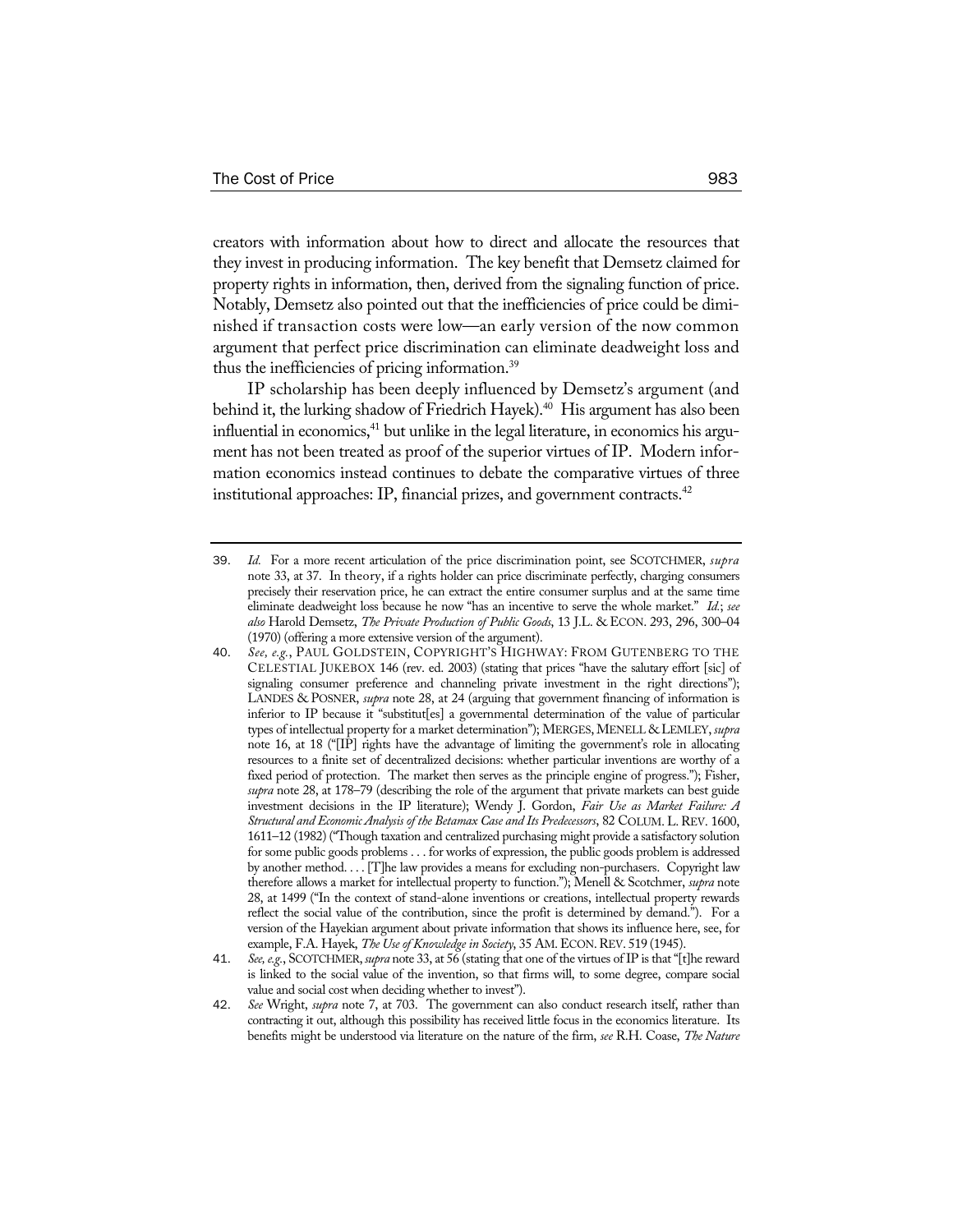creators with information about how to direct and allocate the resources that they invest in producing information. The key benefit that Demsetz claimed for property rights in information, then, derived from the signaling function of price. Notably, Demsetz also pointed out that the inefficiencies of price could be diminished if transaction costs were low—an early version of the now common argument that perfect price discrimination can eliminate deadweight loss and thus the inefficiencies of pricing information.[39]

IP scholarship has been deeply influenced by Demsetz's argument (and behind it, the lurking shadow of Friedrich Hayek).[40] His argument has also been influential in economics,[41] but unlike in the legal literature, in economics his argument has not been treated as proof of the superior virtues of IP. Modern information economics instead continues to debate the comparative virtues of three institutional approaches: IP, financial prizes, and government contracts.[42]

---

39. *Id.* For a more recent articulation of the price discrimination point, see SCOTCHMER, *supra* note 33, at 37. In theory, if a rights holder can price discriminate perfectly, charging consumers precisely their reservation price, he can extract the entire consumer surplus and at the same time eliminate deadweight loss because he now "has an incentive to serve the whole market." *Id.*; *see also* Harold Demsetz, *The Private Production of Public Goods*, 13 J.L. & ECON. 293, 296, 300–04 (1970) (offering a more extensive version of the argument).

40. *See, e.g.*, PAUL GOLDSTEIN, COPYRIGHT'S HIGHWAY: FROM GUTENBERG TO THE CELESTIAL JUKEBOX 146 (rev. ed. 2003) (stating that prices "have the salutary effort [sic] of signaling consumer preference and channeling private investment in the right directions"); LANDES & POSNER, *supra* note 28, at 24 (arguing that government financing of information is inferior to IP because it "substitut[es] a governmental determination of the value of particular types of intellectual property for a market determination"); MERGES, MENELL & LEMLEY, *supra* note 16, at 18 ("[IP] rights have the advantage of limiting the government's role in allocating resources to a finite set of decentralized decisions: whether particular inventions are worthy of a fixed period of protection. The market then serves as the principle engine of progress."); Fisher, *supra* note 28, at 178–79 (describing the role of the argument that private markets can best guide investment decisions in the IP literature); Wendy J. Gordon, *Fair Use as Market Failure: A Structural and Economic Analysis of the Betamax Case and Its Predecessors*, 82 COLUM. L. REV. 1600, 1611–12 (1982) ("Though taxation and centralized purchasing might provide a satisfactory solution for some public goods problems . . . for works of expression, the public goods problem is addressed by another method. . . . [T]he law provides a means for excluding non-purchasers. Copyright law therefore allows a market for intellectual property to function."); Menell & Scotchmer, *supra* note 28, at 1499 ("In the context of stand-alone inventions or creations, intellectual property rewards reflect the social value of the contribution, since the profit is determined by demand."). For a version of the Hayekian argument about private information that shows its influence here, see, for example, F.A. Hayek, *The Use of Knowledge in Society*, 35 AM. ECON. REV. 519 (1945).

41. *See, e.g.*, SCOTCHMER, *supra* note 33, at 56 (stating that one of the virtues of IP is that "[t]he reward is linked to the social value of the invention, so that firms will, to some degree, compare social value and social cost when deciding whether to invest").

42. *See* Wright, *supra* note 7, at 703. The government can also conduct research itself, rather than contracting it out, although this possibility has received little focus in the economics literature. Its benefits might be understood via literature on the nature of the firm, *see* R.H. Coase, *The Nature*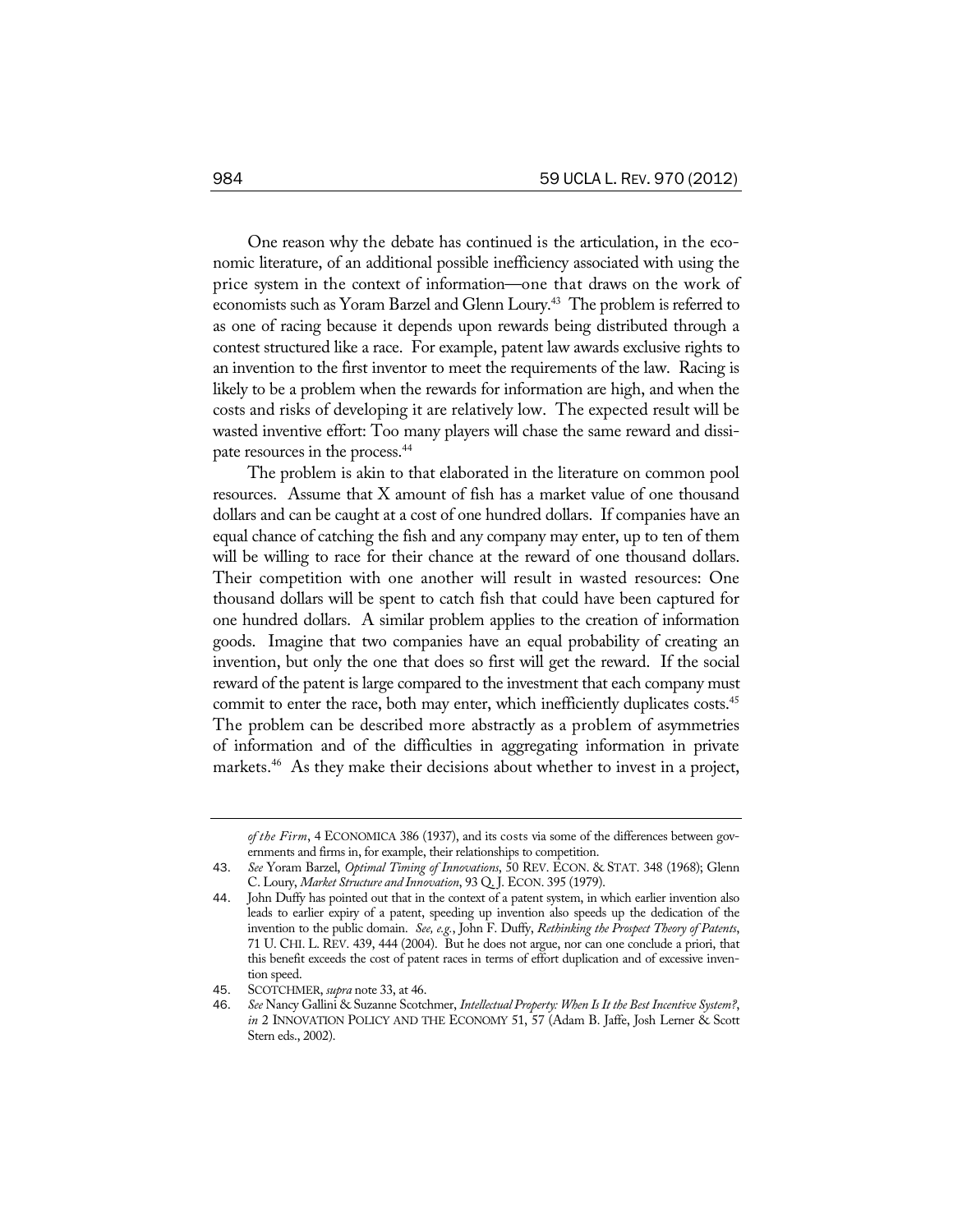One reason why the debate has continued is the articulation, in the economic literature, of an additional possible inefficiency associated with using the price system in the context of information—one that draws on the work of economists such as Yoram Barzel and Glenn Loury.[43] The problem is referred to as one of racing because it depends upon rewards being distributed through a contest structured like a race. For example, patent law awards exclusive rights to an invention to the first inventor to meet the requirements of the law. Racing is likely to be a problem when the rewards for information are high, and when the costs and risks of developing it are relatively low. The expected result will be wasted inventive effort: Too many players will chase the same reward and dissipate resources in the process.[44]

The problem is akin to that elaborated in the literature on common pool resources. Assume that X amount of fish has a market value of one thousand dollars and can be caught at a cost of one hundred dollars. If companies have an equal chance of catching the fish and any company may enter, up to ten of them will be willing to race for their chance at the reward of one thousand dollars. Their competition with one another will result in wasted resources: One thousand dollars will be spent to catch fish that could have been captured for one hundred dollars. A similar problem applies to the creation of information goods. Imagine that two companies have an equal probability of creating an invention, but only the one that does so first will get the reward. If the social reward of the patent is large compared to the investment that each company must commit to enter the race, both may enter, which inefficiently duplicates costs.[45] The problem can be described more abstractly as a problem of asymmetries of information and of the difficulties in aggregating information in private markets.[46] As they make their decisions about whether to invest in a project,

---

*of the Firm*, 4 ECONOMICA 386 (1937), and its costs via some of the differences between governments and firms in, for example, their relationships to competition.

43. *See* Yoram Barzel, *Optimal Timing of Innovations*, 50 REV. ECON. & STAT. 348 (1968); Glenn C. Loury, *Market Structure and Innovation*, 93 Q. J. ECON. 395 (1979).

44. John Duffy has pointed out that in the context of a patent system, in which earlier invention also leads to earlier expiry of a patent, speeding up invention also speeds up the dedication of the invention to the public domain. *See, e.g.*, John F. Duffy, *Rethinking the Prospect Theory of Patents*, 71 U. CHI. L. REV. 439, 444 (2004). But he does not argue, nor can one conclude a priori, that this benefit exceeds the cost of patent races in terms of effort duplication and of excessive invention speed.

45. SCOTCHMER, *supra* note 33, at 46.

46. *See* Nancy Gallini & Suzanne Scotchmer, *Intellectual Property: When Is It the Best Incentive System?*, *in* 2 INNOVATION POLICY AND THE ECONOMY 51, 57 (Adam B. Jaffe, Josh Lerner & Scott Stern eds., 2002).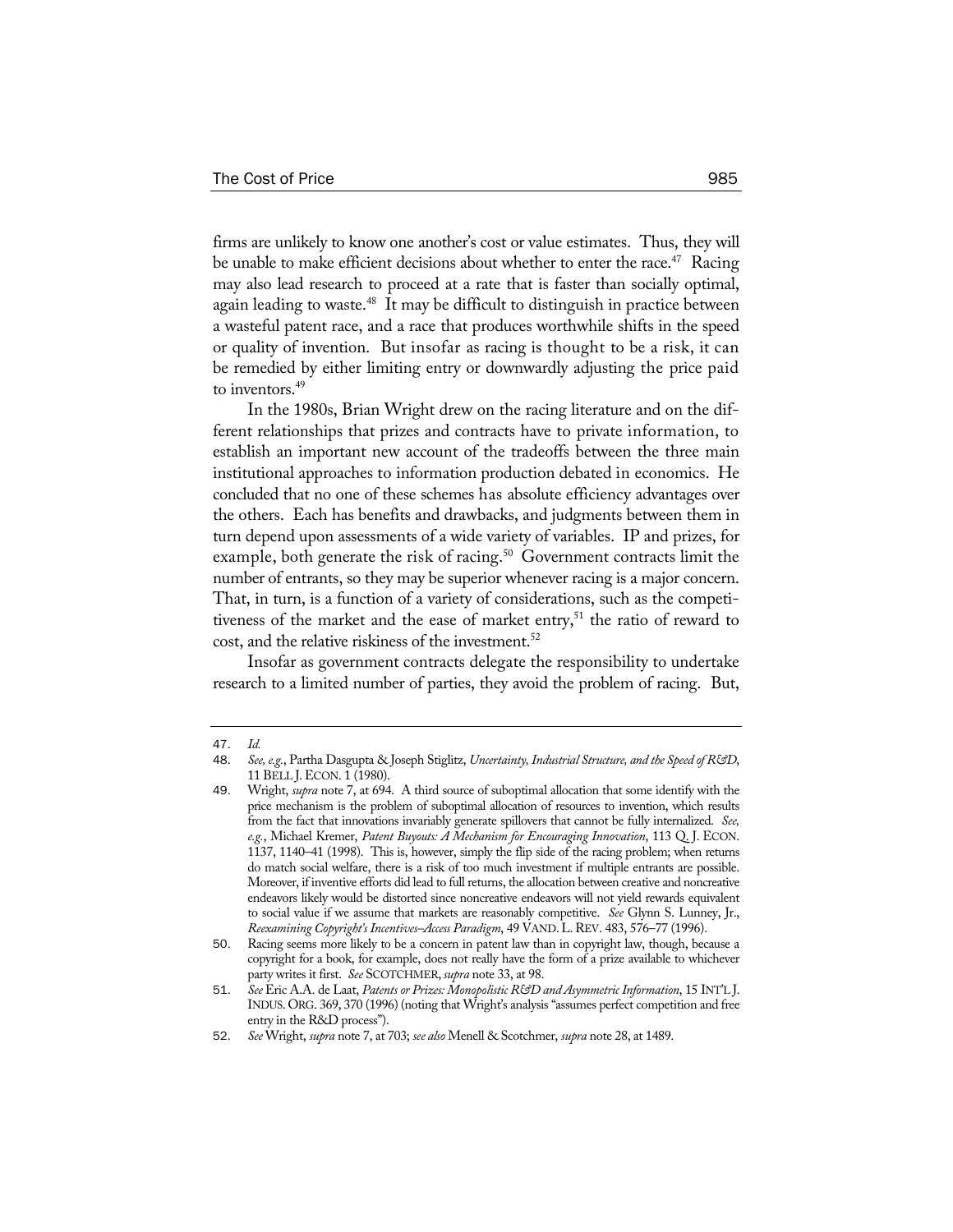firms are unlikely to know one another's cost or value estimates. Thus, they will be unable to make efficient decisions about whether to enter the race.[47] Racing may also lead research to proceed at a rate that is faster than socially optimal, again leading to waste.[48] It may be difficult to distinguish in practice between a wasteful patent race, and a race that produces worthwhile shifts in the speed or quality of invention. But insofar as racing is thought to be a risk, it can be remedied by either limiting entry or downwardly adjusting the price paid to inventors.[49]

In the 1980s, Brian Wright drew on the racing literature and on the different relationships that prizes and contracts have to private information, to establish an important new account of the tradeoffs between the three main institutional approaches to information production debated in economics. He concluded that no one of these schemes has absolute efficiency advantages over the others. Each has benefits and drawbacks, and judgments between them in turn depend upon assessments of a wide variety of variables. IP and prizes, for example, both generate the risk of racing.[50] Government contracts limit the number of entrants, so they may be superior whenever racing is a major concern. That, in turn, is a function of a variety of considerations, such as the competitiveness of the market and the ease of market entry,[51] the ratio of reward to cost, and the relative riskiness of the investment.[52]

Insofar as government contracts delegate the responsibility to undertake research to a limited number of parties, they avoid the problem of racing. But,

---

47. *Id.*

48. *See, e.g.*, Partha Dasgupta & Joseph Stiglitz, *Uncertainty, Industrial Structure, and the Speed of R&D*, 11 BELL J. ECON. 1 (1980).

49. Wright, *supra* note 7, at 694. A third source of suboptimal allocation that some identify with the price mechanism is the problem of suboptimal allocation of resources to invention, which results from the fact that innovations invariably generate spillovers that cannot be fully internalized. *See, e.g.*, Michael Kremer, *Patent Buyouts: A Mechanism for Encouraging Innovation*, 113 Q. J. ECON. 1137, 1140–41 (1998). This is, however, simply the flip side of the racing problem; when returns do match social welfare, there is a risk of too much investment if multiple entrants are possible. Moreover, if inventive efforts did lead to full returns, the allocation between creative and noncreative endeavors likely would be distorted since noncreative endeavors will not yield rewards equivalent to social value if we assume that markets are reasonably competitive. *See* Glynn S. Lunney, Jr., *Reexamining Copyright's Incentives–Access Paradigm*, 49 VAND. L. REV. 483, 576–77 (1996).

50. Racing seems more likely to be a concern in patent law than in copyright law, though, because a copyright for a book, for example, does not really have the form of a prize available to whichever party writes it first. *See* SCOTCHMER, *supra* note 33, at 98.

51. *See* Eric A.A. de Laat, *Patents or Prizes: Monopolistic R&D and Asymmetric Information*, 15 INT'L J. INDUS. ORG. 369, 370 (1996) (noting that Wright's analysis "assumes perfect competition and free entry in the R&D process").

52. *See* Wright, *supra* note 7, at 703; *see also* Menell & Scotchmer, *supra* note 28, at 1489.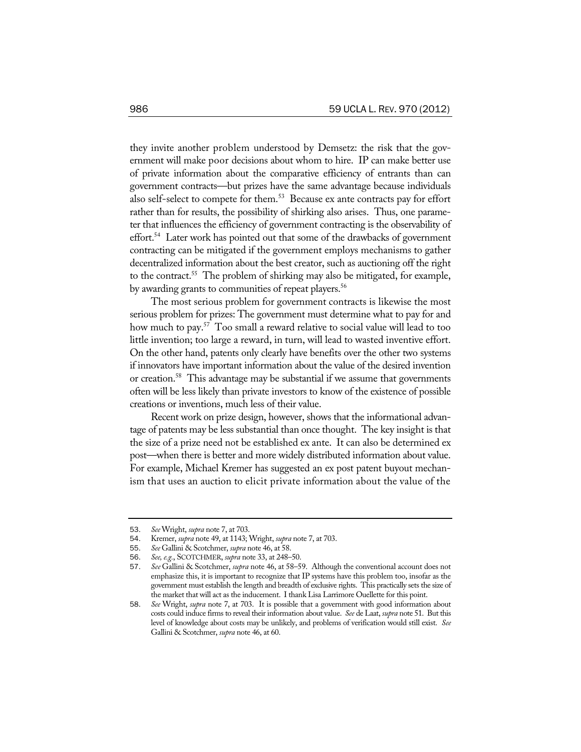they invite another problem understood by Demsetz: the risk that the government will make poor decisions about whom to hire. IP can make better use of private information about the comparative efficiency of entrants than can government contracts—but prizes have the same advantage because individuals also self-select to compete for them.[53] Because ex ante contracts pay for effort rather than for results, the possibility of shirking also arises. Thus, one parameter that influences the efficiency of government contracting is the observability of effort.[54] Later work has pointed out that some of the drawbacks of government contracting can be mitigated if the government employs mechanisms to gather decentralized information about the best creator, such as auctioning off the right to the contract.[55] The problem of shirking may also be mitigated, for example, by awarding grants to communities of repeat players.[56]

The most serious problem for government contracts is likewise the most serious problem for prizes: The government must determine what to pay for and how much to pay.[57] Too small a reward relative to social value will lead to too little invention; too large a reward, in turn, will lead to wasted inventive effort. On the other hand, patents only clearly have benefits over the other two systems if innovators have important information about the value of the desired invention or creation.[58] This advantage may be substantial if we assume that governments often will be less likely than private investors to know of the existence of possible creations or inventions, much less of their value.

Recent work on prize design, however, shows that the informational advantage of patents may be less substantial than once thought. The key insight is that the size of a prize need not be established ex ante. It can also be determined ex post—when there is better and more widely distributed information about value. For example, Michael Kremer has suggested an ex post patent buyout mechanism that uses an auction to elicit private information about the value of the

---

53. *See* Wright, *supra* note 7, at 703.

54. Kremer, *supra* note 49, at 1143; Wright, *supra* note 7, at 703.

55. *See* Gallini & Scotchmer, *supra* note 46, at 58.

56. *See, e.g.*, SCOTCHMER, *supra* note 33, at 248–50.

57. *See* Gallini & Scotchmer, *supra* note 46, at 58–59. Although the conventional account does not emphasize this, it is important to recognize that IP systems have this problem too, insofar as the government must establish the length and breadth of exclusive rights. This practically sets the size of the market that will act as the inducement. I thank Lisa Larrimore Ouellette for this point.

58. *See* Wright, *supra* note 7, at 703. It is possible that a government with good information about costs could induce firms to reveal their information about value. *See* de Laat, *supra* note 51. But this level of knowledge about costs may be unlikely, and problems of verification would still exist. *See* Gallini & Scotchmer, *supra* note 46, at 60.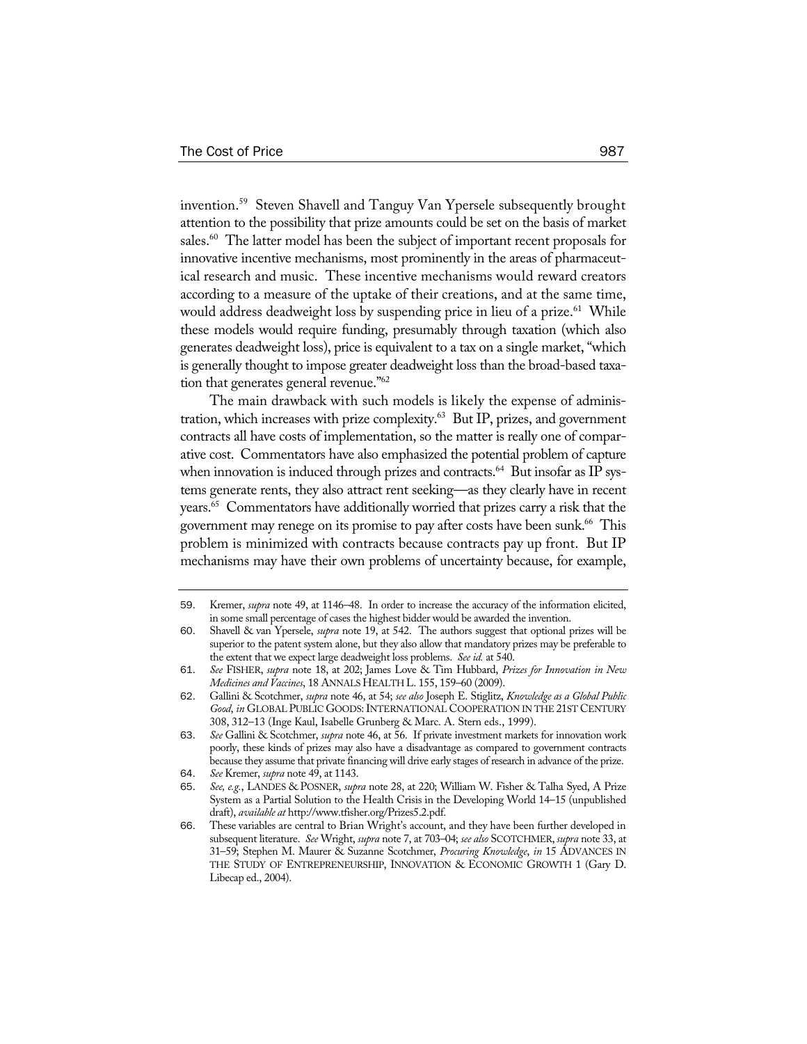invention.[59] Steven Shavell and Tanguy Van Ypersele subsequently brought attention to the possibility that prize amounts could be set on the basis of market sales.[60] The latter model has been the subject of important recent proposals for innovative incentive mechanisms, most prominently in the areas of pharmaceutical research and music. These incentive mechanisms would reward creators according to a measure of the uptake of their creations, and at the same time, would address deadweight loss by suspending price in lieu of a prize.[61] While these models would require funding, presumably through taxation (which also generates deadweight loss), price is equivalent to a tax on a single market, "which is generally thought to impose greater deadweight loss than the broad-based taxation that generates general revenue."[62]

The main drawback with such models is likely the expense of administration, which increases with prize complexity.[63] But IP, prizes, and government contracts all have costs of implementation, so the matter is really one of comparative cost. Commentators have also emphasized the potential problem of capture when innovation is induced through prizes and contracts.[64] But insofar as IP systems generate rents, they also attract rent seeking—as they clearly have in recent years.[65] Commentators have additionally worried that prizes carry a risk that the government may renege on its promise to pay after costs have been sunk.[66] This problem is minimized with contracts because contracts pay up front. But IP mechanisms may have their own problems of uncertainty because, for example,

---

59. Kremer, *supra* note 49, at 1146–48. In order to increase the accuracy of the information elicited, in some small percentage of cases the highest bidder would be awarded the invention.

60. Shavell & van Ypersele, *supra* note 19, at 542. The authors suggest that optional prizes will be superior to the patent system alone, but they also allow that mandatory prizes may be preferable to the extent that we expect large deadweight loss problems. *See id.* at 540.

61. *See* FISHER, *supra* note 18, at 202; James Love & Tim Hubbard, *Prizes for Innovation in New Medicines and Vaccines*, 18 ANNALS HEALTH L. 155, 159–60 (2009).

62. Gallini & Scotchmer, *supra* note 46, at 54; *see also* Joseph E. Stiglitz, *Knowledge as a Global Public Good*, *in* GLOBAL PUBLIC GOODS: INTERNATIONAL COOPERATION IN THE 21ST CENTURY 308, 312–13 (Inge Kaul, Isabelle Grunberg & Marc. A. Stern eds., 1999).

63. *See* Gallini & Scotchmer, *supra* note 46, at 56. If private investment markets for innovation work poorly, these kinds of prizes may also have a disadvantage as compared to government contracts because they assume that private financing will drive early stages of research in advance of the prize.

64. *See* Kremer, *supra* note 49, at 1143.

65. *See, e.g.*, LANDES & POSNER, *supra* note 28, at 220; William W. Fisher & Talha Syed, A Prize System as a Partial Solution to the Health Crisis in the Developing World 14–15 (unpublished draft), *available at* http://www.tfisher.org/Prizes5.2.pdf.

66. These variables are central to Brian Wright's account, and they have been further developed in subsequent literature. *See* Wright, *supra* note 7, at 703–04; *see also* SCOTCHMER, *supra* note 33, at 31–59; Stephen M. Maurer & Suzanne Scotchmer, *Procuring Knowledge*, *in* 15 ADVANCES IN THE STUDY OF ENTREPRENEURSHIP, INNOVATION & ECONOMIC GROWTH 1 (Gary D. Libecap ed., 2004).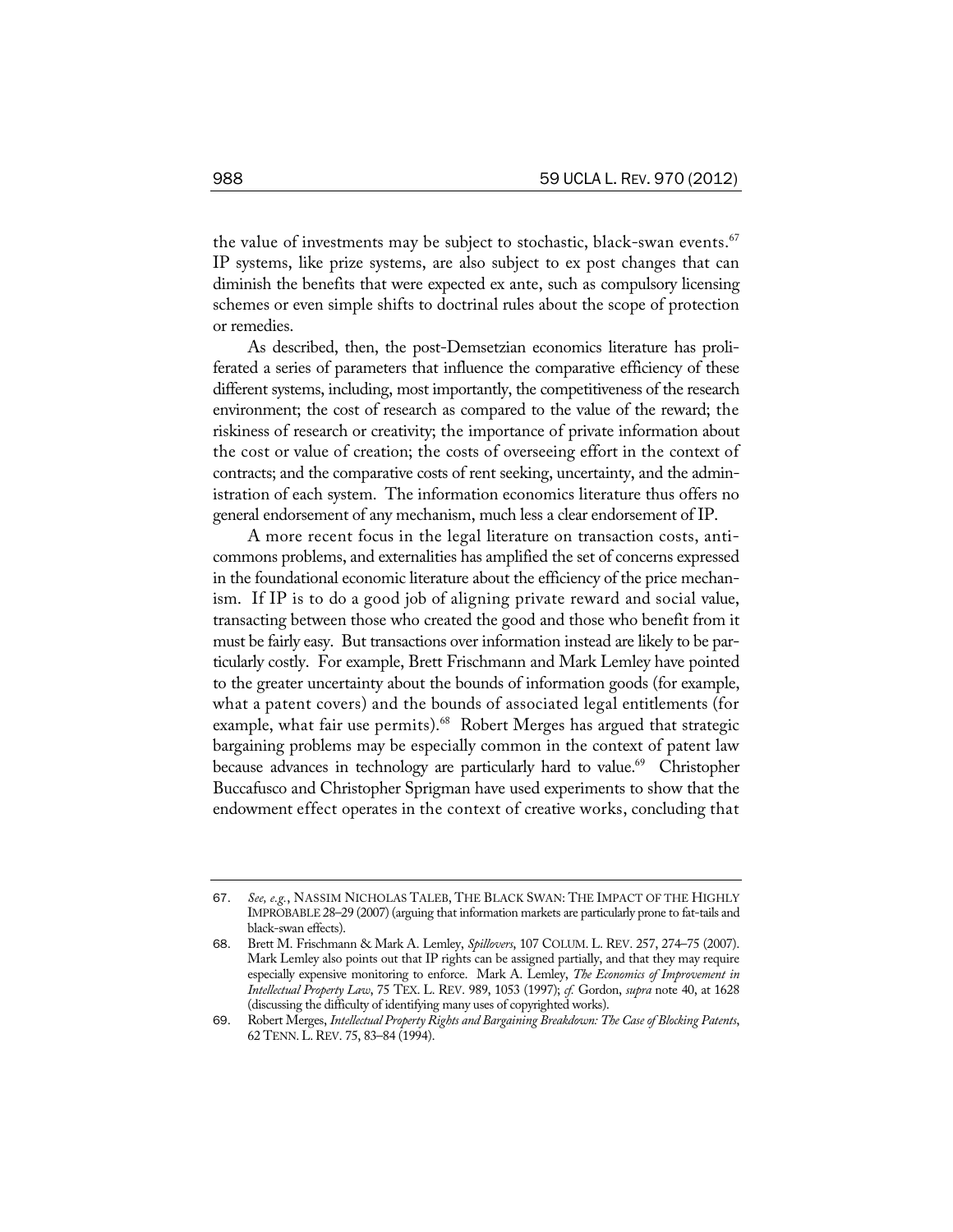the value of investments may be subject to stochastic, black-swan events.[67] IP systems, like prize systems, are also subject to ex post changes that can diminish the benefits that were expected ex ante, such as compulsory licensing schemes or even simple shifts to doctrinal rules about the scope of protection or remedies.

As described, then, the post-Demsetzian economics literature has proliferated a series of parameters that influence the comparative efficiency of these different systems, including, most importantly, the competitiveness of the research environment; the cost of research as compared to the value of the reward; the riskiness of research or creativity; the importance of private information about the cost or value of creation; the costs of overseeing effort in the context of contracts; and the comparative costs of rent seeking, uncertainty, and the administration of each system. The information economics literature thus offers no general endorsement of any mechanism, much less a clear endorsement of IP.

A more recent focus in the legal literature on transaction costs, anticommons problems, and externalities has amplified the set of concerns expressed in the foundational economic literature about the efficiency of the price mechanism. If IP is to do a good job of aligning private reward and social value, transacting between those who created the good and those who benefit from it must be fairly easy. But transactions over information instead are likely to be particularly costly. For example, Brett Frischmann and Mark Lemley have pointed to the greater uncertainty about the bounds of information goods (for example, what a patent covers) and the bounds of associated legal entitlements (for example, what fair use permits).[68] Robert Merges has argued that strategic bargaining problems may be especially common in the context of patent law because advances in technology are particularly hard to value.[69] Christopher Buccafusco and Christopher Sprigman have used experiments to show that the endowment effect operates in the context of creative works, concluding that

---

67. *See, e.g.*, NASSIM NICHOLAS TALEB, THE BLACK SWAN: THE IMPACT OF THE HIGHLY IMPROBABLE 28–29 (2007) (arguing that information markets are particularly prone to fat-tails and black-swan effects).

68. Brett M. Frischmann & Mark A. Lemley, *Spillovers*, 107 COLUM. L. REV. 257, 274–75 (2007). Mark Lemley also points out that IP rights can be assigned partially, and that they may require especially expensive monitoring to enforce. Mark A. Lemley, *The Economics of Improvement in Intellectual Property Law*, 75 TEX. L. REV. 989, 1053 (1997); *cf.* Gordon, *supra* note 40, at 1628 (discussing the difficulty of identifying many uses of copyrighted works).

69. Robert Merges, *Intellectual Property Rights and Bargaining Breakdown: The Case of Blocking Patents*, 62 TENN. L. REV. 75, 83–84 (1994).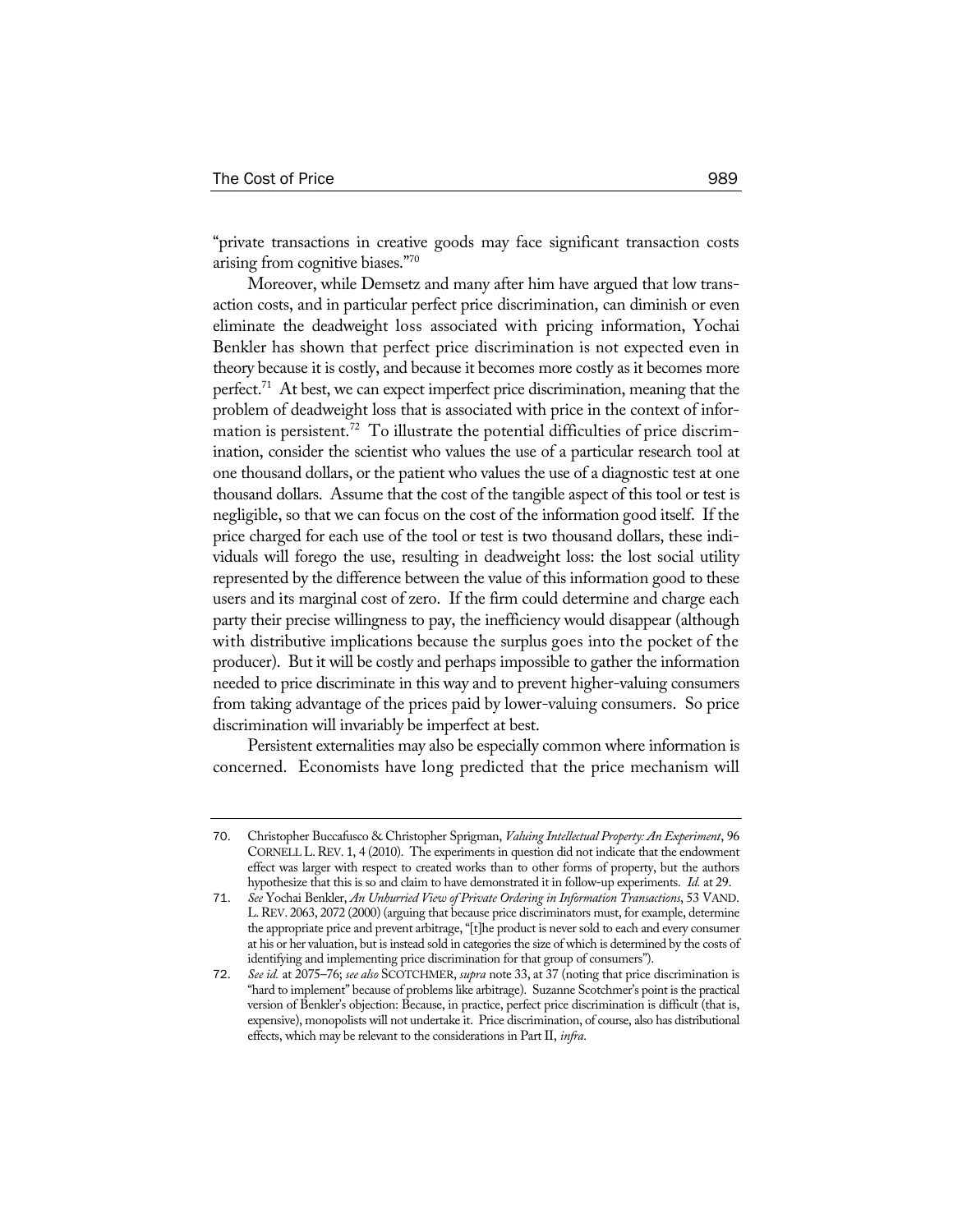"private transactions in creative goods may face significant transaction costs arising from cognitive biases."[70]

Moreover, while Demsetz and many after him have argued that low transaction costs, and in particular perfect price discrimination, can diminish or even eliminate the deadweight loss associated with pricing information, Yochai Benkler has shown that perfect price discrimination is not expected even in theory because it is costly, and because it becomes more costly as it becomes more perfect.[71] At best, we can expect imperfect price discrimination, meaning that the problem of deadweight loss that is associated with price in the context of information is persistent.[72] To illustrate the potential difficulties of price discrimination, consider the scientist who values the use of a particular research tool at one thousand dollars, or the patient who values the use of a diagnostic test at one thousand dollars. Assume that the cost of the tangible aspect of this tool or test is negligible, so that we can focus on the cost of the information good itself. If the price charged for each use of the tool or test is two thousand dollars, these individuals will forego the use, resulting in deadweight loss: the lost social utility represented by the difference between the value of this information good to these users and its marginal cost of zero. If the firm could determine and charge each party their precise willingness to pay, the inefficiency would disappear (although with distributive implications because the surplus goes into the pocket of the producer). But it will be costly and perhaps impossible to gather the information needed to price discriminate in this way and to prevent higher-valuing consumers from taking advantage of the prices paid by lower-valuing consumers. So price discrimination will invariably be imperfect at best.

Persistent externalities may also be especially common where information is concerned. Economists have long predicted that the price mechanism will

---

70. Christopher Buccafusco & Christopher Sprigman, *Valuing Intellectual Property: An Experiment*, 96 CORNELL L. REV. 1, 4 (2010). The experiments in question did not indicate that the endowment effect was larger with respect to created works than to other forms of property, but the authors hypothesize that this is so and claim to have demonstrated it in follow-up experiments. *Id.* at 29.

71. *See* Yochai Benkler, *An Unhurried View of Private Ordering in Information Transactions*, 53 VAND. L. REV. 2063, 2072 (2000) (arguing that because price discriminators must, for example, determine the appropriate price and prevent arbitrage, "[t]he product is never sold to each and every consumer at his or her valuation, but is instead sold in categories the size of which is determined by the costs of identifying and implementing price discrimination for that group of consumers").

72. *See id.* at 2075–76; *see also* SCOTCHMER, *supra* note 33, at 37 (noting that price discrimination is "hard to implement" because of problems like arbitrage). Suzanne Scotchmer's point is the practical version of Benkler's objection: Because, in practice, perfect price discrimination is difficult (that is, expensive), monopolists will not undertake it. Price discrimination, of course, also has distributional effects, which may be relevant to the considerations in Part II, *infra*.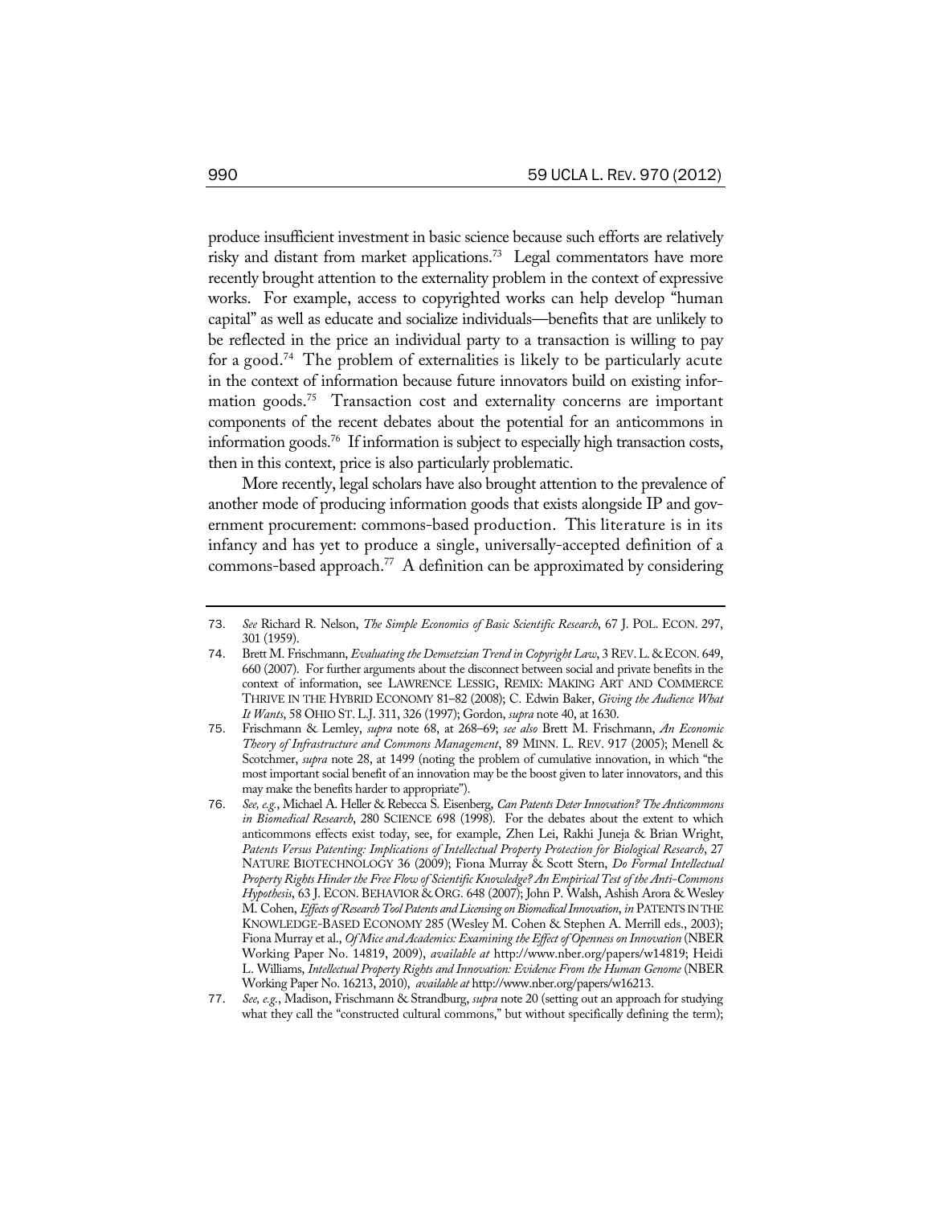produce insufficient investment in basic science because such efforts are relatively risky and distant from market applications.[73] Legal commentators have more recently brought attention to the externality problem in the context of expressive works. For example, access to copyrighted works can help develop "human capital" as well as educate and socialize individuals—benefits that are unlikely to be reflected in the price an individual party to a transaction is willing to pay for a good.[74] The problem of externalities is likely to be particularly acute in the context of information because future innovators build on existing information goods.[75] Transaction cost and externality concerns are important components of the recent debates about the potential for an anticommons in information goods.[76] If information is subject to especially high transaction costs, then in this context, price is also particularly problematic.

More recently, legal scholars have also brought attention to the prevalence of another mode of producing information goods that exists alongside IP and government procurement: commons-based production. This literature is in its infancy and has yet to produce a single, universally-accepted definition of a commons-based approach.[77] A definition can be approximated by considering

---

73. *See* Richard R. Nelson, *The Simple Economics of Basic Scientific Research*, 67 J. POL. ECON. 297, 301 (1959).

74. Brett M. Frischmann, *Evaluating the Demsetzian Trend in Copyright Law*, 3 REV. L. & ECON. 649, 660 (2007). For further arguments about the disconnect between social and private benefits in the context of information, see LAWRENCE LESSIG, REMIX: MAKING ART AND COMMERCE THRIVE IN THE HYBRID ECONOMY 81–82 (2008); C. Edwin Baker, *Giving the Audience What It Wants*, 58 OHIO ST. L.J. 311, 326 (1997); Gordon, *supra* note 40, at 1630.

75. Frischmann & Lemley, *supra* note 68, at 268–69; *see also* Brett M. Frischmann, *An Economic Theory of Infrastructure and Commons Management*, 89 MINN. L. REV. 917 (2005); Menell & Scotchmer, *supra* note 28, at 1499 (noting the problem of cumulative innovation, in which "the most important social benefit of an innovation may be the boost given to later innovators, and this may make the benefits harder to appropriate").

76. *See, e.g.*, Michael A. Heller & Rebecca S. Eisenberg, *Can Patents Deter Innovation? The Anticommons in Biomedical Research*, 280 SCIENCE 698 (1998). For the debates about the extent to which anticommons effects exist today, see, for example, Zhen Lei, Rakhi Juneja & Brian Wright, *Patents Versus Patenting: Implications of Intellectual Property Protection for Biological Research*, 27 NATURE BIOTECHNOLOGY 36 (2009); Fiona Murray & Scott Stern, *Do Formal Intellectual Property Rights Hinder the Free Flow of Scientific Knowledge? An Empirical Test of the Anti-Commons Hypothesis*, 63 J. ECON. BEHAVIOR & ORG. 648 (2007); John P. Walsh, Ashish Arora & Wesley M. Cohen, *Effects of Research Tool Patents and Licensing on Biomedical Innovation*, *in* PATENTS IN THE KNOWLEDGE-BASED ECONOMY 285 (Wesley M. Cohen & Stephen A. Merrill eds., 2003); Fiona Murray et al., *Of Mice and Academics: Examining the Effect of Openness on Innovation* (NBER Working Paper No. 14819, 2009), *available at* http://www.nber.org/papers/w14819; Heidi L. Williams, *Intellectual Property Rights and Innovation: Evidence From the Human Genome* (NBER Working Paper No. 16213, 2010), *available at* http://www.nber.org/papers/w16213.

77. *See, e.g.*, Madison, Frischmann & Strandburg, *supra* note 20 (setting out an approach for studying what they call the "constructed cultural commons," but without specifically defining the term);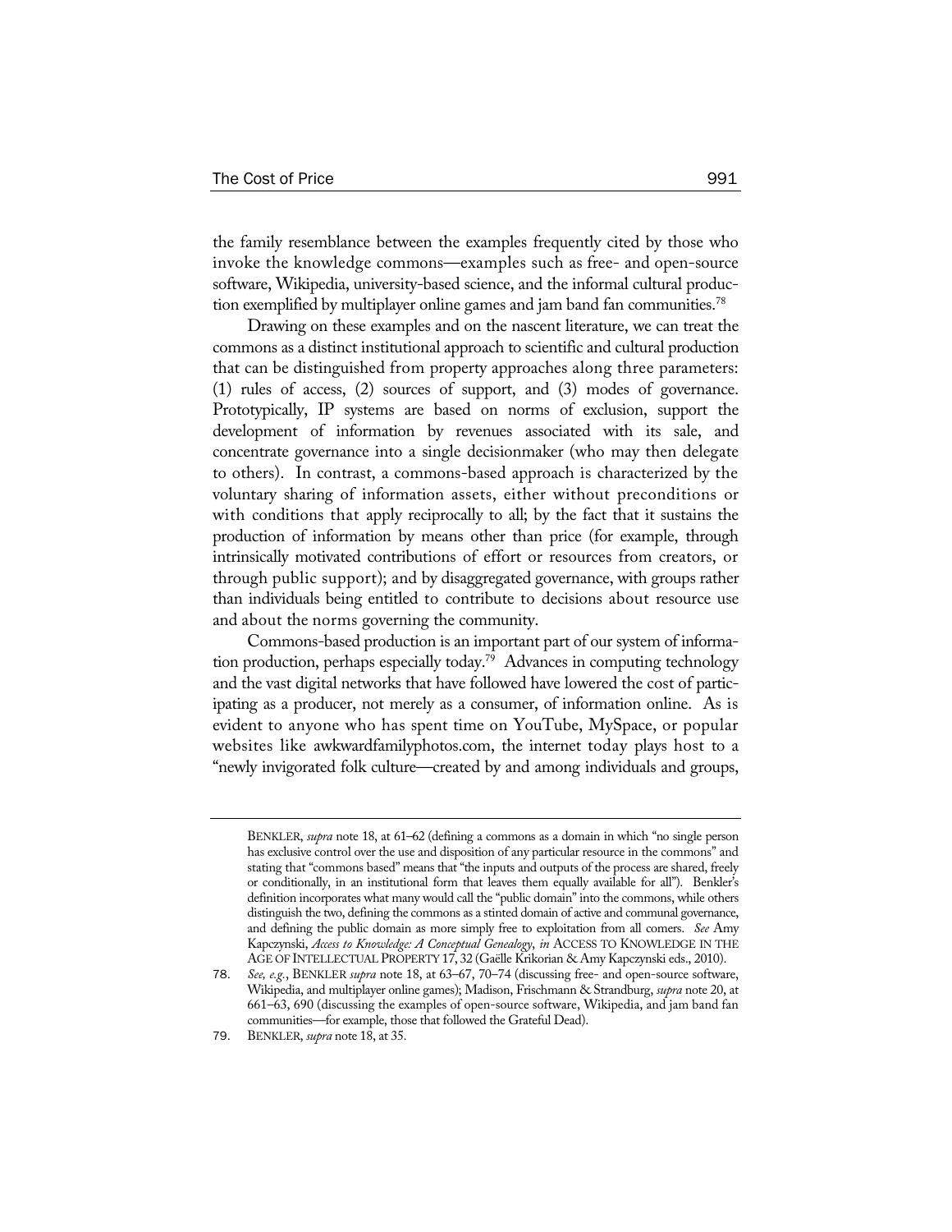the family resemblance between the examples frequently cited by those who invoke the knowledge commons—examples such as free- and open-source software, Wikipedia, university-based science, and the informal cultural production exemplified by multiplayer online games and jam band fan communities.[78]

Drawing on these examples and on the nascent literature, we can treat the commons as a distinct institutional approach to scientific and cultural production that can be distinguished from property approaches along three parameters: (1) rules of access, (2) sources of support, and (3) modes of governance. Prototypically, IP systems are based on norms of exclusion, support the development of information by revenues associated with its sale, and concentrate governance into a single decisionmaker (who may then delegate to others). In contrast, a commons-based approach is characterized by the voluntary sharing of information assets, either without preconditions or with conditions that apply reciprocally to all; by the fact that it sustains the production of information by means other than price (for example, through intrinsically motivated contributions of effort or resources from creators, or through public support); and by disaggregated governance, with groups rather than individuals being entitled to contribute to decisions about resource use and about the norms governing the community.

Commons-based production is an important part of our system of information production, perhaps especially today.[79] Advances in computing technology and the vast digital networks that have followed have lowered the cost of participating as a producer, not merely as a consumer, of information online. As is evident to anyone who has spent time on YouTube, MySpace, or popular websites like awkwardfamilyphotos.com, the internet today plays host to a "newly invigorated folk culture—created by and among individuals and groups,

---

BENKLER, *supra* note 18, at 61–62 (defining a commons as a domain in which "no single person has exclusive control over the use and disposition of any particular resource in the commons" and stating that "commons based" means that "the inputs and outputs of the process are shared, freely or conditionally, in an institutional form that leaves them equally available for all"). Benkler's definition incorporates what many would call the "public domain" into the commons, while others distinguish the two, defining the commons as a stinted domain of active and communal governance, and defining the public domain as more simply free to exploitation from all comers. *See* Amy Kapczynski, *Access to Knowledge: A Conceptual Genealogy*, *in* ACCESS TO KNOWLEDGE IN THE AGE OF INTELLECTUAL PROPERTY 17, 32 (Gaëlle Krikorian & Amy Kapczynski eds., 2010).

78. *See, e.g.*, BENKLER *supra* note 18, at 63–67, 70–74 (discussing free- and open-source software, Wikipedia, and multiplayer online games); Madison, Frischmann & Strandburg, *supra* note 20, at 661–63, 690 (discussing the examples of open-source software, Wikipedia, and jam band fan communities—for example, those that followed the Grateful Dead).

79. BENKLER, *supra* note 18, at 35.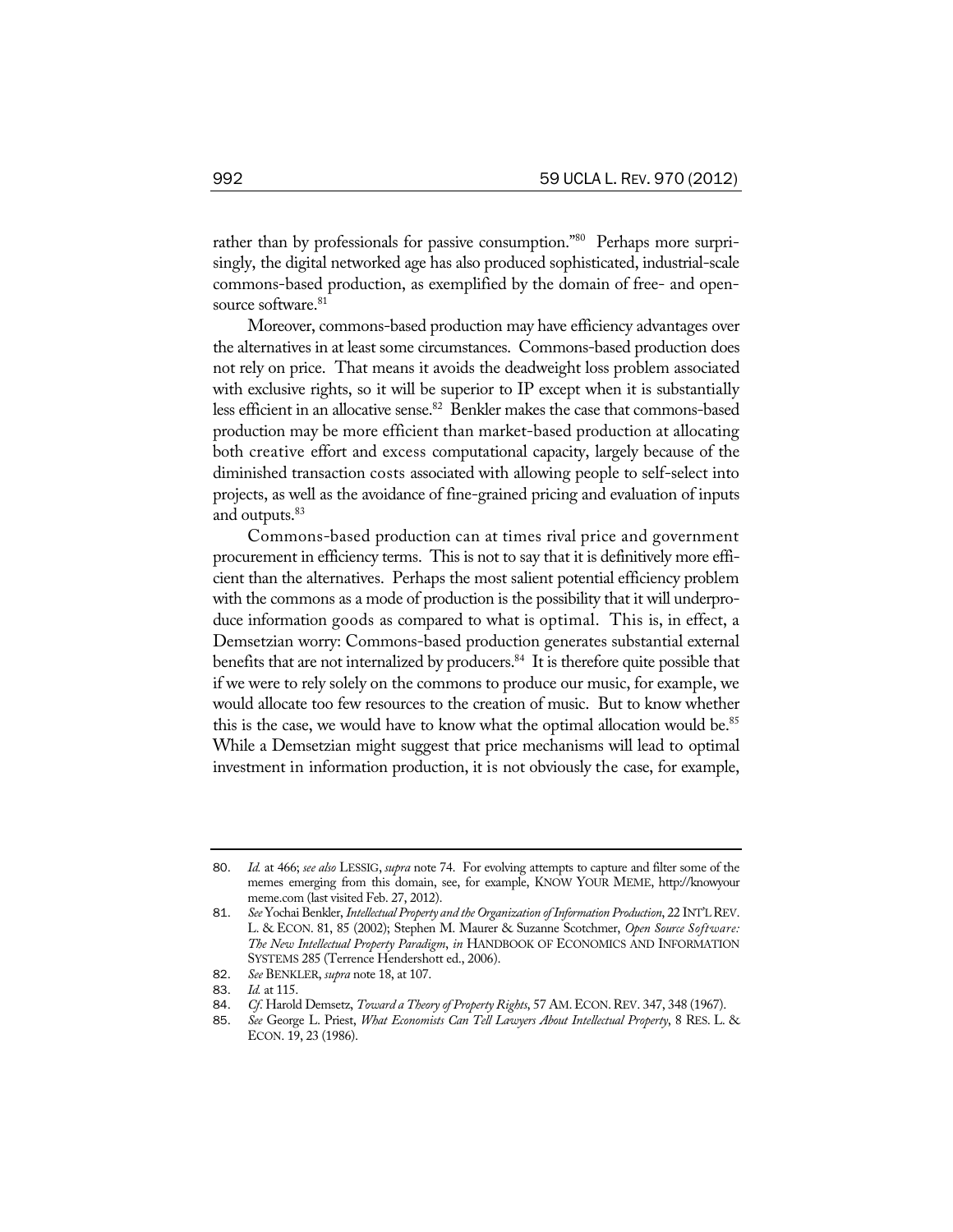rather than by professionals for passive consumption."[80] Perhaps more surprisingly, the digital networked age has also produced sophisticated, industrial-scale commons-based production, as exemplified by the domain of free- and open-source software.[81]

Moreover, commons-based production may have efficiency advantages over the alternatives in at least some circumstances. Commons-based production does not rely on price. That means it avoids the deadweight loss problem associated with exclusive rights, so it will be superior to IP except when it is substantially less efficient in an allocative sense.[82] Benkler makes the case that commons-based production may be more efficient than market-based production at allocating both creative effort and excess computational capacity, largely because of the diminished transaction costs associated with allowing people to self-select into projects, as well as the avoidance of fine-grained pricing and evaluation of inputs and outputs.[83]

Commons-based production can at times rival price and government procurement in efficiency terms. This is not to say that it is definitively more efficient than the alternatives. Perhaps the most salient potential efficiency problem with the commons as a mode of production is the possibility that it will underproduce information goods as compared to what is optimal. This is, in effect, a Demsetzian worry: Commons-based production generates substantial external benefits that are not internalized by producers.[84] It is therefore quite possible that if we were to rely solely on the commons to produce our music, for example, we would allocate too few resources to the creation of music. But to know whether this is the case, we would have to know what the optimal allocation would be.[85] While a Demsetzian might suggest that price mechanisms will lead to optimal investment in information production, it is not obviously the case, for example,

---

80. *Id.* at 466; *see also* LESSIG, *supra* note 74. For evolving attempts to capture and filter some of the memes emerging from this domain, see, for example, KNOW YOUR MEME, http://knowyourmeme.com (last visited Feb. 27, 2012).

81. *See* Yochai Benkler, *Intellectual Property and the Organization of Information Production*, 22 INT'L REV. L. & ECON. 81, 85 (2002); Stephen M. Maurer & Suzanne Scotchmer, *Open Source Software: The New Intellectual Property Paradigm*, *in* HANDBOOK OF ECONOMICS AND INFORMATION SYSTEMS 285 (Terrence Hendershott ed., 2006).

82. *See* BENKLER, *supra* note 18, at 107.

83. *Id.* at 115.

84. *Cf.* Harold Demsetz, *Toward a Theory of Property Rights*, 57 AM. ECON. REV. 347, 348 (1967).

85. *See* George L. Priest, *What Economists Can Tell Lawyers About Intellectual Property*, 8 RES. L. & ECON. 19, 23 (1986).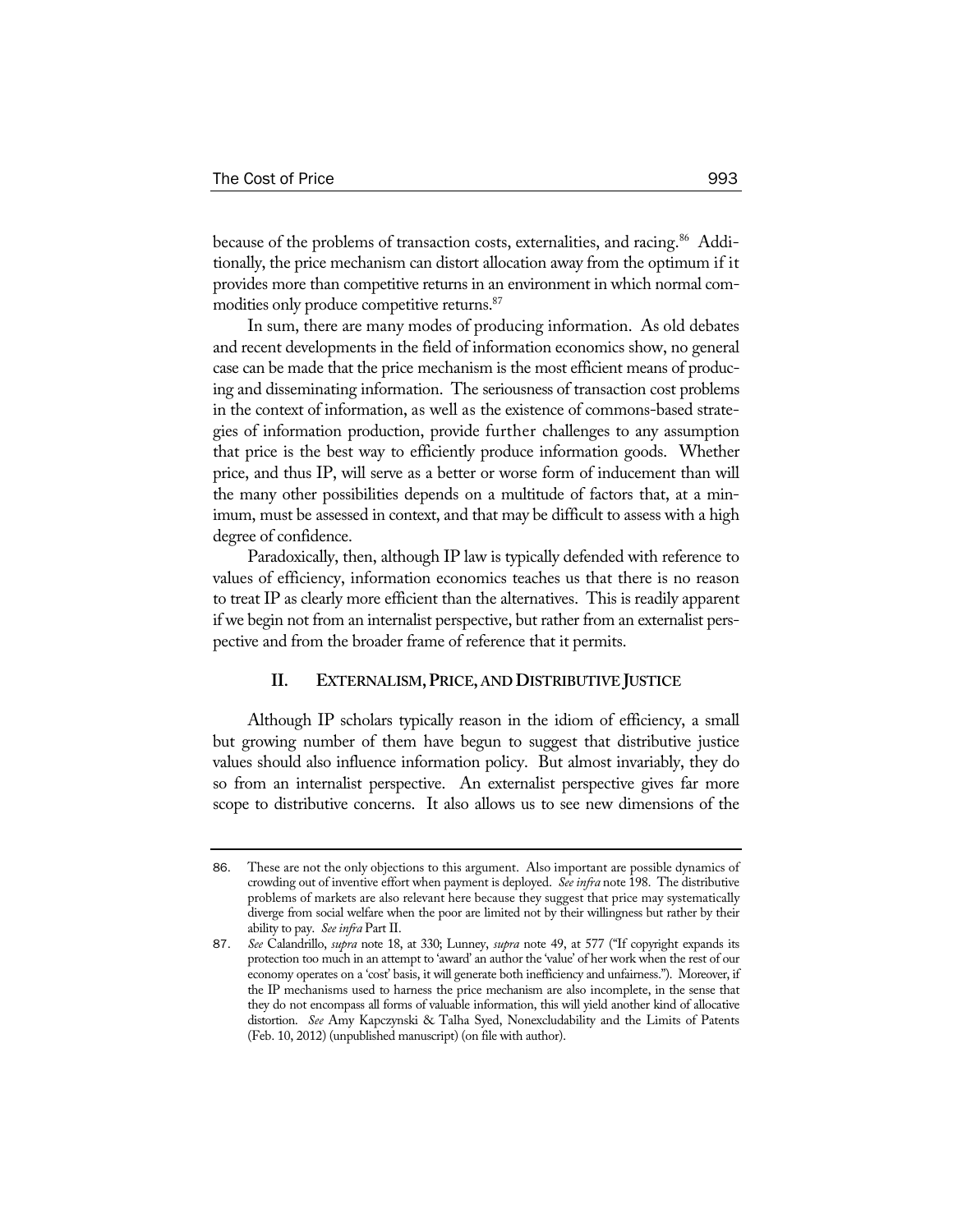because of the problems of transaction costs, externalities, and racing.[86] Additionally, the price mechanism can distort allocation away from the optimum if it provides more than competitive returns in an environment in which normal commodities only produce competitive returns.[87]

In sum, there are many modes of producing information. As old debates and recent developments in the field of information economics show, no general case can be made that the price mechanism is the most efficient means of producing and disseminating information. The seriousness of transaction cost problems in the context of information, as well as the existence of commons-based strategies of information production, provide further challenges to any assumption that price is the best way to efficiently produce information goods. Whether price, and thus IP, will serve as a better or worse form of inducement than will the many other possibilities depends on a multitude of factors that, at a minimum, must be assessed in context, and that may be difficult to assess with a high degree of confidence.

Paradoxically, then, although IP law is typically defended with reference to values of efficiency, information economics teaches us that there is no reason to treat IP as clearly more efficient than the alternatives. This is readily apparent if we begin not from an internalist perspective, but rather from an externalist perspective and from the broader frame of reference that it permits.

## II. EXTERNALISM, PRICE, AND DISTRIBUTIVE JUSTICE

Although IP scholars typically reason in the idiom of efficiency, a small but growing number of them have begun to suggest that distributive justice values should also influence information policy. But almost invariably, they do so from an internalist perspective. An externalist perspective gives far more scope to distributive concerns. It also allows us to see new dimensions of the

---

86. These are not the only objections to this argument. Also important are possible dynamics of crowding out of inventive effort when payment is deployed. *See infra* note 198. The distributive problems of markets are also relevant here because they suggest that price may systematically diverge from social welfare when the poor are limited not by their willingness but rather by their ability to pay. *See infra* Part II.

87. *See* Calandrillo, *supra* note 18, at 330; Lunney, *supra* note 49, at 577 ("If copyright expands its protection too much in an attempt to 'award' an author the 'value' of her work when the rest of our economy operates on a 'cost' basis, it will generate both inefficiency and unfairness."). Moreover, if the IP mechanisms used to harness the price mechanism are also incomplete, in the sense that they do not encompass all forms of valuable information, this will yield another kind of allocative distortion. *See* Amy Kapczynski & Talha Syed, Nonexcludability and the Limits of Patents (Feb. 10, 2012) (unpublished manuscript) (on file with author).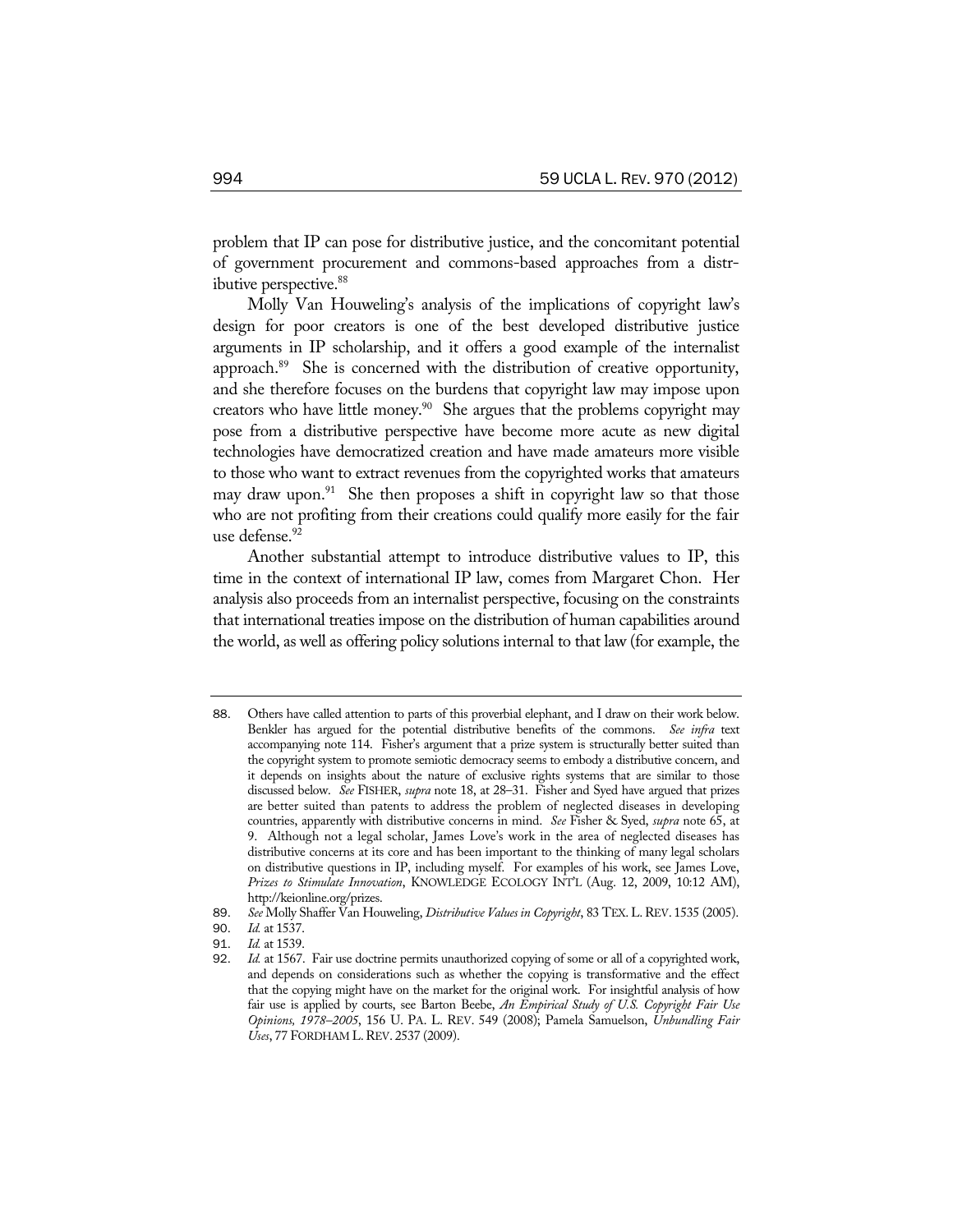problem that IP can pose for distributive justice, and the concomitant potential of government procurement and commons-based approaches from a distributive perspective.[88]

Molly Van Houweling's analysis of the implications of copyright law's design for poor creators is one of the best developed distributive justice arguments in IP scholarship, and it offers a good example of the internalist approach.[89] She is concerned with the distribution of creative opportunity, and she therefore focuses on the burdens that copyright law may impose upon creators who have little money.[90] She argues that the problems copyright may pose from a distributive perspective have become more acute as new digital technologies have democratized creation and have made amateurs more visible to those who want to extract revenues from the copyrighted works that amateurs may draw upon.[91] She then proposes a shift in copyright law so that those who are not profiting from their creations could qualify more easily for the fair use defense.[92]

Another substantial attempt to introduce distributive values to IP, this time in the context of international IP law, comes from Margaret Chon. Her analysis also proceeds from an internalist perspective, focusing on the constraints that international treaties impose on the distribution of human capabilities around the world, as well as offering policy solutions internal to that law (for example, the

---

88. Others have called attention to parts of this proverbial elephant, and I draw on their work below. Benkler has argued for the potential distributive benefits of the commons. *See infra* text accompanying note 114. Fisher's argument that a prize system is structurally better suited than the copyright system to promote semiotic democracy seems to embody a distributive concern, and it depends on insights about the nature of exclusive rights systems that are similar to those discussed below. *See* FISHER, *supra* note 18, at 28–31. Fisher and Syed have argued that prizes are better suited than patents to address the problem of neglected diseases in developing countries, apparently with distributive concerns in mind. *See* Fisher & Syed, *supra* note 65, at 9. Although not a legal scholar, James Love's work in the area of neglected diseases has distributive concerns at its core and has been important to the thinking of many legal scholars on distributive questions in IP, including myself. For examples of his work, see James Love, *Prizes to Stimulate Innovation*, KNOWLEDGE ECOLOGY INT'L (Aug. 12, 2009, 10:12 AM), http://keionline.org/prizes.

89. *See* Molly Shaffer Van Houweling, *Distributive Values in Copyright*, 83 TEX. L. REV. 1535 (2005).

90. *Id.* at 1537.

91. *Id.* at 1539.

92. *Id.* at 1567. Fair use doctrine permits unauthorized copying of some or all of a copyrighted work, and depends on considerations such as whether the copying is transformative and the effect that the copying might have on the market for the original work. For insightful analysis of how fair use is applied by courts, see Barton Beebe, *An Empirical Study of U.S. Copyright Fair Use Opinions, 1978–2005*, 156 U. PA. L. REV. 549 (2008); Pamela Samuelson, *Unbundling Fair Uses*, 77 FORDHAM L. REV. 2537 (2009).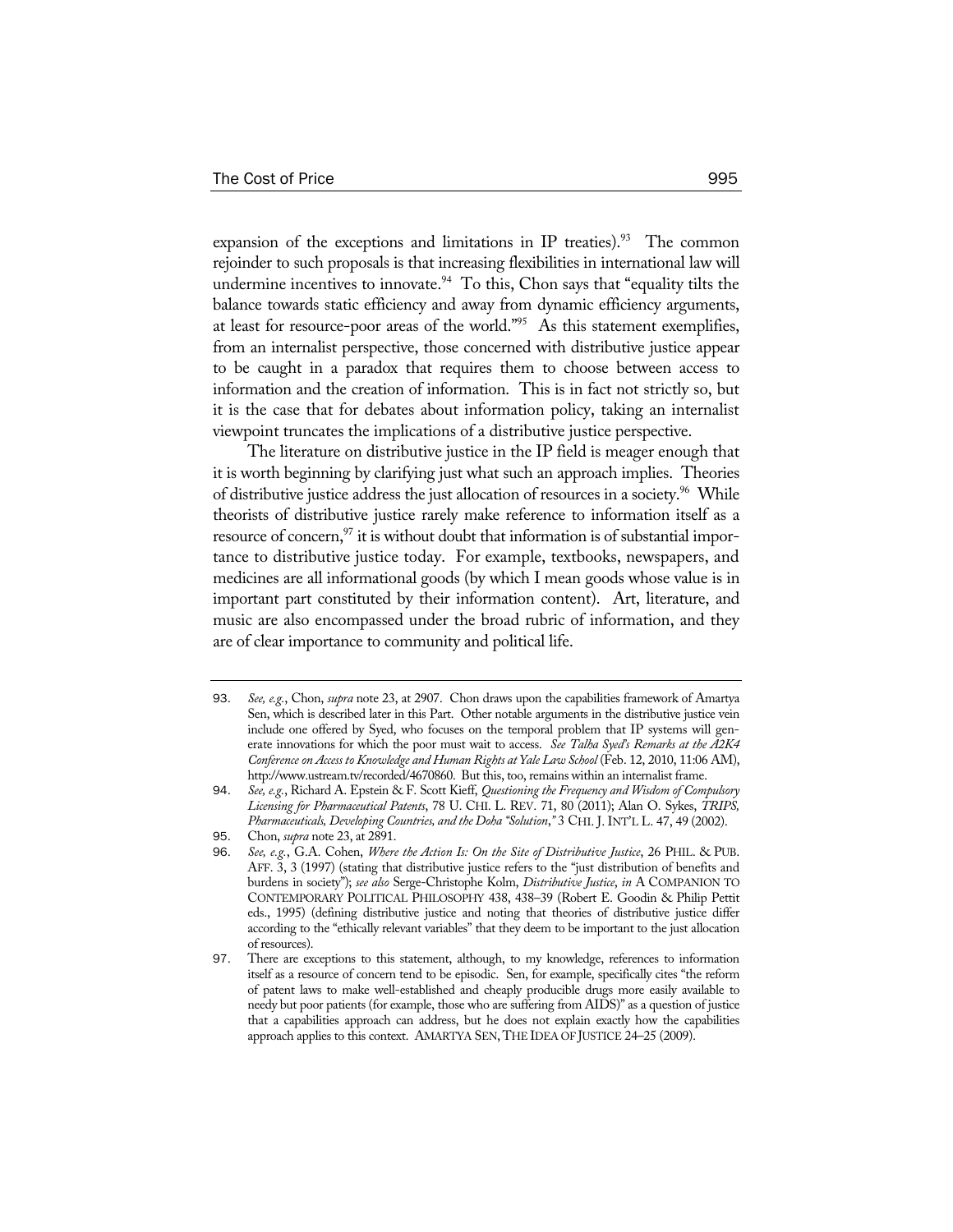expansion of the exceptions and limitations in IP treaties).[93] The common rejoinder to such proposals is that increasing flexibilities in international law will undermine incentives to innovate.[94] To this, Chon says that "equality tilts the balance towards static efficiency and away from dynamic efficiency arguments, at least for resource-poor areas of the world."[95] As this statement exemplifies, from an internalist perspective, those concerned with distributive justice appear to be caught in a paradox that requires them to choose between access to information and the creation of information. This is in fact not strictly so, but it is the case that for debates about information policy, taking an internalist viewpoint truncates the implications of a distributive justice perspective.

The literature on distributive justice in the IP field is meager enough that it is worth beginning by clarifying just what such an approach implies. Theories of distributive justice address the just allocation of resources in a society.[96] While theorists of distributive justice rarely make reference to information itself as a resource of concern,[97] it is without doubt that information is of substantial importance to distributive justice today. For example, textbooks, newspapers, and medicines are all informational goods (by which I mean goods whose value is in important part constituted by their information content). Art, literature, and music are also encompassed under the broad rubric of information, and they are of clear importance to community and political life.

---

93. *See, e.g.*, Chon, *supra* note 23, at 2907. Chon draws upon the capabilities framework of Amartya Sen, which is described later in this Part. Other notable arguments in the distributive justice vein include one offered by Syed, who focuses on the temporal problem that IP systems will generate innovations for which the poor must wait to access. *See Talha Syed's Remarks at the A2K4 Conference on Access to Knowledge and Human Rights at Yale Law School* (Feb. 12, 2010, 11:06 AM), http://www.ustream.tv/recorded/4670860. But this, too, remains within an internalist frame.

94. *See, e.g.*, Richard A. Epstein & F. Scott Kieff, *Questioning the Frequency and Wisdom of Compulsory Licensing for Pharmaceutical Patents*, 78 U. CHI. L. REV. 71, 80 (2011); Alan O. Sykes, *TRIPS, Pharmaceuticals, Developing Countries, and the Doha "Solution*,*"* 3 CHI. J. INT'L L. 47, 49 (2002).

95. Chon, *supra* note 23, at 2891.

96. *See, e.g.*, G.A. Cohen, *Where the Action Is: On the Site of Distributive Justice*, 26 PHIL. & PUB. AFF. 3, 3 (1997) (stating that distributive justice refers to the "just distribution of benefits and burdens in society"); *see also* Serge-Christophe Kolm, *Distributive Justice*, *in* A COMPANION TO CONTEMPORARY POLITICAL PHILOSOPHY 438, 438–39 (Robert E. Goodin & Philip Pettit eds., 1995) (defining distributive justice and noting that theories of distributive justice differ according to the "ethically relevant variables" that they deem to be important to the just allocation of resources).

97. There are exceptions to this statement, although, to my knowledge, references to information itself as a resource of concern tend to be episodic. Sen, for example, specifically cites "the reform of patent laws to make well-established and cheaply producible drugs more easily available to needy but poor patients (for example, those who are suffering from AIDS)" as a question of justice that a capabilities approach can address, but he does not explain exactly how the capabilities approach applies to this context. AMARTYA SEN, THE IDEA OF JUSTICE 24–25 (2009).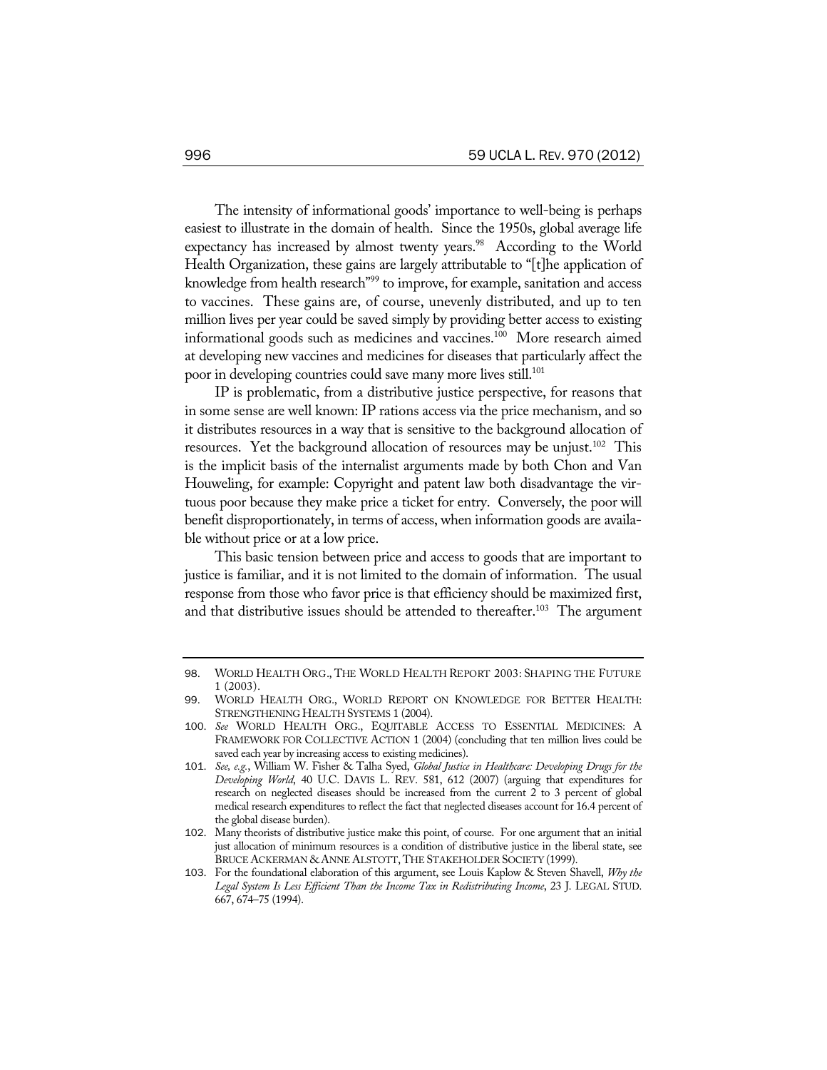The intensity of informational goods' importance to well-being is perhaps easiest to illustrate in the domain of health. Since the 1950s, global average life expectancy has increased by almost twenty years.[98] According to the World Health Organization, these gains are largely attributable to "[t]he application of knowledge from health research"[99] to improve, for example, sanitation and access to vaccines. These gains are, of course, unevenly distributed, and up to ten million lives per year could be saved simply by providing better access to existing informational goods such as medicines and vaccines.[100] More research aimed at developing new vaccines and medicines for diseases that particularly affect the poor in developing countries could save many more lives still.[101]

IP is problematic, from a distributive justice perspective, for reasons that in some sense are well known: IP rations access via the price mechanism, and so it distributes resources in a way that is sensitive to the background allocation of resources. Yet the background allocation of resources may be unjust.[102] This is the implicit basis of the internalist arguments made by both Chon and Van Houweling, for example: Copyright and patent law both disadvantage the virtuous poor because they make price a ticket for entry. Conversely, the poor will benefit disproportionately, in terms of access, when information goods are available without price or at a low price.

This basic tension between price and access to goods that are important to justice is familiar, and it is not limited to the domain of information. The usual response from those who favor price is that efficiency should be maximized first, and that distributive issues should be attended to thereafter.[103] The argument

---

98. WORLD HEALTH ORG., THE WORLD HEALTH REPORT 2003: SHAPING THE FUTURE 1 (2003).

99. WORLD HEALTH ORG., WORLD REPORT ON KNOWLEDGE FOR BETTER HEALTH: STRENGTHENING HEALTH SYSTEMS 1 (2004).

100. *See* WORLD HEALTH ORG., EQUITABLE ACCESS TO ESSENTIAL MEDICINES: A FRAMEWORK FOR COLLECTIVE ACTION 1 (2004) (concluding that ten million lives could be saved each year by increasing access to existing medicines).

101. *See, e.g.*, William W. Fisher & Talha Syed, *Global Justice in Healthcare: Developing Drugs for the Developing World*, 40 U.C. DAVIS L. REV. 581, 612 (2007) (arguing that expenditures for research on neglected diseases should be increased from the current 2 to 3 percent of global medical research expenditures to reflect the fact that neglected diseases account for 16.4 percent of the global disease burden).

102. Many theorists of distributive justice make this point, of course. For one argument that an initial just allocation of minimum resources is a condition of distributive justice in the liberal state, see BRUCE ACKERMAN & ANNE ALSTOTT, THE STAKEHOLDER SOCIETY (1999).

103. For the foundational elaboration of this argument, see Louis Kaplow & Steven Shavell, *Why the Legal System Is Less Efficient Than the Income Tax in Redistributing Income*, 23 J. LEGAL STUD. 667, 674–75 (1994).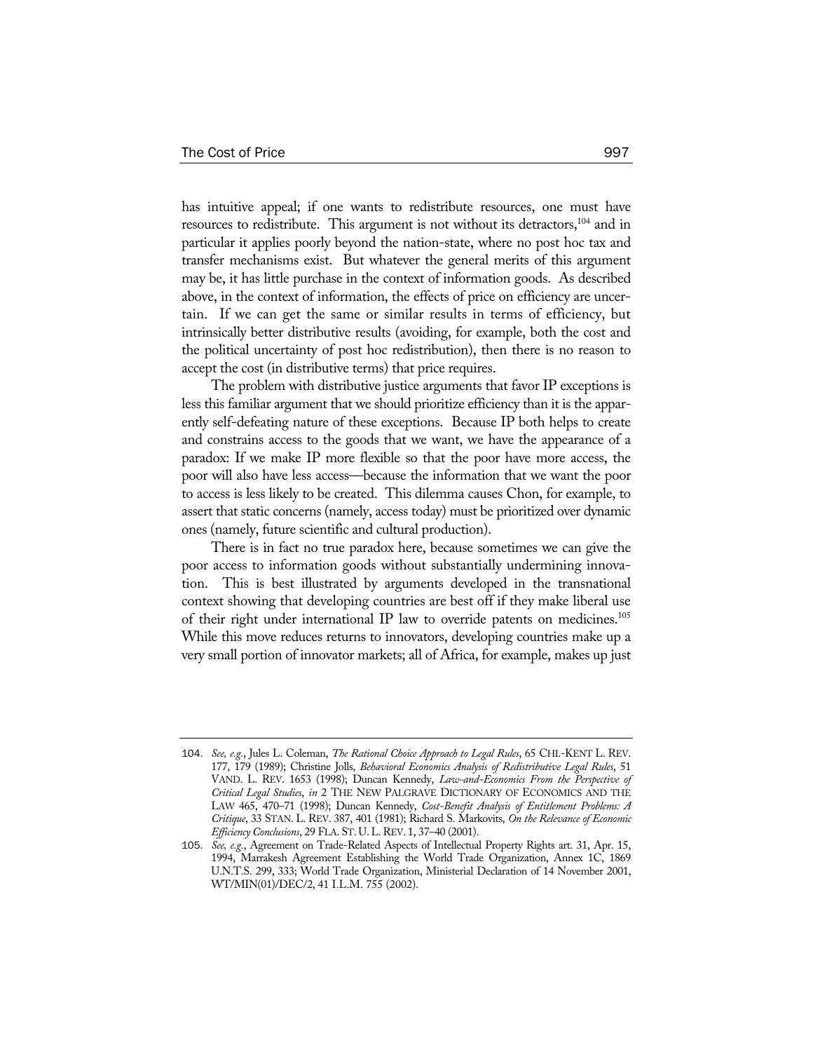has intuitive appeal; if one wants to redistribute resources, one must have resources to redistribute. This argument is not without its detractors,[104] and in particular it applies poorly beyond the nation-state, where no post hoc tax and transfer mechanisms exist. But whatever the general merits of this argument may be, it has little purchase in the context of information goods. As described above, in the context of information, the effects of price on efficiency are uncertain. If we can get the same or similar results in terms of efficiency, but intrinsically better distributive results (avoiding, for example, both the cost and the political uncertainty of post hoc redistribution), then there is no reason to accept the cost (in distributive terms) that price requires.

The problem with distributive justice arguments that favor IP exceptions is less this familiar argument that we should prioritize efficiency than it is the apparently self-defeating nature of these exceptions. Because IP both helps to create and constrains access to the goods that we want, we have the appearance of a paradox: If we make IP more flexible so that the poor have more access, the poor will also have less access—because the information that we want the poor to access is less likely to be created. This dilemma causes Chon, for example, to assert that static concerns (namely, access today) must be prioritized over dynamic ones (namely, future scientific and cultural production).

There is in fact no true paradox here, because sometimes we can give the poor access to information goods without substantially undermining innovation. This is best illustrated by arguments developed in the transnational context showing that developing countries are best off if they make liberal use of their right under international IP law to override patents on medicines.[105] While this move reduces returns to innovators, developing countries make up a very small portion of innovator markets; all of Africa, for example, makes up just

---

104. *See, e.g.*, Jules L. Coleman, *The Rational Choice Approach to Legal Rules*, 65 CHI.-KENT L. REV. 177, 179 (1989); Christine Jolls, *Behavioral Economics Analysis of Redistributive Legal Rules*, 51 VAND. L. REV. 1653 (1998); Duncan Kennedy, *Law-and-Economics From the Perspective of Critical Legal Studies*, *in* 2 THE NEW PALGRAVE DICTIONARY OF ECONOMICS AND THE LAW 465, 470–71 (1998); Duncan Kennedy, *Cost-Benefit Analysis of Entitlement Problems: A Critique*, 33 STAN. L. REV. 387, 401 (1981); Richard S. Markovits, *On the Relevance of Economic Efficiency Conclusions*, 29 FLA. ST. U. L. REV. 1, 37–40 (2001).

105. *See, e.g.*, Agreement on Trade-Related Aspects of Intellectual Property Rights art. 31, Apr. 15, 1994, Marrakesh Agreement Establishing the World Trade Organization, Annex 1C, 1869 U.N.T.S. 299, 333; World Trade Organization, Ministerial Declaration of 14 November 2001, WT/MIN(01)/DEC/2, 41 I.L.M. 755 (2002).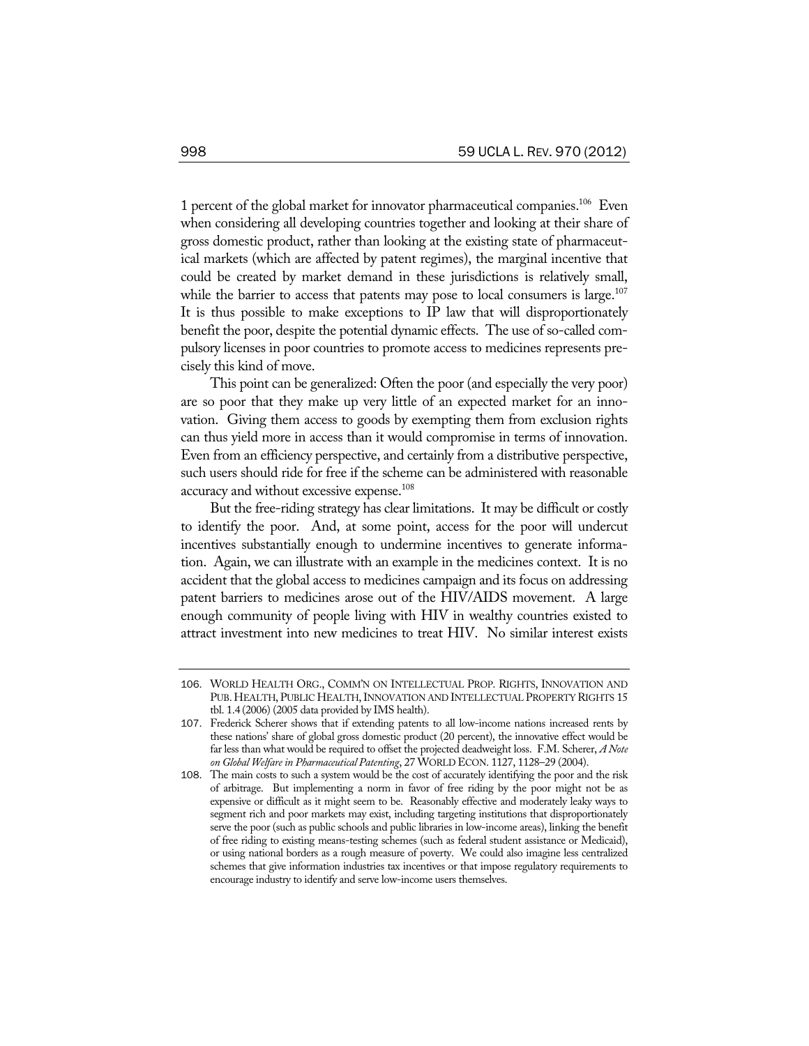1 percent of the global market for innovator pharmaceutical companies.[106] Even when considering all developing countries together and looking at their share of gross domestic product, rather than looking at the existing state of pharmaceutical markets (which are affected by patent regimes), the marginal incentive that could be created by market demand in these jurisdictions is relatively small, while the barrier to access that patents may pose to local consumers is large.[107] It is thus possible to make exceptions to IP law that will disproportionately benefit the poor, despite the potential dynamic effects. The use of so-called compulsory licenses in poor countries to promote access to medicines represents precisely this kind of move.

This point can be generalized: Often the poor (and especially the very poor) are so poor that they make up very little of an expected market for an innovation. Giving them access to goods by exempting them from exclusion rights can thus yield more in access than it would compromise in terms of innovation. Even from an efficiency perspective, and certainly from a distributive perspective, such users should ride for free if the scheme can be administered with reasonable accuracy and without excessive expense.[108]

But the free-riding strategy has clear limitations. It may be difficult or costly to identify the poor. And, at some point, access for the poor will undercut incentives substantially enough to undermine incentives to generate information. Again, we can illustrate with an example in the medicines context. It is no accident that the global access to medicines campaign and its focus on addressing patent barriers to medicines arose out of the HIV/AIDS movement. A large enough community of people living with HIV in wealthy countries existed to attract investment into new medicines to treat HIV. No similar interest exists

---

106. WORLD HEALTH ORG., COMM'N ON INTELLECTUAL PROP. RIGHTS, INNOVATION AND PUB. HEALTH, PUBLIC HEALTH, INNOVATION AND INTELLECTUAL PROPERTY RIGHTS 15 tbl. 1.4 (2006) (2005 data provided by IMS health).

107. Frederick Scherer shows that if extending patents to all low-income nations increased rents by these nations' share of global gross domestic product (20 percent), the innovative effect would be far less than what would be required to offset the projected deadweight loss. F.M. Scherer, *A Note on Global Welfare in Pharmaceutical Patenting*, 27 WORLD ECON. 1127, 1128–29 (2004).

108. The main costs to such a system would be the cost of accurately identifying the poor and the risk of arbitrage. But implementing a norm in favor of free riding by the poor might not be as expensive or difficult as it might seem to be. Reasonably effective and moderately leaky ways to segment rich and poor markets may exist, including targeting institutions that disproportionately serve the poor (such as public schools and public libraries in low-income areas), linking the benefit of free riding to existing means-testing schemes (such as federal student assistance or Medicaid), or using national borders as a rough measure of poverty. We could also imagine less centralized schemes that give information industries tax incentives or that impose regulatory requirements to encourage industry to identify and serve low-income users themselves.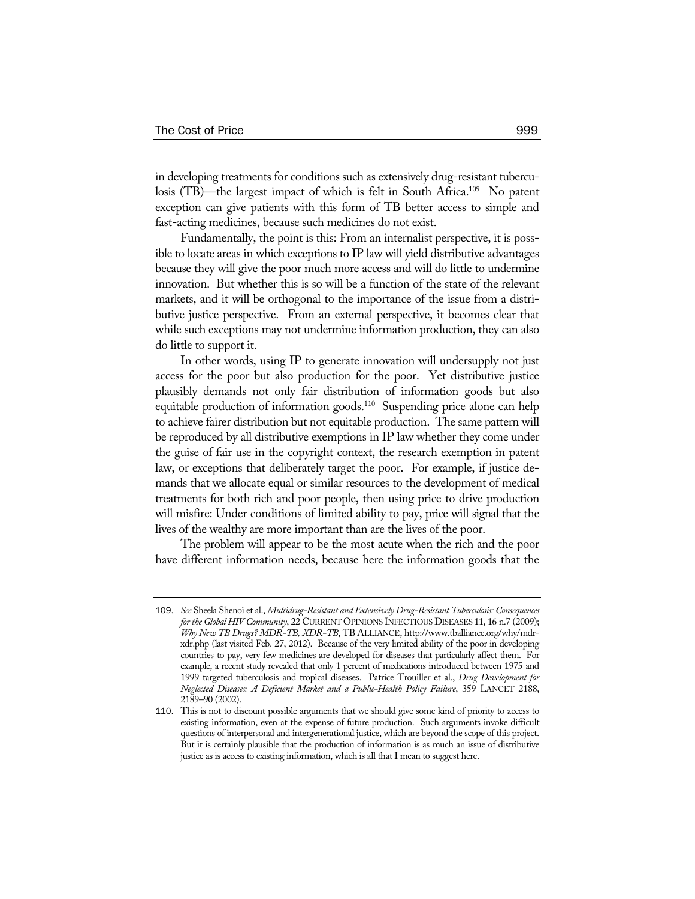in developing treatments for conditions such as extensively drug-resistant tuberculosis (TB)—the largest impact of which is felt in South Africa.[109] No patent exception can give patients with this form of TB better access to simple and fast-acting medicines, because such medicines do not exist.

Fundamentally, the point is this: From an internalist perspective, it is possible to locate areas in which exceptions to IP law will yield distributive advantages because they will give the poor much more access and will do little to undermine innovation. But whether this is so will be a function of the state of the relevant markets, and it will be orthogonal to the importance of the issue from a distributive justice perspective. From an external perspective, it becomes clear that while such exceptions may not undermine information production, they can also do little to support it.

In other words, using IP to generate innovation will undersupply not just access for the poor but also production for the poor. Yet distributive justice plausibly demands not only fair distribution of information goods but also equitable production of information goods.[110] Suspending price alone can help to achieve fairer distribution but not equitable production. The same pattern will be reproduced by all distributive exemptions in IP law whether they come under the guise of fair use in the copyright context, the research exemption in patent law, or exceptions that deliberately target the poor. For example, if justice demands that we allocate equal or similar resources to the development of medical treatments for both rich and poor people, then using price to drive production will misfire: Under conditions of limited ability to pay, price will signal that the lives of the wealthy are more important than are the lives of the poor.

The problem will appear to be the most acute when the rich and the poor have different information needs, because here the information goods that the

---

109. *See* Sheela Shenoi et al., *Multidrug-Resistant and Extensively Drug-Resistant Tuberculosis: Consequences for the Global HIV Community*, 22 CURRENT OPINIONS INFECTIOUS DISEASES 11, 16 n.7 (2009); *Why New TB Drugs? MDR-TB, XDR-TB*, TB ALLIANCE, http://www.tballiance.org/why/mdr-xdr.php (last visited Feb. 27, 2012). Because of the very limited ability of the poor in developing countries to pay, very few medicines are developed for diseases that particularly affect them. For example, a recent study revealed that only 1 percent of medications introduced between 1975 and 1999 targeted tuberculosis and tropical diseases. Patrice Trouiller et al., *Drug Development for Neglected Diseases: A Deficient Market and a Public-Health Policy Failure*, 359 LANCET 2188, 2189–90 (2002).

110. This is not to discount possible arguments that we should give some kind of priority to access to existing information, even at the expense of future production. Such arguments invoke difficult questions of interpersonal and intergenerational justice, which are beyond the scope of this project. But it is certainly plausible that the production of information is as much an issue of distributive justice as is access to existing information, which is all that I mean to suggest here.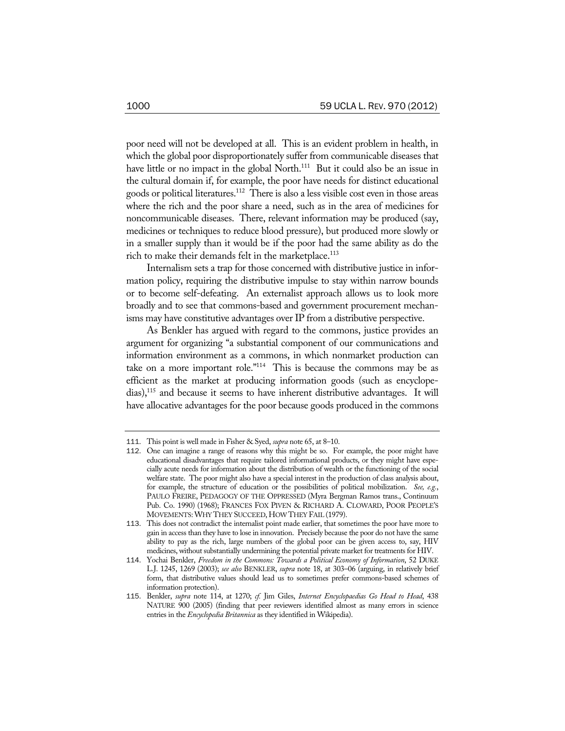poor need will not be developed at all. This is an evident problem in health, in which the global poor disproportionately suffer from communicable diseases that have little or no impact in the global North.[111] But it could also be an issue in the cultural domain if, for example, the poor have needs for distinct educational goods or political literatures.[112] There is also a less visible cost even in those areas where the rich and the poor share a need, such as in the area of medicines for noncommunicable diseases. There, relevant information may be produced (say, medicines or techniques to reduce blood pressure), but produced more slowly or in a smaller supply than it would be if the poor had the same ability as do the rich to make their demands felt in the marketplace.[113]

Internalism sets a trap for those concerned with distributive justice in information policy, requiring the distributive impulse to stay within narrow bounds or to become self-defeating. An externalist approach allows us to look more broadly and to see that commons-based and government procurement mechanisms may have constitutive advantages over IP from a distributive perspective.

As Benkler has argued with regard to the commons, justice provides an argument for organizing "a substantial component of our communications and information environment as a commons, in which nonmarket production can take on a more important role."[114] This is because the commons may be as efficient as the market at producing information goods (such as encyclopedias),[115] and because it seems to have inherent distributive advantages. It will have allocative advantages for the poor because goods produced in the commons

---

111. This point is well made in Fisher & Syed, *supra* note 65, at 8–10.

112. One can imagine a range of reasons why this might be so. For example, the poor might have educational disadvantages that require tailored informational products, or they might have especially acute needs for information about the distribution of wealth or the functioning of the social welfare state. The poor might also have a special interest in the production of class analysis about, for example, the structure of education or the possibilities of political mobilization. *See, e.g.*, PAULO FREIRE, PEDAGOGY OF THE OPPRESSED (Myra Bergman Ramos trans., Continuum Pub. Co. 1990) (1968); FRANCES FOX PIVEN & RICHARD A. CLOWARD, POOR PEOPLE'S MOVEMENTS: WHY THEY SUCCEED, HOW THEY FAIL (1979).

113. This does not contradict the internalist point made earlier, that sometimes the poor have more to gain in access than they have to lose in innovation. Precisely because the poor do not have the same ability to pay as the rich, large numbers of the global poor can be given access to, say, HIV medicines, without substantially undermining the potential private market for treatments for HIV.

114. Yochai Benkler, *Freedom in the Commons: Towards a Political Economy of Information*, 52 DUKE L.J. 1245, 1269 (2003); *see also* BENKLER, *supra* note 18, at 303–06 (arguing, in relatively brief form, that distributive values should lead us to sometimes prefer commons-based schemes of information protection).

115. Benkler, *supra* note 114, at 1270; *cf.* Jim Giles, *Internet Encyclopaedias Go Head to Head*, 438 NATURE 900 (2005) (finding that peer reviewers identified almost as many errors in science entries in the *Encyclopedia Britannica* as they identified in Wikipedia).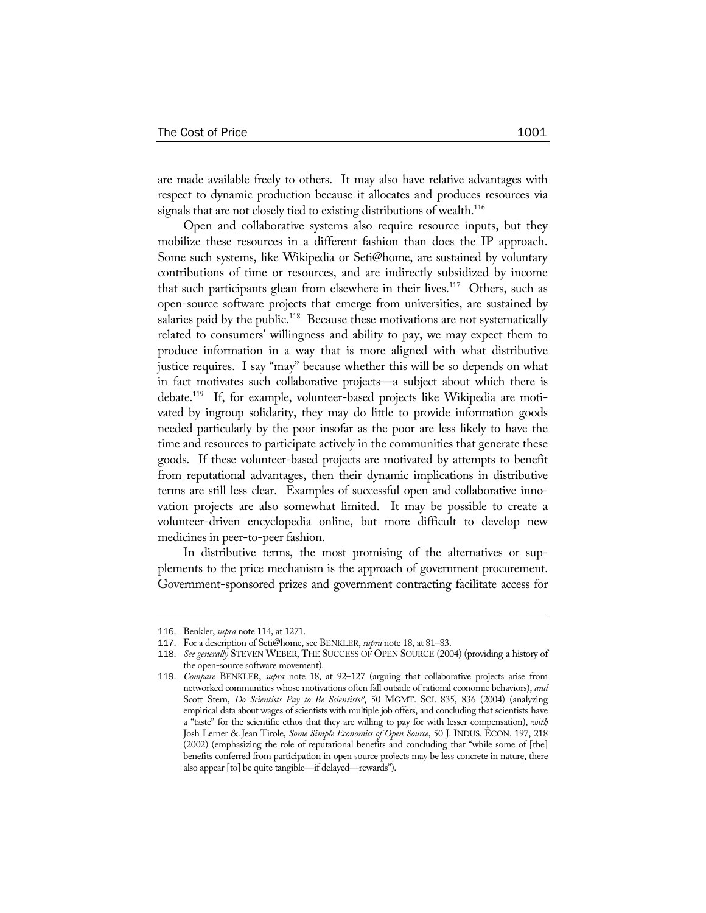are made available freely to others. It may also have relative advantages with respect to dynamic production because it allocates and produces resources via signals that are not closely tied to existing distributions of wealth.[116]

Open and collaborative systems also require resource inputs, but they mobilize these resources in a different fashion than does the IP approach. Some such systems, like Wikipedia or Seti@home, are sustained by voluntary contributions of time or resources, and are indirectly subsidized by income that such participants glean from elsewhere in their lives.[117] Others, such as open-source software projects that emerge from universities, are sustained by salaries paid by the public.[118] Because these motivations are not systematically related to consumers' willingness and ability to pay, we may expect them to produce information in a way that is more aligned with what distributive justice requires. I say "may" because whether this will be so depends on what in fact motivates such collaborative projects—a subject about which there is debate.[119] If, for example, volunteer-based projects like Wikipedia are motivated by ingroup solidarity, they may do little to provide information goods needed particularly by the poor insofar as the poor are less likely to have the time and resources to participate actively in the communities that generate these goods. If these volunteer-based projects are motivated by attempts to benefit from reputational advantages, then their dynamic implications in distributive terms are still less clear. Examples of successful open and collaborative innovation projects are also somewhat limited. It may be possible to create a volunteer-driven encyclopedia online, but more difficult to develop new medicines in peer-to-peer fashion.

In distributive terms, the most promising of the alternatives or supplements to the price mechanism is the approach of government procurement. Government-sponsored prizes and government contracting facilitate access for

---

116. Benkler, *supra* note 114, at 1271.

117. For a description of Seti@home, see BENKLER, *supra* note 18, at 81–83.

118. *See generally* STEVEN WEBER, THE SUCCESS OF OPEN SOURCE (2004) (providing a history of the open-source software movement).

119. *Compare* BENKLER, *supra* note 18, at 92–127 (arguing that collaborative projects arise from networked communities whose motivations often fall outside of rational economic behaviors), *and* Scott Stern, *Do Scientists Pay to Be Scientists?*, 50 MGMT. SCI. 835, 836 (2004) (analyzing empirical data about wages of scientists with multiple job offers, and concluding that scientists have a "taste" for the scientific ethos that they are willing to pay for with lesser compensation), *with* Josh Lerner & Jean Tirole, *Some Simple Economics of Open Source*, 50 J. INDUS. ECON. 197, 218 (2002) (emphasizing the role of reputational benefits and concluding that "while some of [the] benefits conferred from participation in open source projects may be less concrete in nature, there also appear [to] be quite tangible—if delayed—rewards").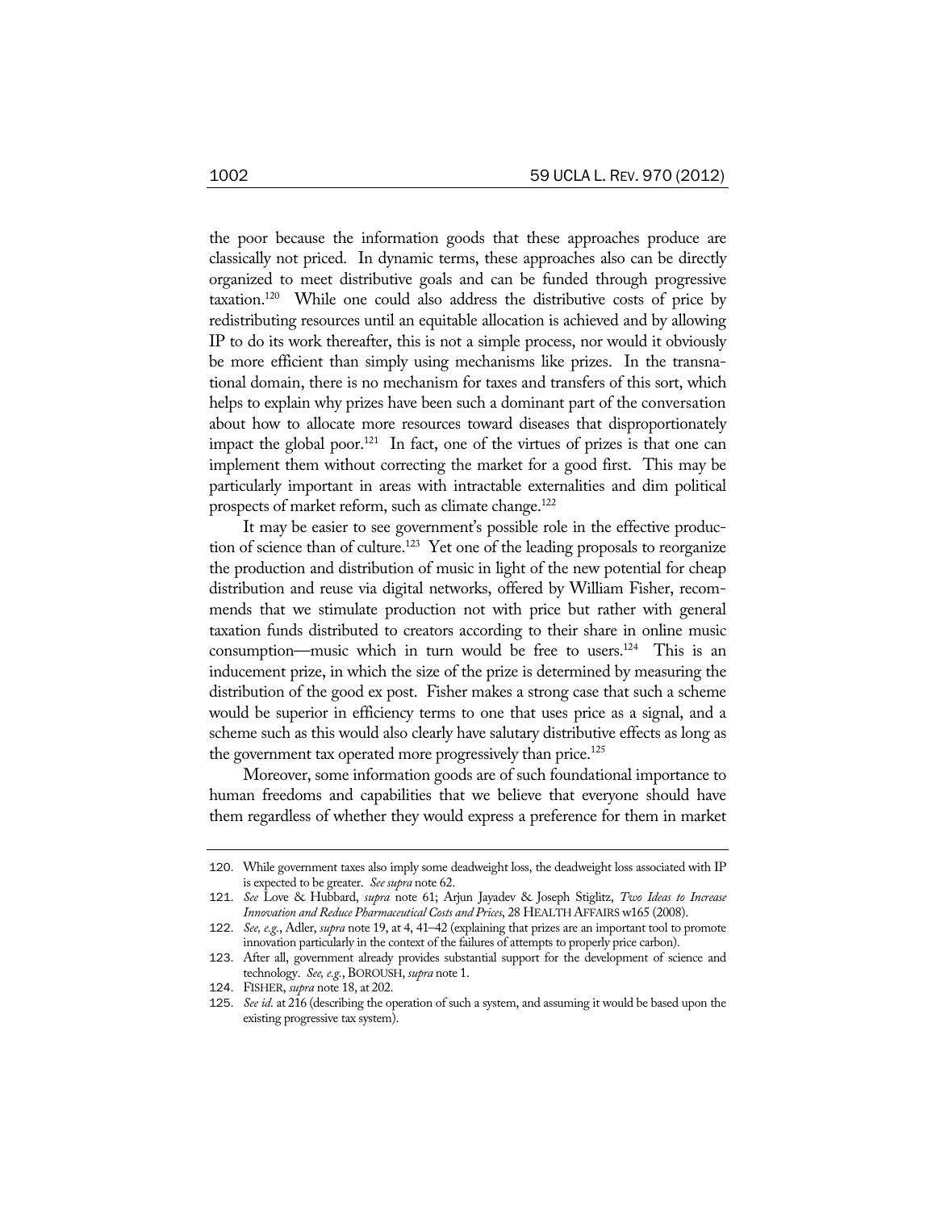the poor because the information goods that these approaches produce are classically not priced. In dynamic terms, these approaches also can be directly organized to meet distributive goals and can be funded through progressive taxation.[120] While one could also address the distributive costs of price by redistributing resources until an equitable allocation is achieved and by allowing IP to do its work thereafter, this is not a simple process, nor would it obviously be more efficient than simply using mechanisms like prizes. In the transnational domain, there is no mechanism for taxes and transfers of this sort, which helps to explain why prizes have been such a dominant part of the conversation about how to allocate more resources toward diseases that disproportionately impact the global poor.[121] In fact, one of the virtues of prizes is that one can implement them without correcting the market for a good first. This may be particularly important in areas with intractable externalities and dim political prospects of market reform, such as climate change.[122]

It may be easier to see government's possible role in the effective production of science than of culture.[123] Yet one of the leading proposals to reorganize the production and distribution of music in light of the new potential for cheap distribution and reuse via digital networks, offered by William Fisher, recommends that we stimulate production not with price but rather with general taxation funds distributed to creators according to their share in online music consumption—music which in turn would be free to users.[124] This is an inducement prize, in which the size of the prize is determined by measuring the distribution of the good ex post. Fisher makes a strong case that such a scheme would be superior in efficiency terms to one that uses price as a signal, and a scheme such as this would also clearly have salutary distributive effects as long as the government tax operated more progressively than price.[125]

Moreover, some information goods are of such foundational importance to human freedoms and capabilities that we believe that everyone should have them regardless of whether they would express a preference for them in market

---

120. While government taxes also imply some deadweight loss, the deadweight loss associated with IP is expected to be greater. *See supra* note 62.

121. *See* Love & Hubbard, *supra* note 61; Arjun Jayadev & Joseph Stiglitz, *Two Ideas to Increase Innovation and Reduce Pharmaceutical Costs and Prices*, 28 HEALTH AFFAIRS w165 (2008).

122. *See, e.g.*, Adler, *supra* note 19, at 4, 41–42 (explaining that prizes are an important tool to promote innovation particularly in the context of the failures of attempts to properly price carbon).

123. After all, government already provides substantial support for the development of science and technology. *See, e.g.*, BOROUSH, *supra* note 1.

124. FISHER, *supra* note 18, at 202.

125. *See id.* at 216 (describing the operation of such a system, and assuming it would be based upon the existing progressive tax system).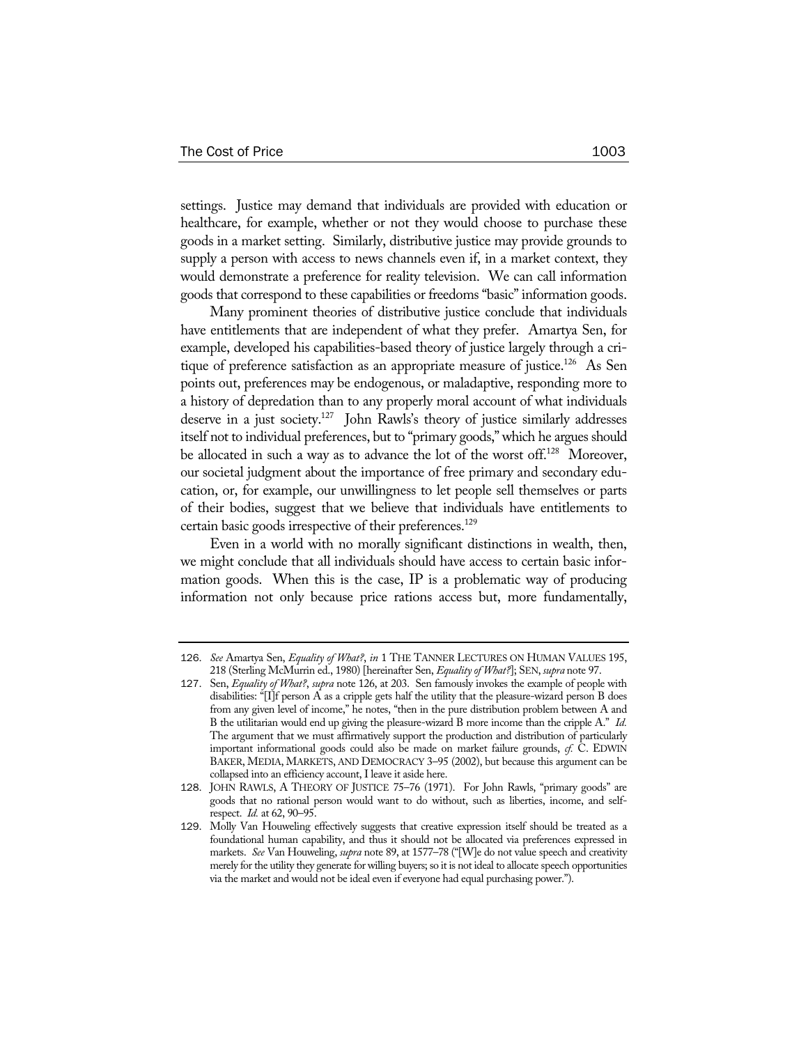settings. Justice may demand that individuals are provided with education or healthcare, for example, whether or not they would choose to purchase these goods in a market setting. Similarly, distributive justice may provide grounds to supply a person with access to news channels even if, in a market context, they would demonstrate a preference for reality television. We can call information goods that correspond to these capabilities or freedoms "basic" information goods.

Many prominent theories of distributive justice conclude that individuals have entitlements that are independent of what they prefer. Amartya Sen, for example, developed his capabilities-based theory of justice largely through a critique of preference satisfaction as an appropriate measure of justice.[126] As Sen points out, preferences may be endogenous, or maladaptive, responding more to a history of depredation than to any properly moral account of what individuals deserve in a just society.[127] John Rawls's theory of justice similarly addresses itself not to individual preferences, but to "primary goods," which he argues should be allocated in such a way as to advance the lot of the worst off.[128] Moreover, our societal judgment about the importance of free primary and secondary education, or, for example, our unwillingness to let people sell themselves or parts of their bodies, suggest that we believe that individuals have entitlements to certain basic goods irrespective of their preferences.[129]

Even in a world with no morally significant distinctions in wealth, then, we might conclude that all individuals should have access to certain basic information goods. When this is the case, IP is a problematic way of producing information not only because price rations access but, more fundamentally,

---

126. *See* Amartya Sen, *Equality of What?*, *in* 1 THE TANNER LECTURES ON HUMAN VALUES 195, 218 (Sterling McMurrin ed., 1980) [hereinafter Sen, *Equality of What?*]; SEN, *supra* note 97.

127. Sen, *Equality of What?*, *supra* note 126, at 203. Sen famously invokes the example of people with disabilities: "[I]f person A as a cripple gets half the utility that the pleasure-wizard person B does from any given level of income," he notes, "then in the pure distribution problem between A and B the utilitarian would end up giving the pleasure-wizard B more income than the cripple A." *Id.* The argument that we must affirmatively support the production and distribution of particularly important informational goods could also be made on market failure grounds, *cf.* C. EDWIN BAKER, MEDIA, MARKETS, AND DEMOCRACY 3–95 (2002), but because this argument can be collapsed into an efficiency account, I leave it aside here.

128. JOHN RAWLS, A THEORY OF JUSTICE 75–76 (1971). For John Rawls, "primary goods" are goods that no rational person would want to do without, such as liberties, income, and self-respect. *Id.* at 62, 90–95.

129. Molly Van Houweling effectively suggests that creative expression itself should be treated as a foundational human capability, and thus it should not be allocated via preferences expressed in markets. *See* Van Houweling, *supra* note 89, at 1577–78 ("[W]e do not value speech and creativity merely for the utility they generate for willing buyers; so it is not ideal to allocate speech opportunities via the market and would not be ideal even if everyone had equal purchasing power.").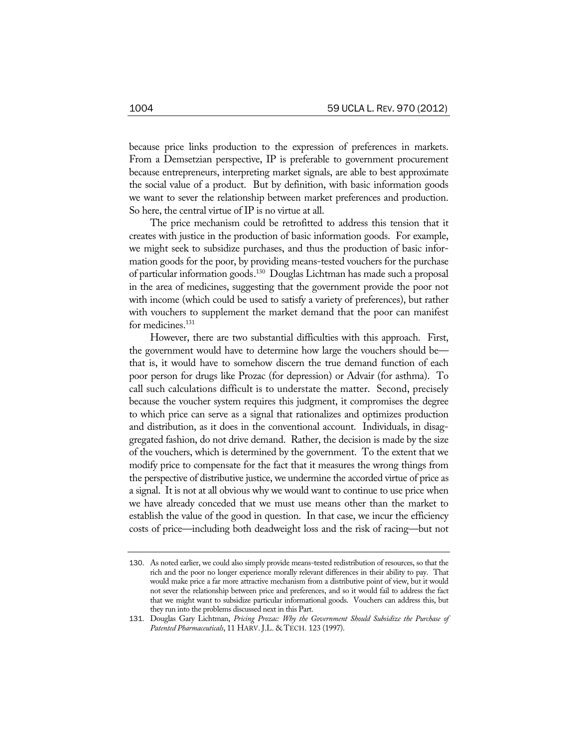because price links production to the expression of preferences in markets. From a Demsetzian perspective, IP is preferable to government procurement because entrepreneurs, interpreting market signals, are able to best approximate the social value of a product. But by definition, with basic information goods we want to sever the relationship between market preferences and production. So here, the central virtue of IP is no virtue at all.

The price mechanism could be retrofitted to address this tension that it creates with justice in the production of basic information goods. For example, we might seek to subsidize purchases, and thus the production of basic information goods for the poor, by providing means-tested vouchers for the purchase of particular information goods.[130] Douglas Lichtman has made such a proposal in the area of medicines, suggesting that the government provide the poor not with income (which could be used to satisfy a variety of preferences), but rather with vouchers to supplement the market demand that the poor can manifest for medicines.[131]

However, there are two substantial difficulties with this approach. First, the government would have to determine how large the vouchers should be—that is, it would have to somehow discern the true demand function of each poor person for drugs like Prozac (for depression) or Advair (for asthma). To call such calculations difficult is to understate the matter. Second, precisely because the voucher system requires this judgment, it compromises the degree to which price can serve as a signal that rationalizes and optimizes production and distribution, as it does in the conventional account. Individuals, in disaggregated fashion, do not drive demand. Rather, the decision is made by the size of the vouchers, which is determined by the government. To the extent that we modify price to compensate for the fact that it measures the wrong things from the perspective of distributive justice, we undermine the accorded virtue of price as a signal. It is not at all obvious why we would want to continue to use price when we have already conceded that we must use means other than the market to establish the value of the good in question. In that case, we incur the efficiency costs of price—including both deadweight loss and the risk of racing—but not

---

130. As noted earlier, we could also simply provide means-tested redistribution of resources, so that the rich and the poor no longer experience morally relevant differences in their ability to pay. That would make price a far more attractive mechanism from a distributive point of view, but it would not sever the relationship between price and preferences, and so it would fail to address the fact that we might want to subsidize particular informational goods. Vouchers can address this, but they run into the problems discussed next in this Part.

131. Douglas Gary Lichtman, *Pricing Prozac: Why the Government Should Subsidize the Purchase of Patented Pharmaceuticals*, 11 HARV. J.L. & TECH. 123 (1997).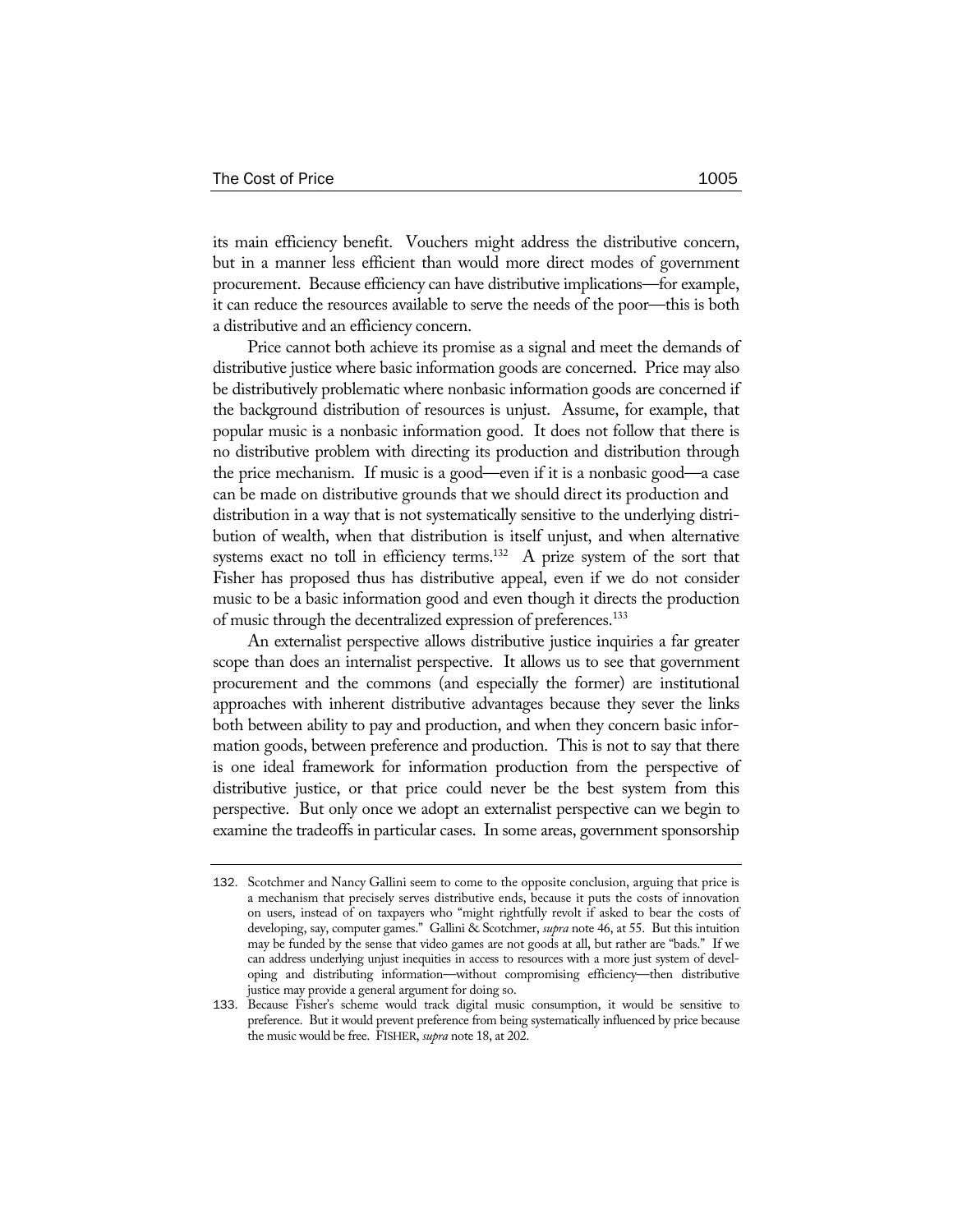its main efficiency benefit. Vouchers might address the distributive concern, but in a manner less efficient than would more direct modes of government procurement. Because efficiency can have distributive implications—for example, it can reduce the resources available to serve the needs of the poor—this is both a distributive and an efficiency concern.

Price cannot both achieve its promise as a signal and meet the demands of distributive justice where basic information goods are concerned. Price may also be distributively problematic where nonbasic information goods are concerned if the background distribution of resources is unjust. Assume, for example, that popular music is a nonbasic information good. It does not follow that there is no distributive problem with directing its production and distribution through the price mechanism. If music is a good—even if it is a nonbasic good—a case can be made on distributive grounds that we should direct its production and distribution in a way that is not systematically sensitive to the underlying distribution of wealth, when that distribution is itself unjust, and when alternative systems exact no toll in efficiency terms.[132] A prize system of the sort that Fisher has proposed thus has distributive appeal, even if we do not consider music to be a basic information good and even though it directs the production of music through the decentralized expression of preferences.[133]

An externalist perspective allows distributive justice inquiries a far greater scope than does an internalist perspective. It allows us to see that government procurement and the commons (and especially the former) are institutional approaches with inherent distributive advantages because they sever the links both between ability to pay and production, and when they concern basic information goods, between preference and production. This is not to say that there is one ideal framework for information production from the perspective of distributive justice, or that price could never be the best system from this perspective. But only once we adopt an externalist perspective can we begin to examine the tradeoffs in particular cases. In some areas, government sponsorship

---

132. Scotchmer and Nancy Gallini seem to come to the opposite conclusion, arguing that price is a mechanism that precisely serves distributive ends, because it puts the costs of innovation on users, instead of on taxpayers who "might rightfully revolt if asked to bear the costs of developing, say, computer games." Gallini & Scotchmer, *supra* note 46, at 55. But this intuition may be funded by the sense that video games are not goods at all, but rather are "bads." If we can address underlying unjust inequities in access to resources with a more just system of developing and distributing information—without compromising efficiency—then distributive justice may provide a general argument for doing so.

133. Because Fisher's scheme would track digital music consumption, it would be sensitive to preference. But it would prevent preference from being systematically influenced by price because the music would be free. FISHER, *supra* note 18, at 202.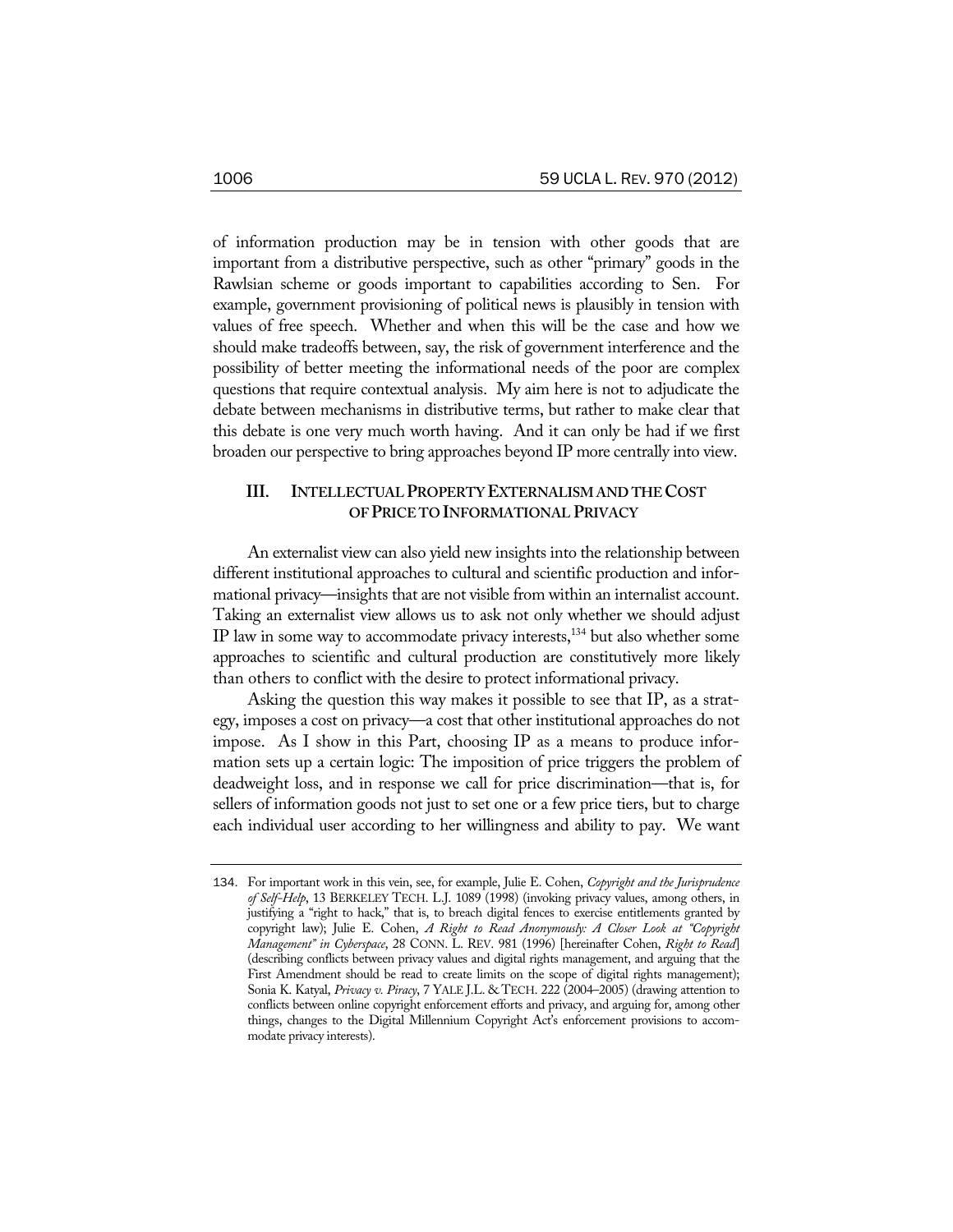of information production may be in tension with other goods that are important from a distributive perspective, such as other "primary" goods in the Rawlsian scheme or goods important to capabilities according to Sen. For example, government provisioning of political news is plausibly in tension with values of free speech. Whether and when this will be the case and how we should make tradeoffs between, say, the risk of government interference and the possibility of better meeting the informational needs of the poor are complex questions that require contextual analysis. My aim here is not to adjudicate the debate between mechanisms in distributive terms, but rather to make clear that this debate is one very much worth having. And it can only be had if we first broaden our perspective to bring approaches beyond IP more centrally into view.

## III. INTELLECTUAL PROPERTY EXTERNALISM AND THE COST OF PRICE TO INFORMATIONAL PRIVACY

An externalist view can also yield new insights into the relationship between different institutional approaches to cultural and scientific production and informational privacy—insights that are not visible from within an internalist account. Taking an externalist view allows us to ask not only whether we should adjust IP law in some way to accommodate privacy interests,[134] but also whether some approaches to scientific and cultural production are constitutively more likely than others to conflict with the desire to protect informational privacy.

Asking the question this way makes it possible to see that IP, as a strategy, imposes a cost on privacy—a cost that other institutional approaches do not impose. As I show in this Part, choosing IP as a means to produce information sets up a certain logic: The imposition of price triggers the problem of deadweight loss, and in response we call for price discrimination—that is, for sellers of information goods not just to set one or a few price tiers, but to charge each individual user according to her willingness and ability to pay. We want

---

134. For important work in this vein, see, for example, Julie E. Cohen, *Copyright and the Jurisprudence of Self-Help*, 13 BERKELEY TECH. L.J. 1089 (1998) (invoking privacy values, among others, in justifying a "right to hack," that is, to breach digital fences to exercise entitlements granted by copyright law); Julie E. Cohen, *A Right to Read Anonymously: A Closer Look at "Copyright Management" in Cyberspace*, 28 CONN. L. REV. 981 (1996) [hereinafter Cohen, *Right to Read*] (describing conflicts between privacy values and digital rights management, and arguing that the First Amendment should be read to create limits on the scope of digital rights management); Sonia K. Katyal, *Privacy v. Piracy*, 7 YALE J.L. & TECH. 222 (2004–2005) (drawing attention to conflicts between online copyright enforcement efforts and privacy, and arguing for, among other things, changes to the Digital Millennium Copyright Act's enforcement provisions to accommodate privacy interests).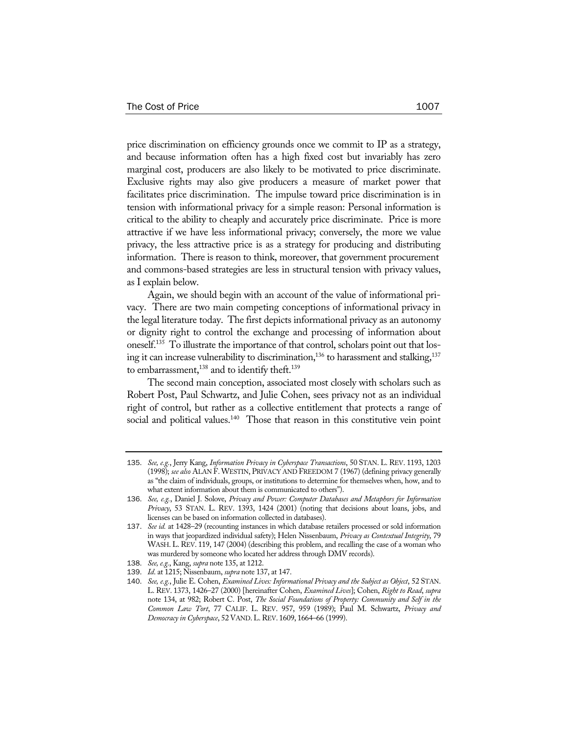price discrimination on efficiency grounds once we commit to IP as a strategy, and because information often has a high fixed cost but invariably has zero marginal cost, producers are also likely to be motivated to price discriminate. Exclusive rights may also give producers a measure of market power that facilitates price discrimination. The impulse toward price discrimination is in tension with informational privacy for a simple reason: Personal information is critical to the ability to cheaply and accurately price discriminate. Price is more attractive if we have less informational privacy; conversely, the more we value privacy, the less attractive price is as a strategy for producing and distributing information. There is reason to think, moreover, that government procurement and commons-based strategies are less in structural tension with privacy values, as I explain below.

Again, we should begin with an account of the value of informational privacy. There are two main competing conceptions of informational privacy in the legal literature today. The first depicts informational privacy as an autonomy or dignity right to control the exchange and processing of information about oneself.[135] To illustrate the importance of that control, scholars point out that losing it can increase vulnerability to discrimination,[136] to harassment and stalking,[137] to embarrassment,[138] and to identify theft.[139]

The second main conception, associated most closely with scholars such as Robert Post, Paul Schwartz, and Julie Cohen, sees privacy not as an individual right of control, but rather as a collective entitlement that protects a range of social and political values.[140] Those that reason in this constitutive vein point

---

135. *See, e.g.*, Jerry Kang, *Information Privacy in Cyberspace Transactions*, 50 STAN. L. REV. 1193, 1203 (1998); *see also* ALAN F. WESTIN, PRIVACY AND FREEDOM 7 (1967) (defining privacy generally as "the claim of individuals, groups, or institutions to determine for themselves when, how, and to what extent information about them is communicated to others").

136. *See, e.g.*, Daniel J. Solove, *Privacy and Power: Computer Databases and Metaphors for Information Privacy*, 53 STAN. L. REV. 1393, 1424 (2001) (noting that decisions about loans, jobs, and licenses can be based on information collected in databases).

137. *See id.* at 1428–29 (recounting instances in which database retailers processed or sold information in ways that jeopardized individual safety); Helen Nissenbaum, *Privacy as Contextual Integrity*, 79 WASH. L. REV. 119, 147 (2004) (describing this problem, and recalling the case of a woman who was murdered by someone who located her address through DMV records).

138. *See, e.g.*, Kang, *supra* note 135, at 1212.

139. *Id.* at 1215; Nissenbaum, *supra* note 137, at 147.

140. *See, e.g.*, Julie E. Cohen, *Examined Lives: Informational Privacy and the Subject as Object*, 52 STAN. L. REV. 1373, 1426–27 (2000) [hereinafter Cohen, *Examined Lives*]; Cohen, *Right to Read*, *supra* note 134, at 982; Robert C. Post, *The Social Foundations of Property: Community and Self in the Common Law Tort*, 77 CALIF. L. REV. 957, 959 (1989); Paul M. Schwartz, *Privacy and Democracy in Cyberspace*, 52 VAND. L. REV. 1609, 1664–66 (1999).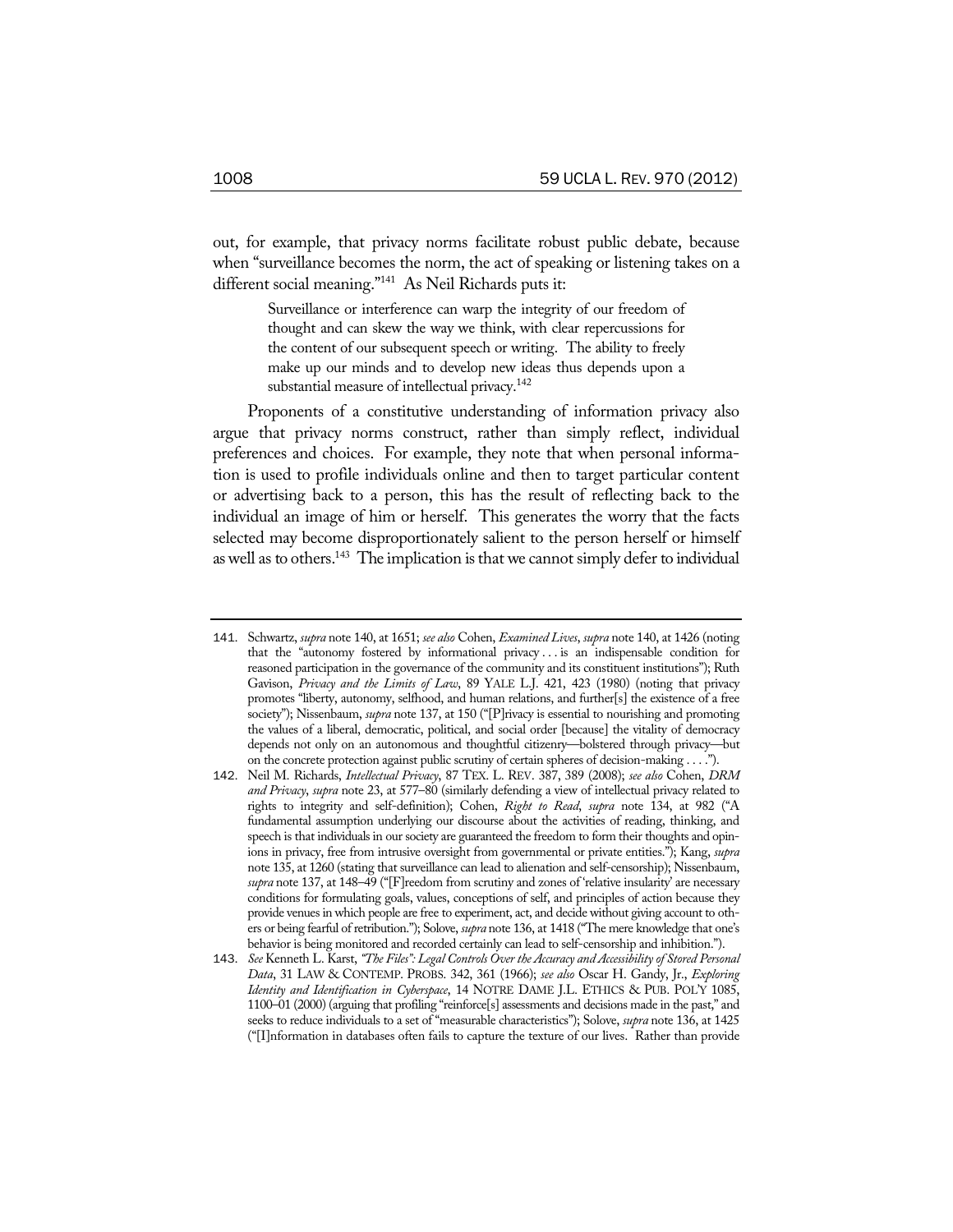out, for example, that privacy norms facilitate robust public debate, because when "surveillance becomes the norm, the act of speaking or listening takes on a different social meaning."[141] As Neil Richards puts it:

> Surveillance or interference can warp the integrity of our freedom of thought and can skew the way we think, with clear repercussions for the content of our subsequent speech or writing. The ability to freely make up our minds and to develop new ideas thus depends upon a substantial measure of intellectual privacy.[142]

Proponents of a constitutive understanding of information privacy also argue that privacy norms construct, rather than simply reflect, individual preferences and choices. For example, they note that when personal information is used to profile individuals online and then to target particular content or advertising back to a person, this has the result of reflecting back to the individual an image of him or herself. This generates the worry that the facts selected may become disproportionately salient to the person herself or himself as well as to others.[143] The implication is that we cannot simply defer to individual

---

141. Schwartz, *supra* note 140, at 1651; *see also* Cohen, *Examined Lives*, *supra* note 140, at 1426 (noting that the "autonomy fostered by informational privacy . . . is an indispensable condition for reasoned participation in the governance of the community and its constituent institutions"); Ruth Gavison, *Privacy and the Limits of Law*, 89 YALE L.J. 421, 423 (1980) (noting that privacy promotes "liberty, autonomy, selfhood, and human relations, and further[s] the existence of a free society"); Nissenbaum, *supra* note 137, at 150 ("[P]rivacy is essential to nourishing and promoting the values of a liberal, democratic, political, and social order [because] the vitality of democracy depends not only on an autonomous and thoughtful citizenry—bolstered through privacy—but on the concrete protection against public scrutiny of certain spheres of decision-making . . . .").

142. Neil M. Richards, *Intellectual Privacy*, 87 TEX. L. REV. 387, 389 (2008); *see also* Cohen, *DRM and Privacy*, *supra* note 23, at 577–80 (similarly defending a view of intellectual privacy related to rights to integrity and self-definition); Cohen, *Right to Read*, *supra* note 134, at 982 ("A fundamental assumption underlying our discourse about the activities of reading, thinking, and speech is that individuals in our society are guaranteed the freedom to form their thoughts and opinions in privacy, free from intrusive oversight from governmental or private entities."); Kang, *supra* note 135, at 1260 (stating that surveillance can lead to alienation and self-censorship); Nissenbaum, *supra* note 137, at 148–49 ("[F]reedom from scrutiny and zones of 'relative insularity' are necessary conditions for formulating goals, values, conceptions of self, and principles of action because they provide venues in which people are free to experiment, act, and decide without giving account to others or being fearful of retribution."); Solove, *supra* note 136, at 1418 ("The mere knowledge that one's behavior is being monitored and recorded certainly can lead to self-censorship and inhibition.").

143. *See* Kenneth L. Karst, *"The Files": Legal Controls Over the Accuracy and Accessibility of Stored Personal Data*, 31 LAW & CONTEMP. PROBS. 342, 361 (1966); *see also* Oscar H. Gandy, Jr., *Exploring Identity and Identification in Cyberspace*, 14 NOTRE DAME J.L. ETHICS & PUB. POL'Y 1085, 1100–01 (2000) (arguing that profiling "reinforce[s] assessments and decisions made in the past," and seeks to reduce individuals to a set of "measurable characteristics"); Solove, *supra* note 136, at 1425 ("[I]nformation in databases often fails to capture the texture of our lives. Rather than provide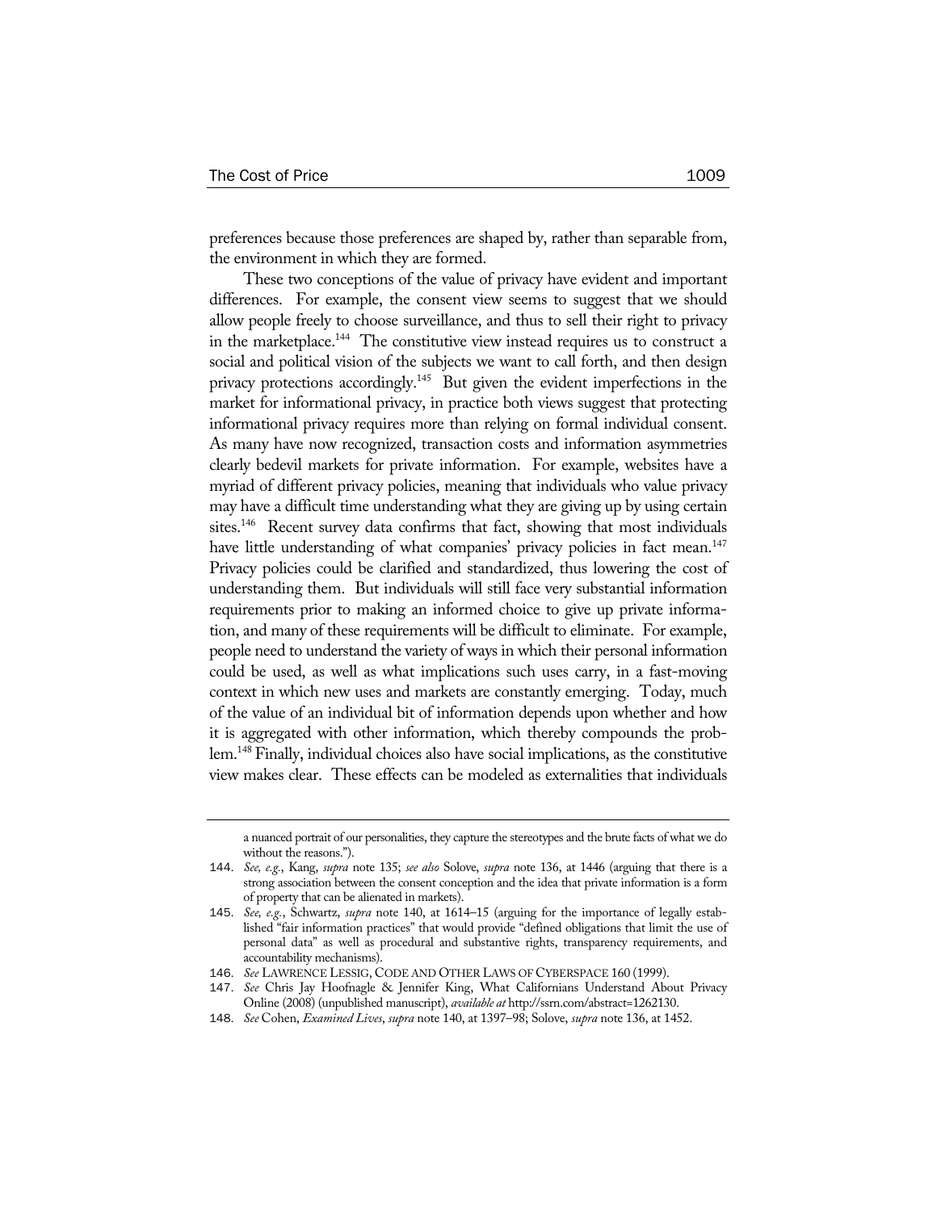preferences because those preferences are shaped by, rather than separable from, the environment in which they are formed.

These two conceptions of the value of privacy have evident and important differences. For example, the consent view seems to suggest that we should allow people freely to choose surveillance, and thus to sell their right to privacy in the marketplace.[144] The constitutive view instead requires us to construct a social and political vision of the subjects we want to call forth, and then design privacy protections accordingly.[145] But given the evident imperfections in the market for informational privacy, in practice both views suggest that protecting informational privacy requires more than relying on formal individual consent. As many have now recognized, transaction costs and information asymmetries clearly bedevil markets for private information. For example, websites have a myriad of different privacy policies, meaning that individuals who value privacy may have a difficult time understanding what they are giving up by using certain sites.[146] Recent survey data confirms that fact, showing that most individuals have little understanding of what companies' privacy policies in fact mean.[147] Privacy policies could be clarified and standardized, thus lowering the cost of understanding them. But individuals will still face very substantial information requirements prior to making an informed choice to give up private information, and many of these requirements will be difficult to eliminate. For example, people need to understand the variety of ways in which their personal information could be used, as well as what implications such uses carry, in a fast-moving context in which new uses and markets are constantly emerging. Today, much of the value of an individual bit of information depends upon whether and how it is aggregated with other information, which thereby compounds the problem.[148] Finally, individual choices also have social implications, as the constitutive view makes clear. These effects can be modeled as externalities that individuals

---

a nuanced portrait of our personalities, they capture the stereotypes and the brute facts of what we do without the reasons.").

144. *See, e.g.*, Kang, *supra* note 135; *see also* Solove, *supra* note 136, at 1446 (arguing that there is a strong association between the consent conception and the idea that private information is a form of property that can be alienated in markets).

145. *See, e.g.*, Schwartz, *supra* note 140, at 1614–15 (arguing for the importance of legally established "fair information practices" that would provide "defined obligations that limit the use of personal data" as well as procedural and substantive rights, transparency requirements, and accountability mechanisms).

146. *See* LAWRENCE LESSIG, CODE AND OTHER LAWS OF CYBERSPACE 160 (1999).

147. *See* Chris Jay Hoofnagle & Jennifer King, What Californians Understand About Privacy Online (2008) (unpublished manuscript), *available at* http://ssrn.com/abstract=1262130.

148. *See* Cohen, *Examined Lives*, *supra* note 140, at 1397–98; Solove, *supra* note 136, at 1452.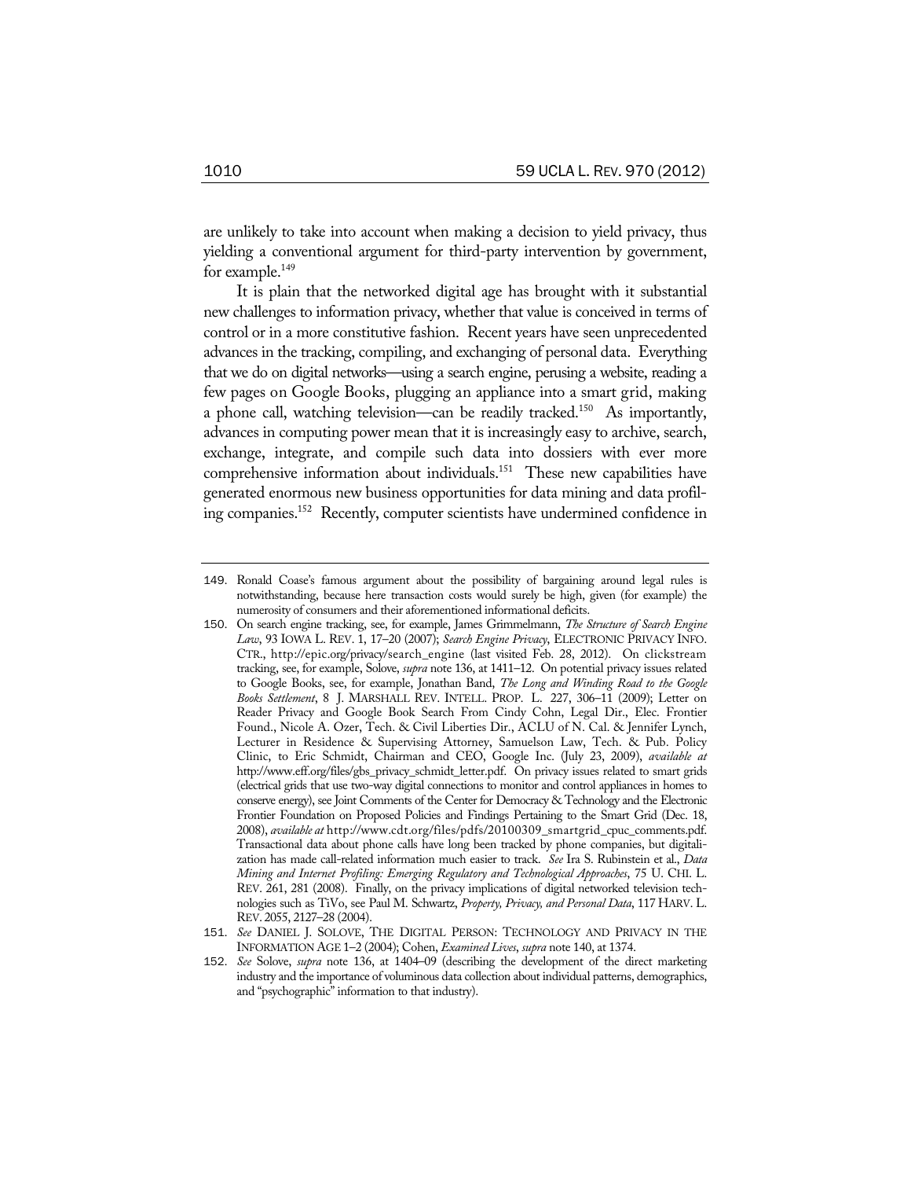are unlikely to take into account when making a decision to yield privacy, thus yielding a conventional argument for third-party intervention by government, for example.[149]

It is plain that the networked digital age has brought with it substantial new challenges to information privacy, whether that value is conceived in terms of control or in a more constitutive fashion. Recent years have seen unprecedented advances in the tracking, compiling, and exchanging of personal data. Everything that we do on digital networks—using a search engine, perusing a website, reading a few pages on Google Books, plugging an appliance into a smart grid, making a phone call, watching television—can be readily tracked.[150] As importantly, advances in computing power mean that it is increasingly easy to archive, search, exchange, integrate, and compile such data into dossiers with ever more comprehensive information about individuals.[151] These new capabilities have generated enormous new business opportunities for data mining and data profiling companies.[152] Recently, computer scientists have undermined confidence in

---

149. Ronald Coase's famous argument about the possibility of bargaining around legal rules is notwithstanding, because here transaction costs would surely be high, given (for example) the numerosity of consumers and their aforementioned informational deficits.

150. On search engine tracking, see, for example, James Grimmelmann, *The Structure of Search Engine Law*, 93 IOWA L. REV. 1, 17–20 (2007); *Search Engine Privacy*, ELECTRONIC PRIVACY INFO. CTR., http://epic.org/privacy/search_engine (last visited Feb. 28, 2012). On clickstream tracking, see, for example, Solove, *supra* note 136, at 1411–12. On potential privacy issues related to Google Books, see, for example, Jonathan Band, *The Long and Winding Road to the Google Books Settlement*, 8 J. MARSHALL REV. INTELL. PROP. L. 227, 306–11 (2009); Letter on Reader Privacy and Google Book Search From Cindy Cohn, Legal Dir., Elec. Frontier Found., Nicole A. Ozer, Tech. & Civil Liberties Dir., ACLU of N. Cal. & Jennifer Lynch, Lecturer in Residence & Supervising Attorney, Samuelson Law, Tech. & Pub. Policy Clinic, to Eric Schmidt, Chairman and CEO, Google Inc. (July 23, 2009), *available at* http://www.eff.org/files/gbs_privacy_schmidt_letter.pdf. On privacy issues related to smart grids (electrical grids that use two-way digital connections to monitor and control appliances in homes to conserve energy), see Joint Comments of the Center for Democracy & Technology and the Electronic Frontier Foundation on Proposed Policies and Findings Pertaining to the Smart Grid (Dec. 18, 2008), *available at* http://www.cdt.org/files/pdfs/20100309_smartgrid_cpuc_comments.pdf. Transactional data about phone calls have long been tracked by phone companies, but digitalization has made call-related information much easier to track. *See* Ira S. Rubinstein et al., *Data Mining and Internet Profiling: Emerging Regulatory and Technological Approaches*, 75 U. CHI. L. REV. 261, 281 (2008). Finally, on the privacy implications of digital networked television technologies such as TiVo, see Paul M. Schwartz, *Property, Privacy, and Personal Data*, 117 HARV. L. REV. 2055, 2127–28 (2004).

151. *See* DANIEL J. SOLOVE, THE DIGITAL PERSON: TECHNOLOGY AND PRIVACY IN THE INFORMATION AGE 1–2 (2004); Cohen, *Examined Lives*, *supra* note 140, at 1374.

152. *See* Solove, *supra* note 136, at 1404–09 (describing the development of the direct marketing industry and the importance of voluminous data collection about individual patterns, demographics, and "psychographic" information to that industry).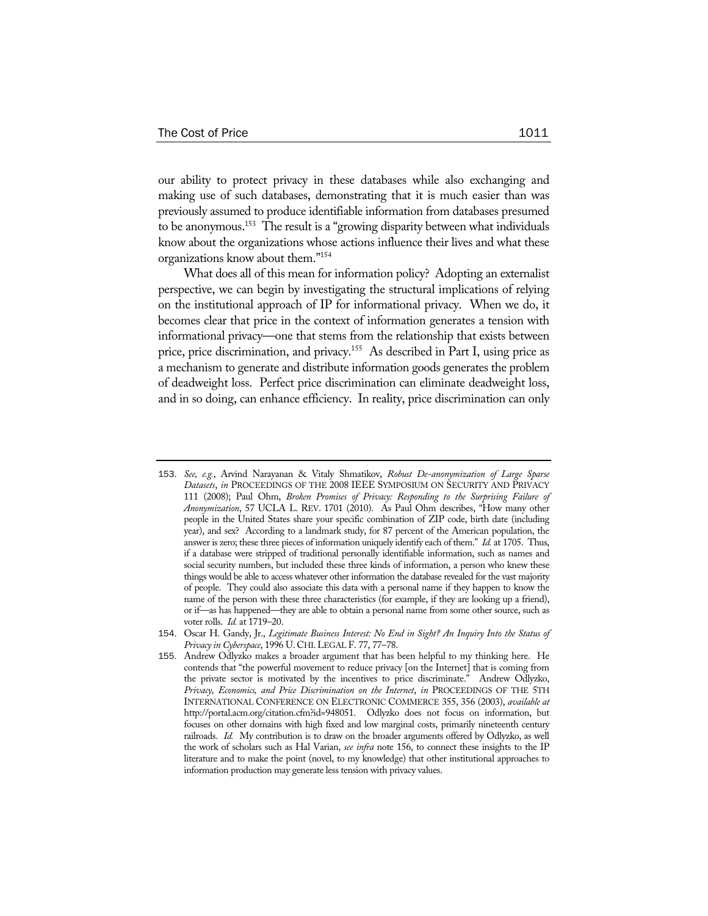our ability to protect privacy in these databases while also exchanging and making use of such databases, demonstrating that it is much easier than was previously assumed to produce identifiable information from databases presumed to be anonymous.[153] The result is a "growing disparity between what individuals know about the organizations whose actions influence their lives and what these organizations know about them."[154]

What does all of this mean for information policy? Adopting an externalist perspective, we can begin by investigating the structural implications of relying on the institutional approach of IP for informational privacy. When we do, it becomes clear that price in the context of information generates a tension with informational privacy—one that stems from the relationship that exists between price, price discrimination, and privacy.[155] As described in Part I, using price as a mechanism to generate and distribute information goods generates the problem of deadweight loss. Perfect price discrimination can eliminate deadweight loss, and in so doing, can enhance efficiency. In reality, price discrimination can only

---

153. *See, e.g.*, Arvind Narayanan & Vitaly Shmatikov, *Robust De-anonymization of Large Sparse Datasets*, *in* PROCEEDINGS OF THE 2008 IEEE SYMPOSIUM ON SECURITY AND PRIVACY 111 (2008); Paul Ohm, *Broken Promises of Privacy: Responding to the Surprising Failure of Anonymization*, 57 UCLA L. REV. 1701 (2010). As Paul Ohm describes, "How many other people in the United States share your specific combination of ZIP code, birth date (including year), and sex? According to a landmark study, for 87 percent of the American population, the answer is zero; these three pieces of information uniquely identify each of them." *Id.* at 1705. Thus, if a database were stripped of traditional personally identifiable information, such as names and social security numbers, but included these three kinds of information, a person who knew these things would be able to access whatever other information the database revealed for the vast majority of people. They could also associate this data with a personal name if they happen to know the name of the person with these three characteristics (for example, if they are looking up a friend), or if—as has happened—they are able to obtain a personal name from some other source, such as voter rolls. *Id.* at 1719–20.

154. Oscar H. Gandy, Jr., *Legitimate Business Interest: No End in Sight? An Inquiry Into the Status of Privacy in Cyberspace*, 1996 U. CHI. LEGAL F. 77, 77–78.

155. Andrew Odlyzko makes a broader argument that has been helpful to my thinking here. He contends that "the powerful movement to reduce privacy [on the Internet] that is coming from the private sector is motivated by the incentives to price discriminate." Andrew Odlyzko, *Privacy, Economics, and Price Discrimination on the Internet*, *in* PROCEEDINGS OF THE 5TH INTERNATIONAL CONFERENCE ON ELECTRONIC COMMERCE 355, 356 (2003), *available at* http://portal.acm.org/citation.cfm?id=948051. Odlyzko does not focus on information, but focuses on other domains with high fixed and low marginal costs, primarily nineteenth century railroads. *Id.* My contribution is to draw on the broader arguments offered by Odlyzko, as well the work of scholars such as Hal Varian, *see infra* note 156, to connect these insights to the IP literature and to make the point (novel, to my knowledge) that other institutional approaches to information production may generate less tension with privacy values.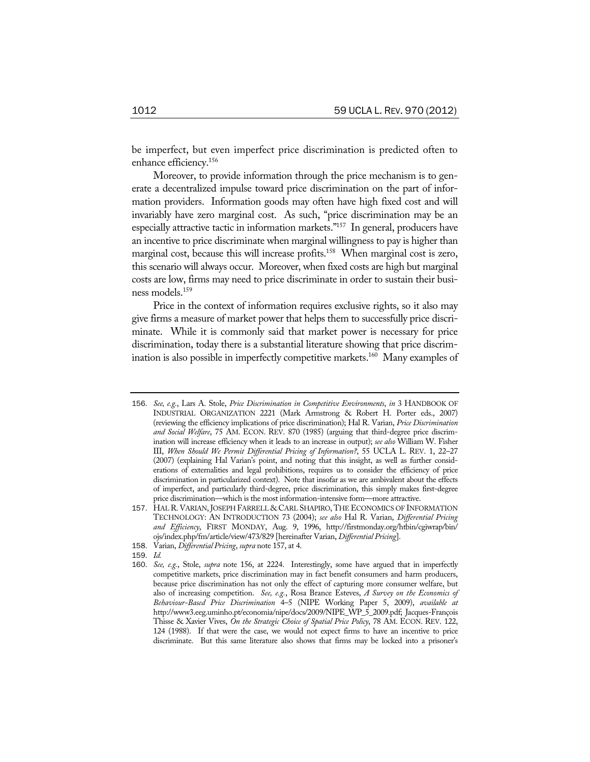be imperfect, but even imperfect price discrimination is predicted often to enhance efficiency.[156]

Moreover, to provide information through the price mechanism is to generate a decentralized impulse toward price discrimination on the part of information providers. Information goods may often have high fixed cost and will invariably have zero marginal cost. As such, "price discrimination may be an especially attractive tactic in information markets."[157] In general, producers have an incentive to price discriminate when marginal willingness to pay is higher than marginal cost, because this will increase profits.[158] When marginal cost is zero, this scenario will always occur. Moreover, when fixed costs are high but marginal costs are low, firms may need to price discriminate in order to sustain their business models.[159]

Price in the context of information requires exclusive rights, so it also may give firms a measure of market power that helps them to successfully price discriminate. While it is commonly said that market power is necessary for price discrimination, today there is a substantial literature showing that price discrimination is also possible in imperfectly competitive markets.[160] Many examples of

---

156. *See, e.g.*, Lars A. Stole, *Price Discrimination in Competitive Environments*, *in* 3 HANDBOOK OF INDUSTRIAL ORGANIZATION 2221 (Mark Armstrong & Robert H. Porter eds., 2007) (reviewing the efficiency implications of price discrimination); Hal R. Varian, *Price Discrimination and Social Welfare*, 75 AM. ECON. REV. 870 (1985) (arguing that third-degree price discrimination will increase efficiency when it leads to an increase in output); *see also* William W. Fisher III, *When Should We Permit Differential Pricing of Information?*, 55 UCLA L. REV. 1, 22–27 (2007) (explaining Hal Varian's point, and noting that this insight, as well as further considerations of externalities and legal prohibitions, requires us to consider the efficiency of price discrimination in particularized context). Note that insofar as we are ambivalent about the effects of imperfect, and particularly third-degree, price discrimination, this simply makes first-degree price discrimination—which is the most information-intensive form—more attractive.

157. HAL R. VARIAN, JOSEPH FARRELL & CARL SHAPIRO, THE ECONOMICS OF INFORMATION TECHNOLOGY: AN INTRODUCTION 73 (2004); *see also* Hal R. Varian, *Differential Pricing and Efficiency*, FIRST MONDAY, Aug. 9, 1996, http://firstmonday.org/htbin/cgiwrap/bin/ojs/index.php/fm/article/view/473/829 [hereinafter Varian, *Differential Pricing*].

158. Varian, *Differential Pricing*, *supra* note 157, at 4.

159. *Id.*

160. *See, e.g.*, Stole, *supra* note 156, at 2224. Interestingly, some have argued that in imperfectly competitive markets, price discrimination may in fact benefit consumers and harm producers, because price discrimination has not only the effect of capturing more consumer welfare, but also of increasing competition. *See, e.g.*, Rosa Brance Esteves, *A Survey on the Economics of Behaviour-Based Price Discrimination* 4–5 (NIPE Working Paper 5, 2009), *available at* http://www3.eeg.uminho.pt/economia/nipe/docs/2009/NIPE_WP_5_2009.pdf; Jacques-François Thisse & Xavier Vives, *On the Strategic Choice of Spatial Price Policy*, 78 AM. ECON. REV. 122, 124 (1988). If that were the case, we would not expect firms to have an incentive to price discriminate. But this same literature also shows that firms may be locked into a prisoner's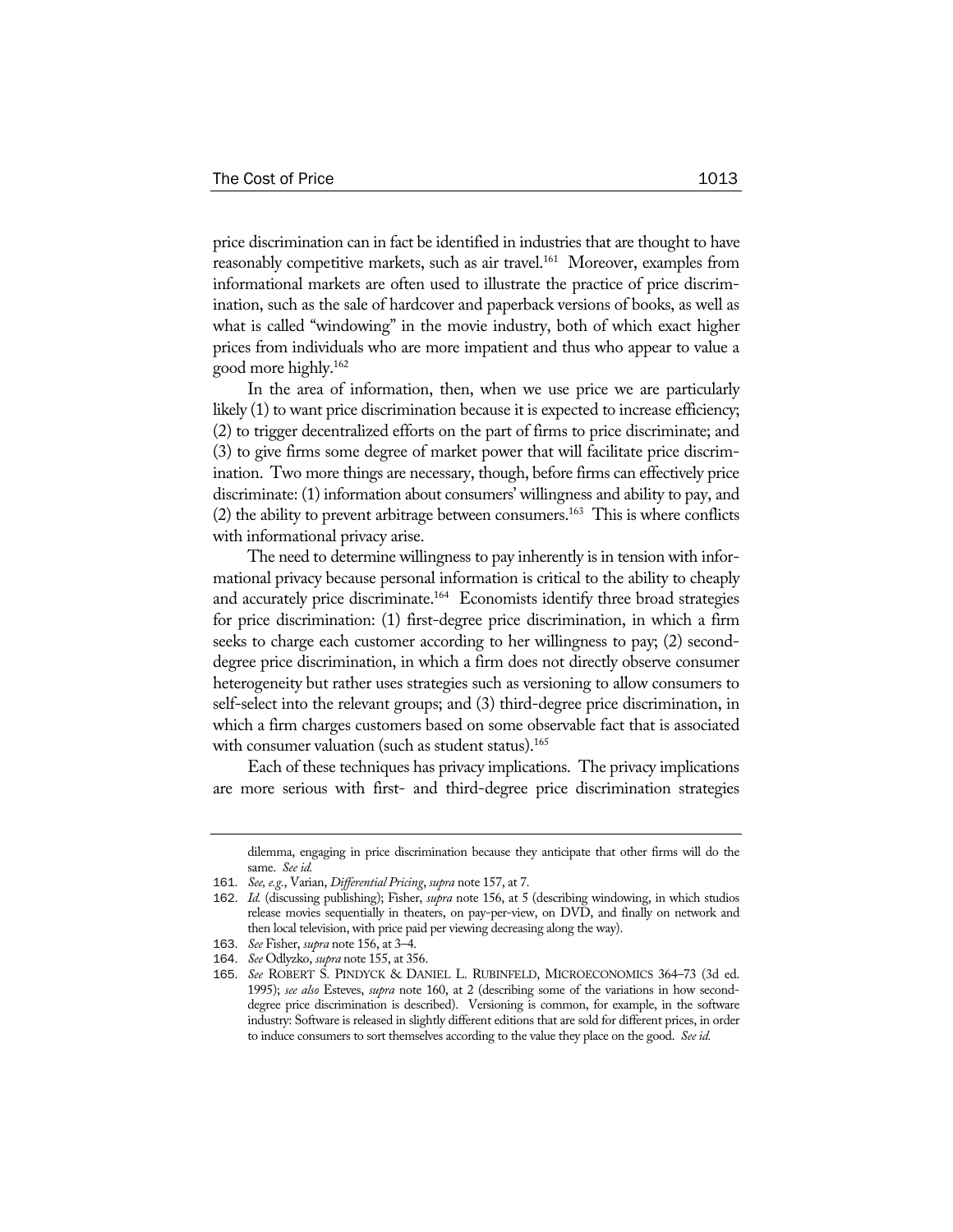price discrimination can in fact be identified in industries that are thought to have reasonably competitive markets, such as air travel.[161] Moreover, examples from informational markets are often used to illustrate the practice of price discrimination, such as the sale of hardcover and paperback versions of books, as well as what is called "windowing" in the movie industry, both of which exact higher prices from individuals who are more impatient and thus who appear to value a good more highly.[162]

In the area of information, then, when we use price we are particularly likely (1) to want price discrimination because it is expected to increase efficiency; (2) to trigger decentralized efforts on the part of firms to price discriminate; and (3) to give firms some degree of market power that will facilitate price discrimination. Two more things are necessary, though, before firms can effectively price discriminate: (1) information about consumers' willingness and ability to pay, and (2) the ability to prevent arbitrage between consumers.[163] This is where conflicts with informational privacy arise.

The need to determine willingness to pay inherently is in tension with informational privacy because personal information is critical to the ability to cheaply and accurately price discriminate.[164] Economists identify three broad strategies for price discrimination: (1) first-degree price discrimination, in which a firm seeks to charge each customer according to her willingness to pay; (2) second-degree price discrimination, in which a firm does not directly observe consumer heterogeneity but rather uses strategies such as versioning to allow consumers to self-select into the relevant groups; and (3) third-degree price discrimination, in which a firm charges customers based on some observable fact that is associated with consumer valuation (such as student status).[165]

Each of these techniques has privacy implications. The privacy implications are more serious with first- and third-degree price discrimination strategies

---

dilemma, engaging in price discrimination because they anticipate that other firms will do the same. *See id.*

161. *See, e.g.*, Varian, *Differential Pricing*, *supra* note 157, at 7.

162. *Id.* (discussing publishing); Fisher, *supra* note 156, at 5 (describing windowing, in which studios release movies sequentially in theaters, on pay-per-view, on DVD, and finally on network and then local television, with price paid per viewing decreasing along the way).

163. *See* Fisher, *supra* note 156, at 3–4.

164. *See* Odlyzko, *supra* note 155, at 356.

165. *See* ROBERT S. PINDYCK & DANIEL L. RUBINFELD, MICROECONOMICS 364–73 (3d ed. 1995); *see also* Esteves, *supra* note 160, at 2 (describing some of the variations in how second-degree price discrimination is described). Versioning is common, for example, in the software industry: Software is released in slightly different editions that are sold for different prices, in order to induce consumers to sort themselves according to the value they place on the good. *See id.*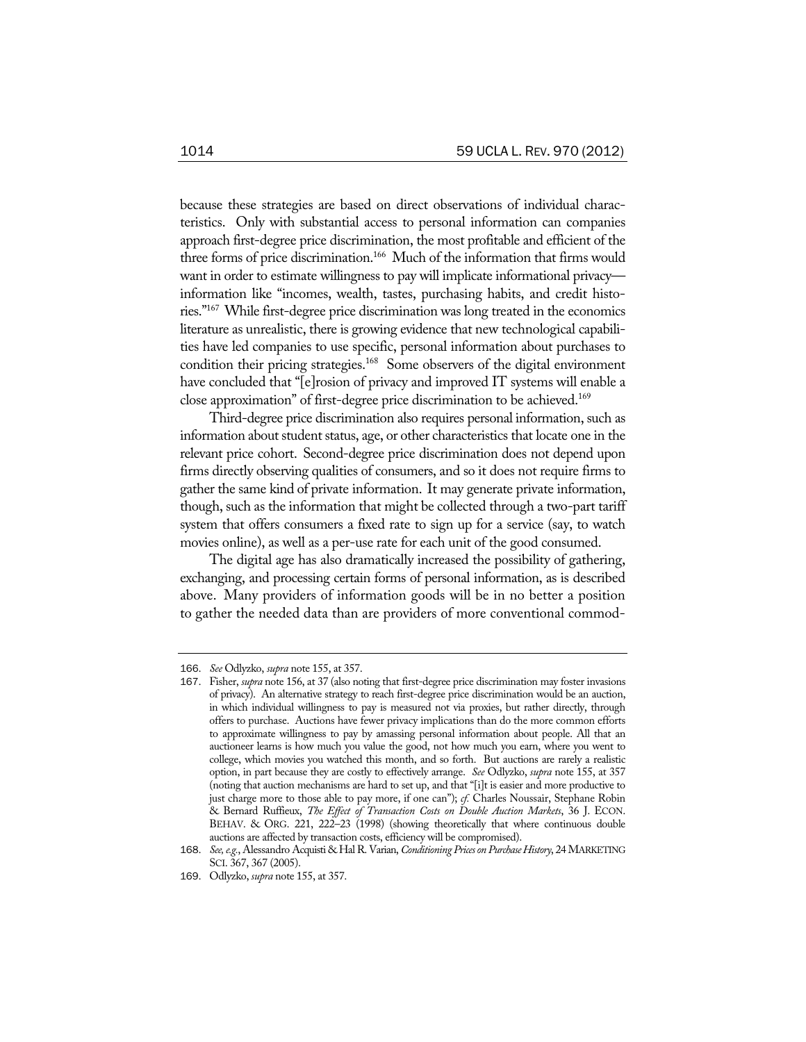because these strategies are based on direct observations of individual characteristics. Only with substantial access to personal information can companies approach first-degree price discrimination, the most profitable and efficient of the three forms of price discrimination.[166] Much of the information that firms would want in order to estimate willingness to pay will implicate informational privacy—information like "incomes, wealth, tastes, purchasing habits, and credit histories."[167] While first-degree price discrimination was long treated in the economics literature as unrealistic, there is growing evidence that new technological capabilities have led companies to use specific, personal information about purchases to condition their pricing strategies.[168] Some observers of the digital environment have concluded that "[e]rosion of privacy and improved IT systems will enable a close approximation" of first-degree price discrimination to be achieved.[169]

Third-degree price discrimination also requires personal information, such as information about student status, age, or other characteristics that locate one in the relevant price cohort. Second-degree price discrimination does not depend upon firms directly observing qualities of consumers, and so it does not require firms to gather the same kind of private information. It may generate private information, though, such as the information that might be collected through a two-part tariff system that offers consumers a fixed rate to sign up for a service (say, to watch movies online), as well as a per-use rate for each unit of the good consumed.

The digital age has also dramatically increased the possibility of gathering, exchanging, and processing certain forms of personal information, as is described above. Many providers of information goods will be in no better a position to gather the needed data than are providers of more conventional commod-

---

166. *See* Odlyzko, *supra* note 155, at 357.

167. Fisher, *supra* note 156, at 37 (also noting that first-degree price discrimination may foster invasions of privacy). An alternative strategy to reach first-degree price discrimination would be an auction, in which individual willingness to pay is measured not via proxies, but rather directly, through offers to purchase. Auctions have fewer privacy implications than do the more common efforts to approximate willingness to pay by amassing personal information about people. All that an auctioneer learns is how much you value the good, not how much you earn, where you went to college, which movies you watched this month, and so forth. But auctions are rarely a realistic option, in part because they are costly to effectively arrange. *See* Odlyzko, *supra* note 155, at 357 (noting that auction mechanisms are hard to set up, and that "[i]t is easier and more productive to just charge more to those able to pay more, if one can"); *cf.* Charles Noussair, Stephane Robin & Bernard Ruffieux, *The Effect of Transaction Costs on Double Auction Markets*, 36 J. ECON. BEHAV. & ORG. 221, 222–23 (1998) (showing theoretically that where continuous double auctions are affected by transaction costs, efficiency will be compromised).

168. *See, e.g.*, Alessandro Acquisti & Hal R. Varian, *Conditioning Prices on Purchase History*, 24 MARKETING SCI. 367, 367 (2005).

169. Odlyzko, *supra* note 155, at 357.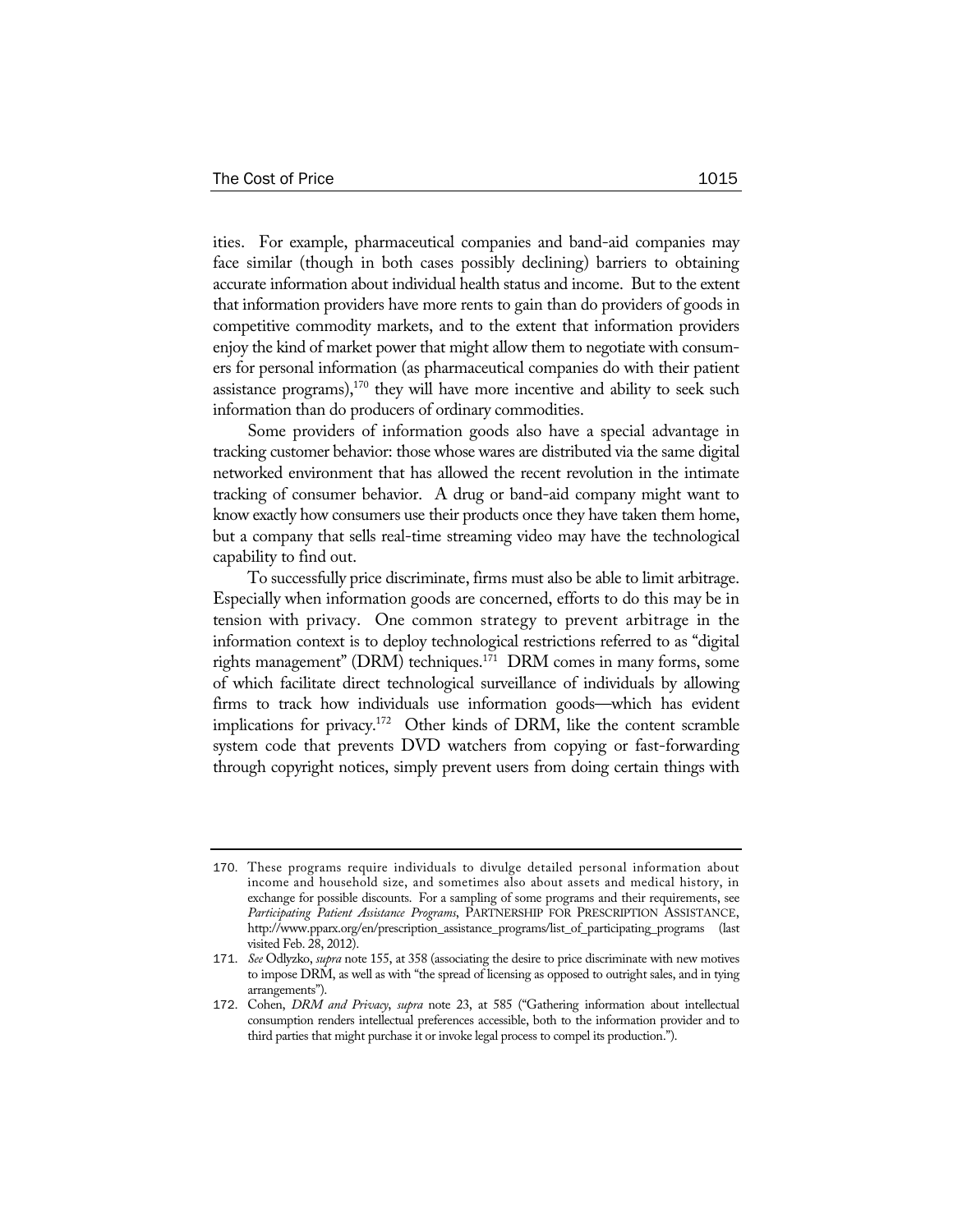ities. For example, pharmaceutical companies and band-aid companies may face similar (though in both cases possibly declining) barriers to obtaining accurate information about individual health status and income. But to the extent that information providers have more rents to gain than do providers of goods in competitive commodity markets, and to the extent that information providers enjoy the kind of market power that might allow them to negotiate with consumers for personal information (as pharmaceutical companies do with their patient assistance programs),[170] they will have more incentive and ability to seek such information than do producers of ordinary commodities.

Some providers of information goods also have a special advantage in tracking customer behavior: those whose wares are distributed via the same digital networked environment that has allowed the recent revolution in the intimate tracking of consumer behavior. A drug or band-aid company might want to know exactly how consumers use their products once they have taken them home, but a company that sells real-time streaming video may have the technological capability to find out.

To successfully price discriminate, firms must also be able to limit arbitrage. Especially when information goods are concerned, efforts to do this may be in tension with privacy. One common strategy to prevent arbitrage in the information context is to deploy technological restrictions referred to as "digital rights management" (DRM) techniques.[171] DRM comes in many forms, some of which facilitate direct technological surveillance of individuals by allowing firms to track how individuals use information goods—which has evident implications for privacy.[172] Other kinds of DRM, like the content scramble system code that prevents DVD watchers from copying or fast-forwarding through copyright notices, simply prevent users from doing certain things with

---

170. These programs require individuals to divulge detailed personal information about income and household size, and sometimes also about assets and medical history, in exchange for possible discounts. For a sampling of some programs and their requirements, see *Participating Patient Assistance Programs*, PARTNERSHIP FOR PRESCRIPTION ASSISTANCE, http://www.pparx.org/en/prescription_assistance_programs/list_of_participating_programs (last visited Feb. 28, 2012).

171. *See* Odlyzko, *supra* note 155, at 358 (associating the desire to price discriminate with new motives to impose DRM, as well as with "the spread of licensing as opposed to outright sales, and in tying arrangements").

172. Cohen, *DRM and Privacy*, *supra* note 23, at 585 ("Gathering information about intellectual consumption renders intellectual preferences accessible, both to the information provider and to third parties that might purchase it or invoke legal process to compel its production.").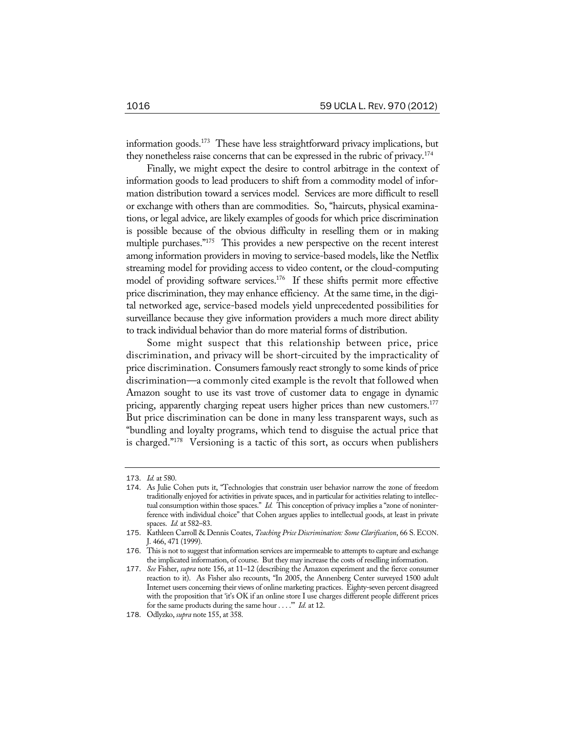information goods.[173] These have less straightforward privacy implications, but they nonetheless raise concerns that can be expressed in the rubric of privacy.[174]

Finally, we might expect the desire to control arbitrage in the context of information goods to lead producers to shift from a commodity model of information distribution toward a services model. Services are more difficult to resell or exchange with others than are commodities. So, "haircuts, physical examinations, or legal advice, are likely examples of goods for which price discrimination is possible because of the obvious difficulty in reselling them or in making multiple purchases."[175] This provides a new perspective on the recent interest among information providers in moving to service-based models, like the Netflix streaming model for providing access to video content, or the cloud-computing model of providing software services.[176] If these shifts permit more effective price discrimination, they may enhance efficiency. At the same time, in the digital networked age, service-based models yield unprecedented possibilities for surveillance because they give information providers a much more direct ability to track individual behavior than do more material forms of distribution.

Some might suspect that this relationship between price, price discrimination, and privacy will be short-circuited by the impracticality of price discrimination. Consumers famously react strongly to some kinds of price discrimination—a commonly cited example is the revolt that followed when Amazon sought to use its vast trove of customer data to engage in dynamic pricing, apparently charging repeat users higher prices than new customers.[177] But price discrimination can be done in many less transparent ways, such as "bundling and loyalty programs, which tend to disguise the actual price that is charged."[178] Versioning is a tactic of this sort, as occurs when publishers

---

173. *Id.* at 580.

174. As Julie Cohen puts it, "Technologies that constrain user behavior narrow the zone of freedom traditionally enjoyed for activities in private spaces, and in particular for activities relating to intellectual consumption within those spaces." *Id.* This conception of privacy implies a "zone of noninterference with individual choice" that Cohen argues applies to intellectual goods, at least in private spaces. *Id.* at 582–83.

175. Kathleen Carroll & Dennis Coates, *Teaching Price Discrimination: Some Clarification*, 66 S. ECON. J. 466, 471 (1999).

176. This is not to suggest that information services are impermeable to attempts to capture and exchange the implicated information, of course. But they may increase the costs of reselling information.

177. *See* Fisher, *supra* note 156, at 11–12 (describing the Amazon experiment and the fierce consumer reaction to it). As Fisher also recounts, "In 2005, the Annenberg Center surveyed 1500 adult Internet users concerning their views of online marketing practices. Eighty-seven percent disagreed with the proposition that 'it's OK if an online store I use charges different people different prices for the same products during the same hour . . . .'" *Id.* at 12.

178. Odlyzko, *supra* note 155, at 358.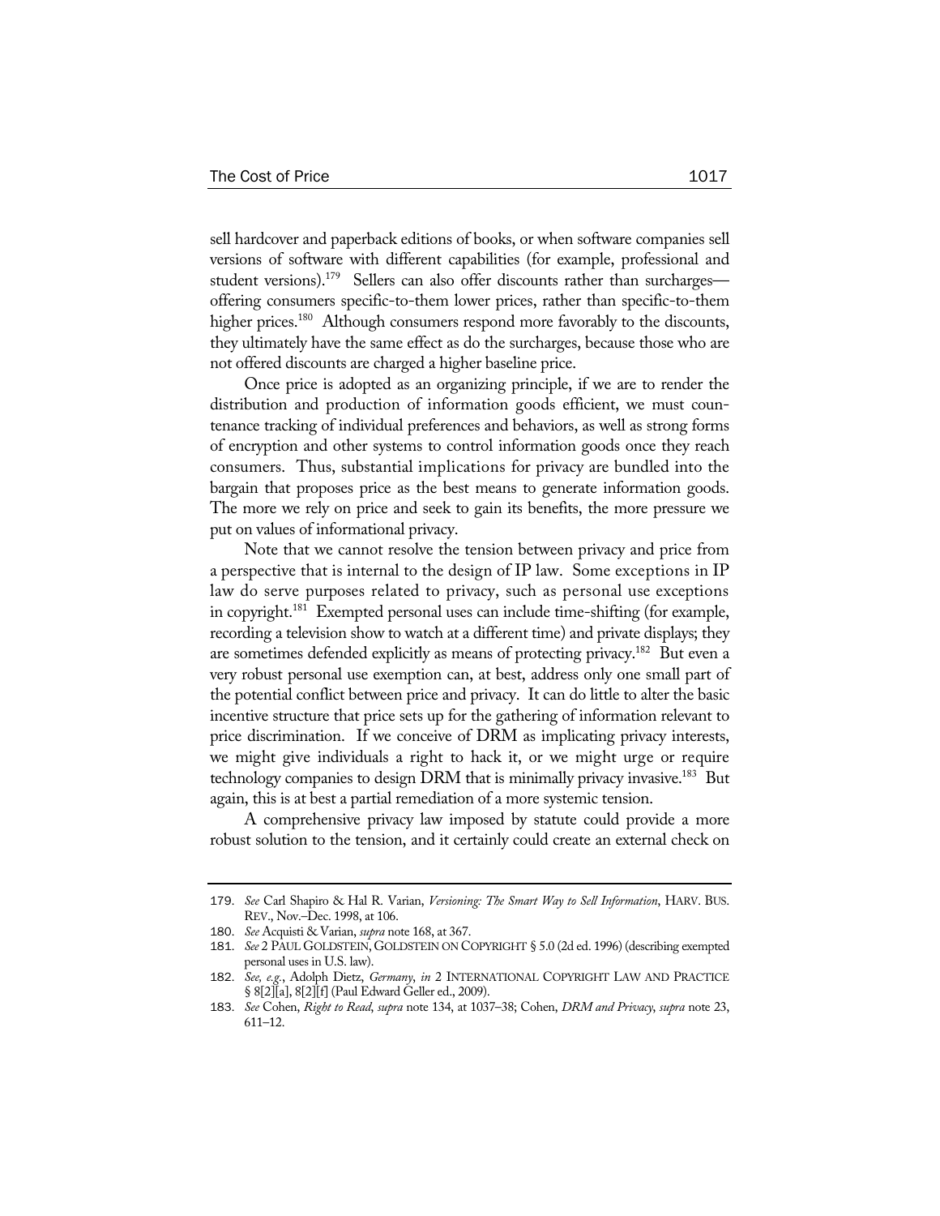sell hardcover and paperback editions of books, or when software companies sell versions of software with different capabilities (for example, professional and student versions).[179] Sellers can also offer discounts rather than surcharges—offering consumers specific-to-them lower prices, rather than specific-to-them higher prices.[180] Although consumers respond more favorably to the discounts, they ultimately have the same effect as do the surcharges, because those who are not offered discounts are charged a higher baseline price.

Once price is adopted as an organizing principle, if we are to render the distribution and production of information goods efficient, we must countenance tracking of individual preferences and behaviors, as well as strong forms of encryption and other systems to control information goods once they reach consumers. Thus, substantial implications for privacy are bundled into the bargain that proposes price as the best means to generate information goods. The more we rely on price and seek to gain its benefits, the more pressure we put on values of informational privacy.

Note that we cannot resolve the tension between privacy and price from a perspective that is internal to the design of IP law. Some exceptions in IP law do serve purposes related to privacy, such as personal use exceptions in copyright.[181] Exempted personal uses can include time-shifting (for example, recording a television show to watch at a different time) and private displays; they are sometimes defended explicitly as means of protecting privacy.[182] But even a very robust personal use exemption can, at best, address only one small part of the potential conflict between price and privacy. It can do little to alter the basic incentive structure that price sets up for the gathering of information relevant to price discrimination. If we conceive of DRM as implicating privacy interests, we might give individuals a right to hack it, or we might urge or require technology companies to design DRM that is minimally privacy invasive.[183] But again, this is at best a partial remediation of a more systemic tension.

A comprehensive privacy law imposed by statute could provide a more robust solution to the tension, and it certainly could create an external check on

---

179. *See* Carl Shapiro & Hal R. Varian, *Versioning: The Smart Way to Sell Information*, HARV. BUS. REV., Nov.–Dec. 1998, at 106.

180. *See* Acquisti & Varian, *supra* note 168, at 367.

181. *See* 2 PAUL GOLDSTEIN, GOLDSTEIN ON COPYRIGHT § 5.0 (2d ed. 1996) (describing exempted personal uses in U.S. law).

182. *See, e.g.*, Adolph Dietz, *Germany*, *in* 2 INTERNATIONAL COPYRIGHT LAW AND PRACTICE § 8[2][a], 8[2][f] (Paul Edward Geller ed., 2009).

183. *See* Cohen, *Right to Read*, *supra* note 134, at 1037–38; Cohen, *DRM and Privacy*, *supra* note 23, 611–12.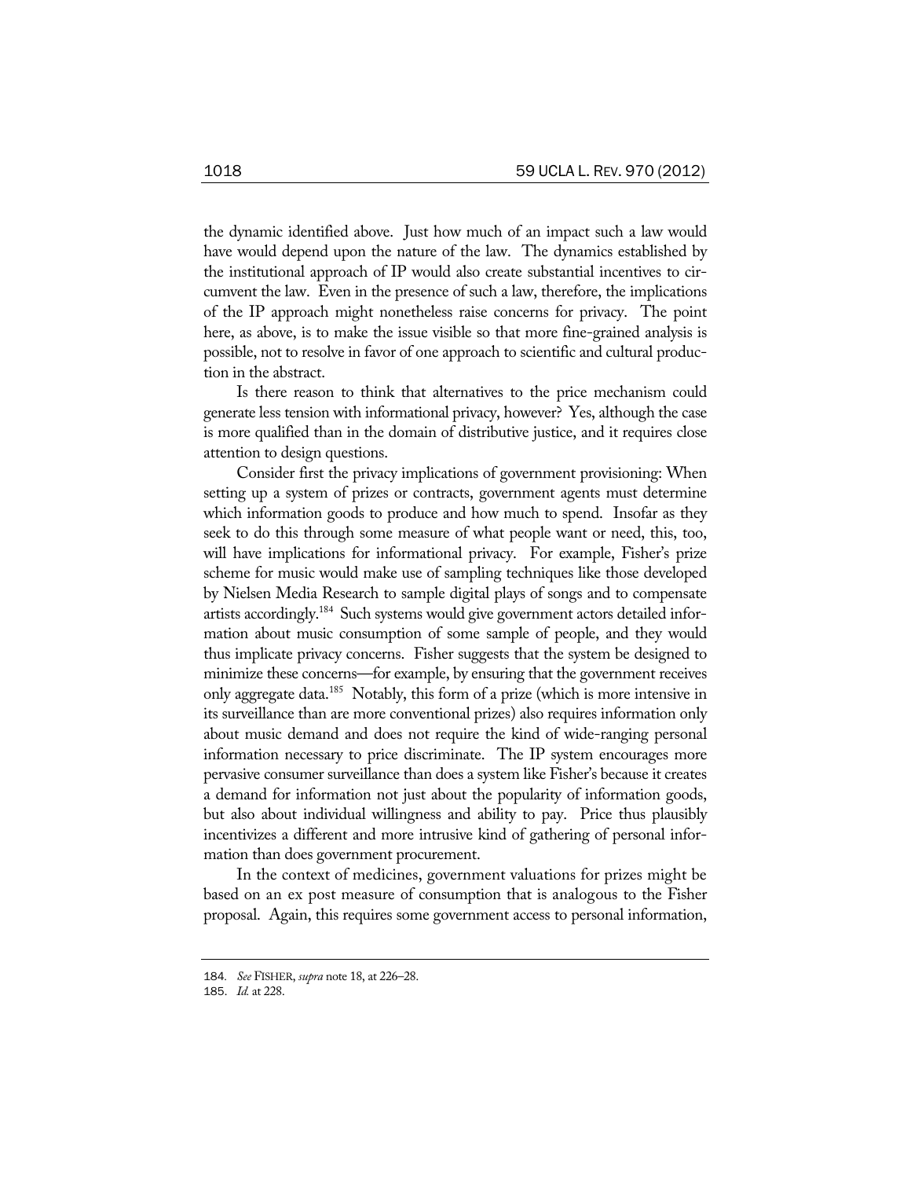the dynamic identified above. Just how much of an impact such a law would have would depend upon the nature of the law. The dynamics established by the institutional approach of IP would also create substantial incentives to circumvent the law. Even in the presence of such a law, therefore, the implications of the IP approach might nonetheless raise concerns for privacy. The point here, as above, is to make the issue visible so that more fine-grained analysis is possible, not to resolve in favor of one approach to scientific and cultural production in the abstract.

Is there reason to think that alternatives to the price mechanism could generate less tension with informational privacy, however? Yes, although the case is more qualified than in the domain of distributive justice, and it requires close attention to design questions.

Consider first the privacy implications of government provisioning: When setting up a system of prizes or contracts, government agents must determine which information goods to produce and how much to spend. Insofar as they seek to do this through some measure of what people want or need, this, too, will have implications for informational privacy. For example, Fisher's prize scheme for music would make use of sampling techniques like those developed by Nielsen Media Research to sample digital plays of songs and to compensate artists accordingly.[184] Such systems would give government actors detailed information about music consumption of some sample of people, and they would thus implicate privacy concerns. Fisher suggests that the system be designed to minimize these concerns—for example, by ensuring that the government receives only aggregate data.[185] Notably, this form of a prize (which is more intensive in its surveillance than are more conventional prizes) also requires information only about music demand and does not require the kind of wide-ranging personal information necessary to price discriminate. The IP system encourages more pervasive consumer surveillance than does a system like Fisher's because it creates a demand for information not just about the popularity of information goods, but also about individual willingness and ability to pay. Price thus plausibly incentivizes a different and more intrusive kind of gathering of personal information than does government procurement.

In the context of medicines, government valuations for prizes might be based on an ex post measure of consumption that is analogous to the Fisher proposal. Again, this requires some government access to personal information,

---

184. *See* FISHER, *supra* note 18, at 226–28.

185. *Id.* at 228.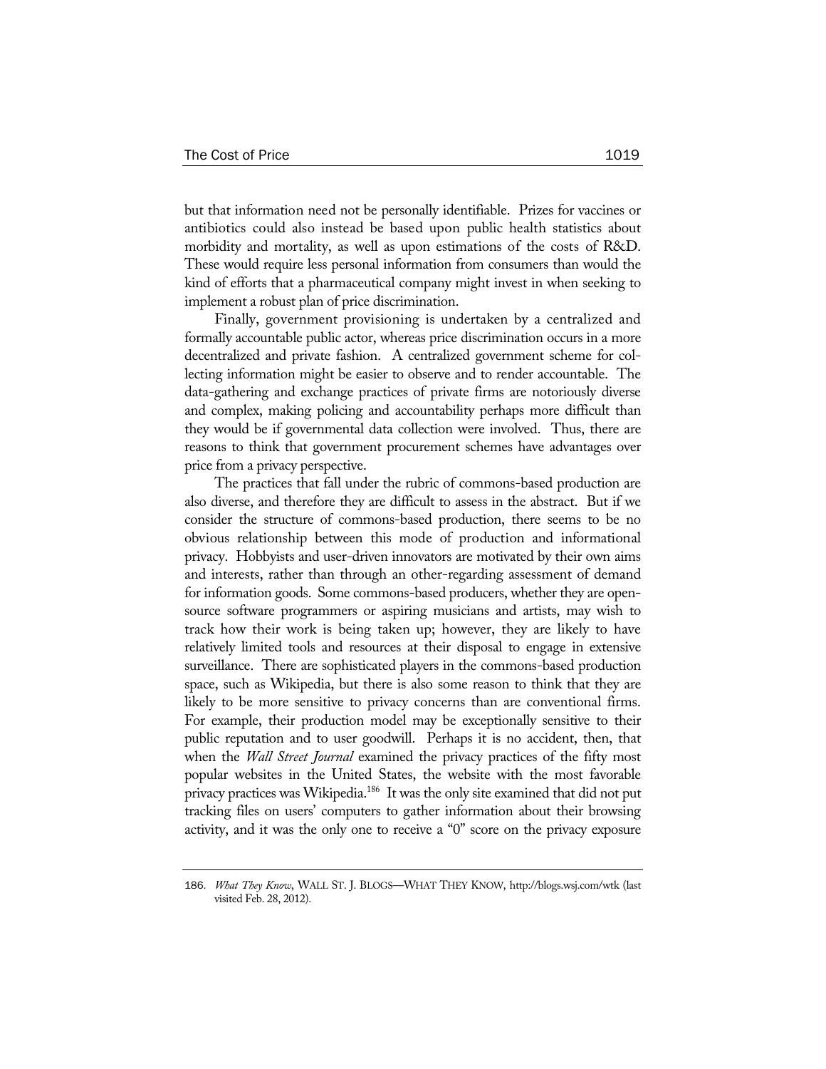but that information need not be personally identifiable. Prizes for vaccines or antibiotics could also instead be based upon public health statistics about morbidity and mortality, as well as upon estimations of the costs of R&D. These would require less personal information from consumers than would the kind of efforts that a pharmaceutical company might invest in when seeking to implement a robust plan of price discrimination.

Finally, government provisioning is undertaken by a centralized and formally accountable public actor, whereas price discrimination occurs in a more decentralized and private fashion. A centralized government scheme for collecting information might be easier to observe and to render accountable. The data-gathering and exchange practices of private firms are notoriously diverse and complex, making policing and accountability perhaps more difficult than they would be if governmental data collection were involved. Thus, there are reasons to think that government procurement schemes have advantages over price from a privacy perspective.

The practices that fall under the rubric of commons-based production are also diverse, and therefore they are difficult to assess in the abstract. But if we consider the structure of commons-based production, there seems to be no obvious relationship between this mode of production and informational privacy. Hobbyists and user-driven innovators are motivated by their own aims and interests, rather than through an other-regarding assessment of demand for information goods. Some commons-based producers, whether they are open-source software programmers or aspiring musicians and artists, may wish to track how their work is being taken up; however, they are likely to have relatively limited tools and resources at their disposal to engage in extensive surveillance. There are sophisticated players in the commons-based production space, such as Wikipedia, but there is also some reason to think that they are likely to be more sensitive to privacy concerns than are conventional firms. For example, their production model may be exceptionally sensitive to their public reputation and to user goodwill. Perhaps it is no accident, then, that when the *Wall Street Journal* examined the privacy practices of the fifty most popular websites in the United States, the website with the most favorable privacy practices was Wikipedia.[186] It was the only site examined that did not put tracking files on users' computers to gather information about their browsing activity, and it was the only one to receive a "0" score on the privacy exposure

---

186. *What They Know*, WALL ST. J. BLOGS—WHAT THEY KNOW, http://blogs.wsj.com/wtk (last visited Feb. 28, 2012).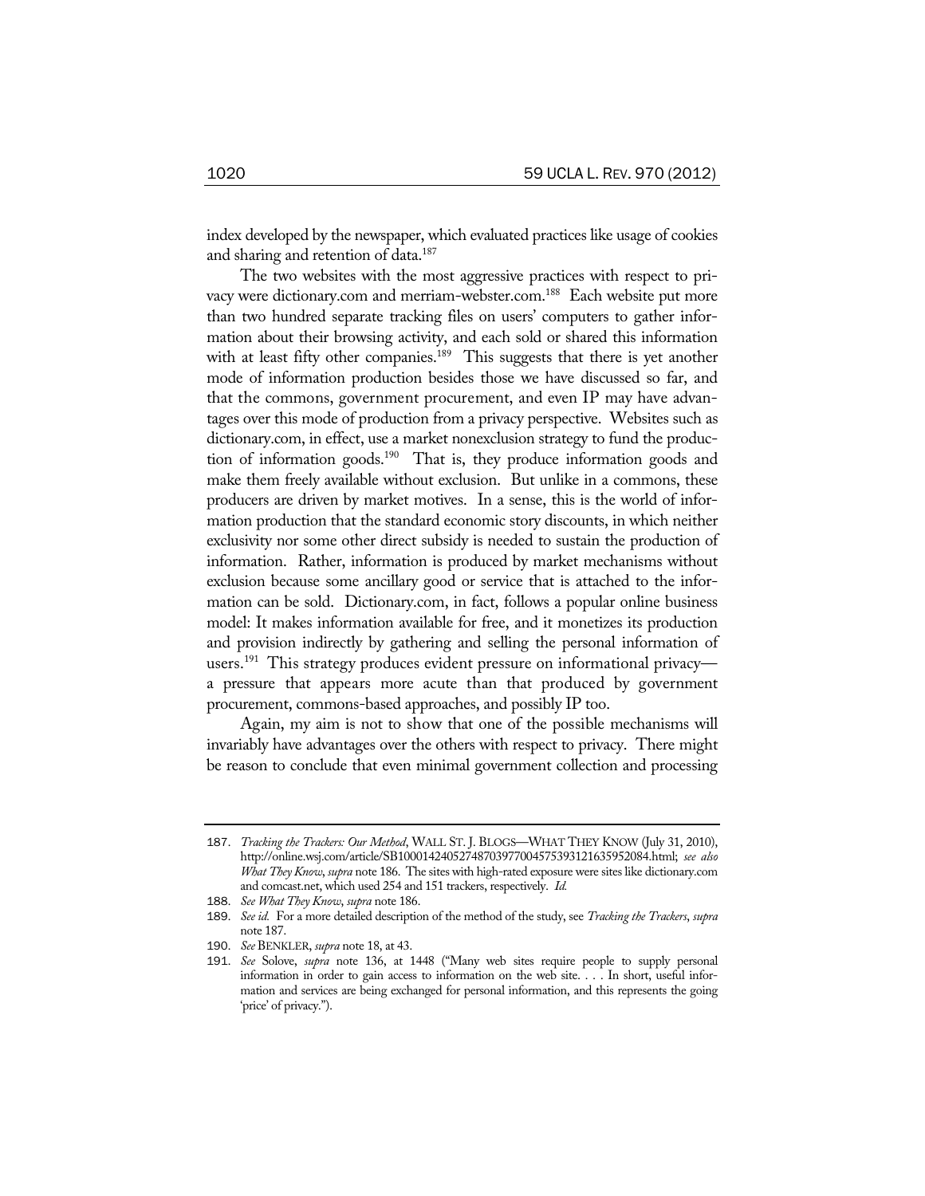index developed by the newspaper, which evaluated practices like usage of cookies and sharing and retention of data.[187]

The two websites with the most aggressive practices with respect to privacy were dictionary.com and merriam-webster.com.[188] Each website put more than two hundred separate tracking files on users' computers to gather information about their browsing activity, and each sold or shared this information with at least fifty other companies.[189] This suggests that there is yet another mode of information production besides those we have discussed so far, and that the commons, government procurement, and even IP may have advantages over this mode of production from a privacy perspective. Websites such as dictionary.com, in effect, use a market nonexclusion strategy to fund the production of information goods.[190] That is, they produce information goods and make them freely available without exclusion. But unlike in a commons, these producers are driven by market motives. In a sense, this is the world of information production that the standard economic story discounts, in which neither exclusivity nor some other direct subsidy is needed to sustain the production of information. Rather, information is produced by market mechanisms without exclusion because some ancillary good or service that is attached to the information can be sold. Dictionary.com, in fact, follows a popular online business model: It makes information available for free, and it monetizes its production and provision indirectly by gathering and selling the personal information of users.[191] This strategy produces evident pressure on informational privacy—a pressure that appears more acute than that produced by government procurement, commons-based approaches, and possibly IP too.

Again, my aim is not to show that one of the possible mechanisms will invariably have advantages over the others with respect to privacy. There might be reason to conclude that even minimal government collection and processing

---

187. *Tracking the Trackers: Our Method*, WALL ST. J. BLOGS—WHAT THEY KNOW (July 31, 2010), http://online.wsj.com/article/SB10001424052748703977004575393121635952084.html; *see also What They Know*, *supra* note 186. The sites with high-rated exposure were sites like dictionary.com and comcast.net, which used 254 and 151 trackers, respectively. *Id.*

188. *See What They Know*, *supra* note 186.

189. *See id.* For a more detailed description of the method of the study, see *Tracking the Trackers*, *supra* note 187.

190. *See* BENKLER, *supra* note 18, at 43.

191. *See* Solove, *supra* note 136, at 1448 ("Many web sites require people to supply personal information in order to gain access to information on the web site. . . . In short, useful information and services are being exchanged for personal information, and this represents the going 'price' of privacy.").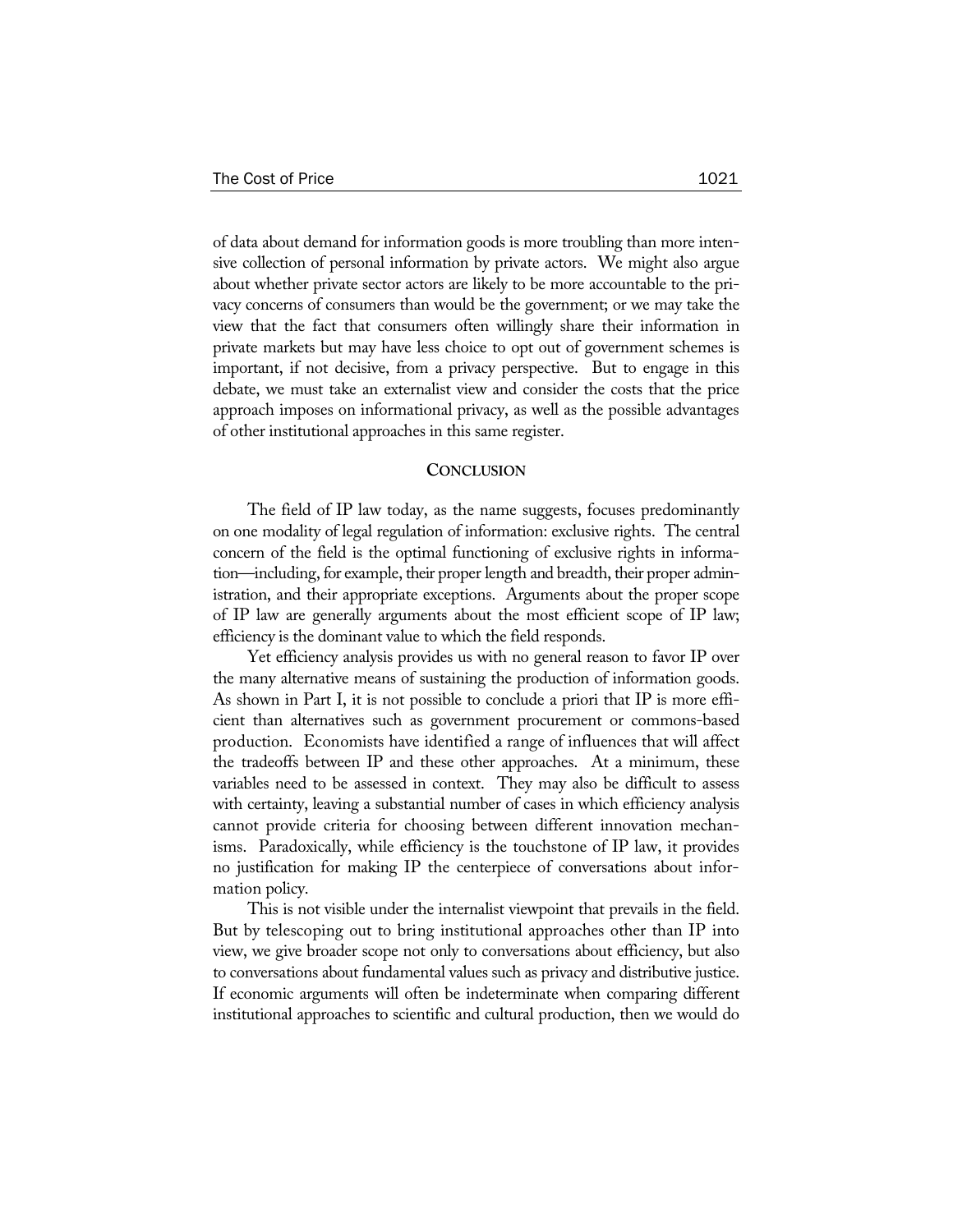of data about demand for information goods is more troubling than more intensive collection of personal information by private actors. We might also argue about whether private sector actors are likely to be more accountable to the privacy concerns of consumers than would be the government; or we may take the view that the fact that consumers often willingly share their information in private markets but may have less choice to opt out of government schemes is important, if not decisive, from a privacy perspective. But to engage in this debate, we must take an externalist view and consider the costs that the price approach imposes on informational privacy, as well as the possible advantages of other institutional approaches in this same register.

## CONCLUSION

The field of IP law today, as the name suggests, focuses predominantly on one modality of legal regulation of information: exclusive rights. The central concern of the field is the optimal functioning of exclusive rights in information—including, for example, their proper length and breadth, their proper administration, and their appropriate exceptions. Arguments about the proper scope of IP law are generally arguments about the most efficient scope of IP law; efficiency is the dominant value to which the field responds.

Yet efficiency analysis provides us with no general reason to favor IP over the many alternative means of sustaining the production of information goods. As shown in Part I, it is not possible to conclude a priori that IP is more efficient than alternatives such as government procurement or commons-based production. Economists have identified a range of influences that will affect the tradeoffs between IP and these other approaches. At a minimum, these variables need to be assessed in context. They may also be difficult to assess with certainty, leaving a substantial number of cases in which efficiency analysis cannot provide criteria for choosing between different innovation mechanisms. Paradoxically, while efficiency is the touchstone of IP law, it provides no justification for making IP the centerpiece of conversations about information policy.

This is not visible under the internalist viewpoint that prevails in the field. But by telescoping out to bring institutional approaches other than IP into view, we give broader scope not only to conversations about efficiency, but also to conversations about fundamental values such as privacy and distributive justice. If economic arguments will often be indeterminate when comparing different institutional approaches to scientific and cultural production, then we would do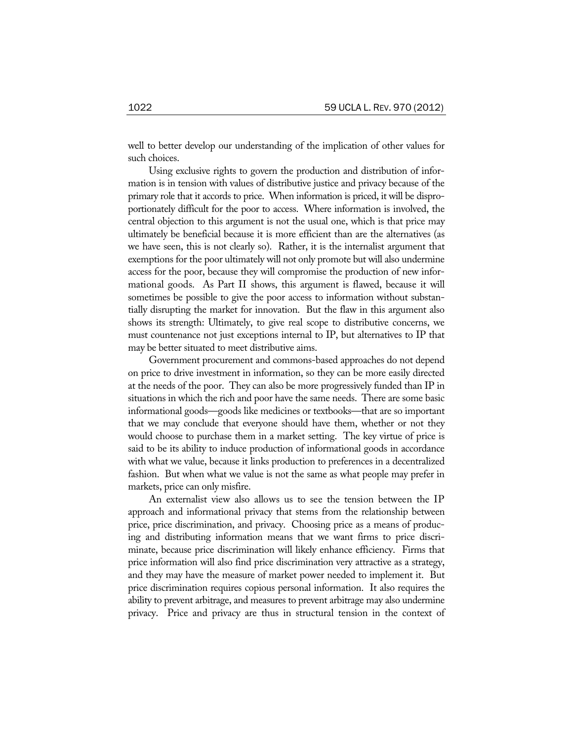well to better develop our understanding of the implication of other values for such choices.

Using exclusive rights to govern the production and distribution of information is in tension with values of distributive justice and privacy because of the primary role that it accords to price. When information is priced, it will be disproportionately difficult for the poor to access. Where information is involved, the central objection to this argument is not the usual one, which is that price may ultimately be beneficial because it is more efficient than are the alternatives (as we have seen, this is not clearly so). Rather, it is the internalist argument that exemptions for the poor ultimately will not only promote but will also undermine access for the poor, because they will compromise the production of new informational goods. As Part II shows, this argument is flawed, because it will sometimes be possible to give the poor access to information without substantially disrupting the market for innovation. But the flaw in this argument also shows its strength: Ultimately, to give real scope to distributive concerns, we must countenance not just exceptions internal to IP, but alternatives to IP that may be better situated to meet distributive aims.

Government procurement and commons-based approaches do not depend on price to drive investment in information, so they can be more easily directed at the needs of the poor. They can also be more progressively funded than IP in situations in which the rich and poor have the same needs. There are some basic informational goods—goods like medicines or textbooks—that are so important that we may conclude that everyone should have them, whether or not they would choose to purchase them in a market setting. The key virtue of price is said to be its ability to induce production of informational goods in accordance with what we value, because it links production to preferences in a decentralized fashion. But when what we value is not the same as what people may prefer in markets, price can only misfire.

An externalist view also allows us to see the tension between the IP approach and informational privacy that stems from the relationship between price, price discrimination, and privacy. Choosing price as a means of producing and distributing information means that we want firms to price discriminate, because price discrimination will likely enhance efficiency. Firms that price information will also find price discrimination very attractive as a strategy, and they may have the measure of market power needed to implement it. But price discrimination requires copious personal information. It also requires the ability to prevent arbitrage, and measures to prevent arbitrage may also undermine privacy. Price and privacy are thus in structural tension in the context of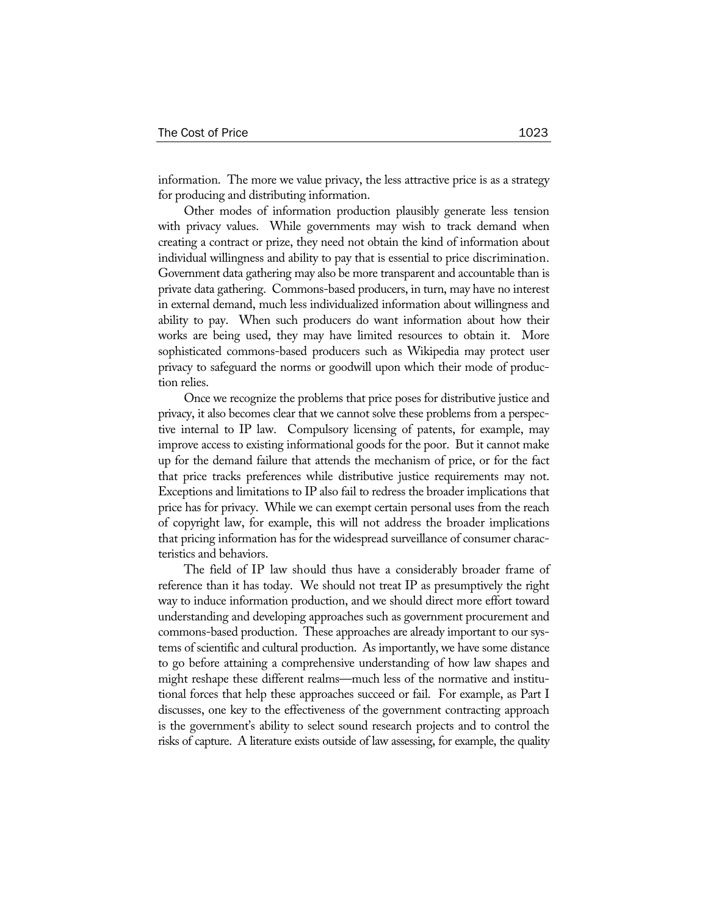information. The more we value privacy, the less attractive price is as a strategy for producing and distributing information.

Other modes of information production plausibly generate less tension with privacy values. While governments may wish to track demand when creating a contract or prize, they need not obtain the kind of information about individual willingness and ability to pay that is essential to price discrimination. Government data gathering may also be more transparent and accountable than is private data gathering. Commons-based producers, in turn, may have no interest in external demand, much less individualized information about willingness and ability to pay. When such producers do want information about how their works are being used, they may have limited resources to obtain it. More sophisticated commons-based producers such as Wikipedia may protect user privacy to safeguard the norms or goodwill upon which their mode of production relies.

Once we recognize the problems that price poses for distributive justice and privacy, it also becomes clear that we cannot solve these problems from a perspective internal to IP law. Compulsory licensing of patents, for example, may improve access to existing informational goods for the poor. But it cannot make up for the demand failure that attends the mechanism of price, or for the fact that price tracks preferences while distributive justice requirements may not. Exceptions and limitations to IP also fail to redress the broader implications that price has for privacy. While we can exempt certain personal uses from the reach of copyright law, for example, this will not address the broader implications that pricing information has for the widespread surveillance of consumer characteristics and behaviors.

The field of IP law should thus have a considerably broader frame of reference than it has today. We should not treat IP as presumptively the right way to induce information production, and we should direct more effort toward understanding and developing approaches such as government procurement and commons-based production. These approaches are already important to our systems of scientific and cultural production. As importantly, we have some distance to go before attaining a comprehensive understanding of how law shapes and might reshape these different realms—much less of the normative and institutional forces that help these approaches succeed or fail. For example, as Part I discusses, one key to the effectiveness of the government contracting approach is the government's ability to select sound research projects and to control the risks of capture. A literature exists outside of law assessing, for example, the quality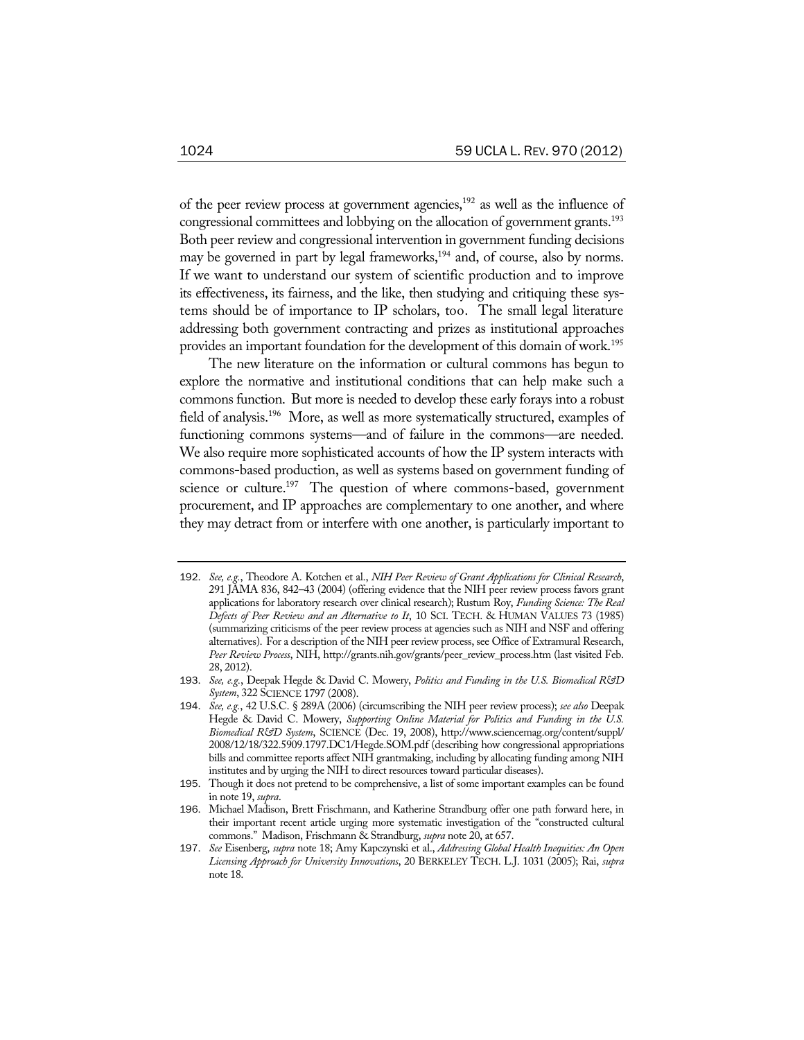of the peer review process at government agencies,[192] as well as the influence of congressional committees and lobbying on the allocation of government grants.[193] Both peer review and congressional intervention in government funding decisions may be governed in part by legal frameworks,[194] and, of course, also by norms. If we want to understand our system of scientific production and to improve its effectiveness, its fairness, and the like, then studying and critiquing these systems should be of importance to IP scholars, too. The small legal literature addressing both government contracting and prizes as institutional approaches provides an important foundation for the development of this domain of work.[195]

The new literature on the information or cultural commons has begun to explore the normative and institutional conditions that can help make such a commons function. But more is needed to develop these early forays into a robust field of analysis.[196] More, as well as more systematically structured, examples of functioning commons systems—and of failure in the commons—are needed. We also require more sophisticated accounts of how the IP system interacts with commons-based production, as well as systems based on government funding of science or culture.[197] The question of where commons-based, government procurement, and IP approaches are complementary to one another, and where they may detract from or interfere with one another, is particularly important to

---

192. *See, e.g.*, Theodore A. Kotchen et al., *NIH Peer Review of Grant Applications for Clinical Research*, 291 JAMA 836, 842–43 (2004) (offering evidence that the NIH peer review process favors grant applications for laboratory research over clinical research); Rustum Roy, *Funding Science: The Real Defects of Peer Review and an Alternative to It*, 10 SCI. TECH. & HUMAN VALUES 73 (1985) (summarizing criticisms of the peer review process at agencies such as NIH and NSF and offering alternatives). For a description of the NIH peer review process, see Office of Extramural Research, *Peer Review Process*, NIH, http://grants.nih.gov/grants/peer_review_process.htm (last visited Feb. 28, 2012).

193. *See, e.g.*, Deepak Hegde & David C. Mowery, *Politics and Funding in the U.S. Biomedical R&D System*, 322 SCIENCE 1797 (2008).

194. *See, e.g.*, 42 U.S.C. § 289A (2006) (circumscribing the NIH peer review process); *see also* Deepak Hegde & David C. Mowery, *Supporting Online Material for Politics and Funding in the U.S. Biomedical R&D System*, SCIENCE (Dec. 19, 2008), http://www.sciencemag.org/content/suppl/2008/12/18/322.5909.1797.DC1/Hegde.SOM.pdf (describing how congressional appropriations bills and committee reports affect NIH grantmaking, including by allocating funding among NIH institutes and by urging the NIH to direct resources toward particular diseases).

195. Though it does not pretend to be comprehensive, a list of some important examples can be found in note 19, *supra*.

196. Michael Madison, Brett Frischmann, and Katherine Strandburg offer one path forward here, in their important recent article urging more systematic investigation of the "constructed cultural commons." Madison, Frischmann & Strandburg, *supra* note 20, at 657.

197. *See* Eisenberg, *supra* note 18; Amy Kapczynski et al., *Addressing Global Health Inequities: An Open Licensing Approach for University Innovations*, 20 BERKELEY TECH. L.J. 1031 (2005); Rai, *supra* note 18.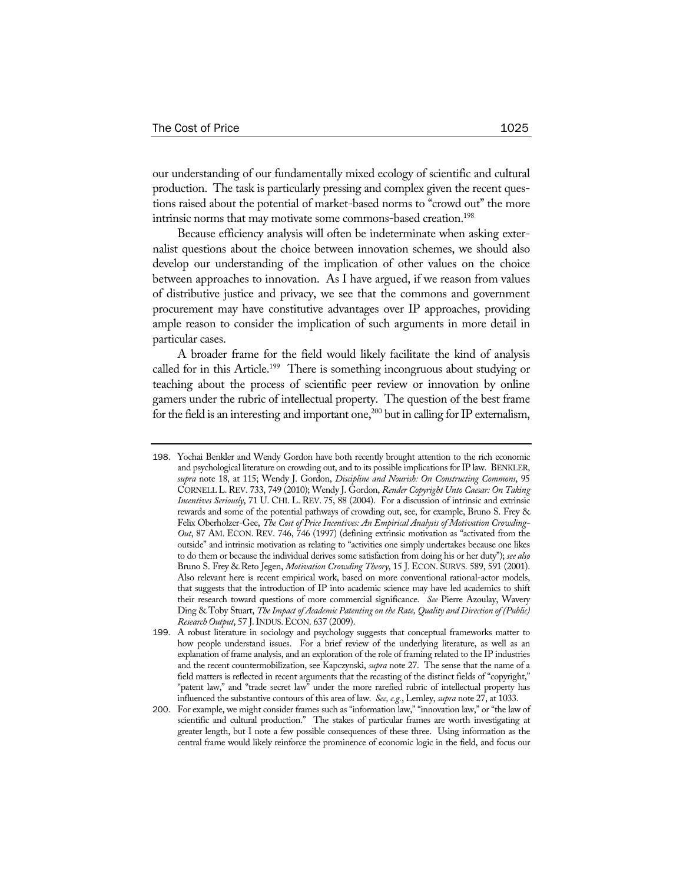our understanding of our fundamentally mixed ecology of scientific and cultural production. The task is particularly pressing and complex given the recent questions raised about the potential of market-based norms to "crowd out" the more intrinsic norms that may motivate some commons-based creation.[198]

Because efficiency analysis will often be indeterminate when asking externalist questions about the choice between innovation schemes, we should also develop our understanding of the implication of other values on the choice between approaches to innovation. As I have argued, if we reason from values of distributive justice and privacy, we see that the commons and government procurement may have constitutive advantages over IP approaches, providing ample reason to consider the implication of such arguments in more detail in particular cases.

A broader frame for the field would likely facilitate the kind of analysis called for in this Article.[199] There is something incongruous about studying or teaching about the process of scientific peer review or innovation by online gamers under the rubric of intellectual property. The question of the best frame for the field is an interesting and important one,[200] but in calling for IP externalism,

---

198. Yochai Benkler and Wendy Gordon have both recently brought attention to the rich economic and psychological literature on crowding out, and to its possible implications for IP law. BENKLER, *supra* note 18, at 115; Wendy J. Gordon, *Discipline and Nourish: On Constructing Commons*, 95 CORNELL L. REV. 733, 749 (2010); Wendy J. Gordon, *Render Copyright Unto Caesar: On Taking Incentives Seriously*, 71 U. CHI. L. REV. 75, 88 (2004). For a discussion of intrinsic and extrinsic rewards and some of the potential pathways of crowding out, see, for example, Bruno S. Frey & Felix Oberholzer-Gee, *The Cost of Price Incentives: An Empirical Analysis of Motivation Crowding-Out*, 87 AM. ECON. REV. 746, 746 (1997) (defining extrinsic motivation as "activated from the outside" and intrinsic motivation as relating to "activities one simply undertakes because one likes to do them or because the individual derives some satisfaction from doing his or her duty"); *see also* Bruno S. Frey & Reto Jegen, *Motivation Crowding Theory*, 15 J. ECON. SURVS. 589, 591 (2001). Also relevant here is recent empirical work, based on more conventional rational-actor models, that suggests that the introduction of IP into academic science may have led academics to shift their research toward questions of more commercial significance. *See* Pierre Azoulay, Wavery Ding & Toby Stuart, *The Impact of Academic Patenting on the Rate, Quality and Direction of (Public) Research Output*, 57 J. INDUS. ECON. 637 (2009).

199. A robust literature in sociology and psychology suggests that conceptual frameworks matter to how people understand issues. For a brief review of the underlying literature, as well as an explanation of frame analysis, and an exploration of the role of framing related to the IP industries and the recent countermobilization, see Kapczynski, *supra* note 27. The sense that the name of a field matters is reflected in recent arguments that the recasting of the distinct fields of "copyright," "patent law," and "trade secret law" under the more rarefied rubric of intellectual property has influenced the substantive contours of this area of law. *See, e.g.*, Lemley, *supra* note 27, at 1033.

200. For example, we might consider frames such as "information law," "innovation law," or "the law of scientific and cultural production." The stakes of particular frames are worth investigating at greater length, but I note a few possible consequences of these three. Using information as the central frame would likely reinforce the prominence of economic logic in the field, and focus our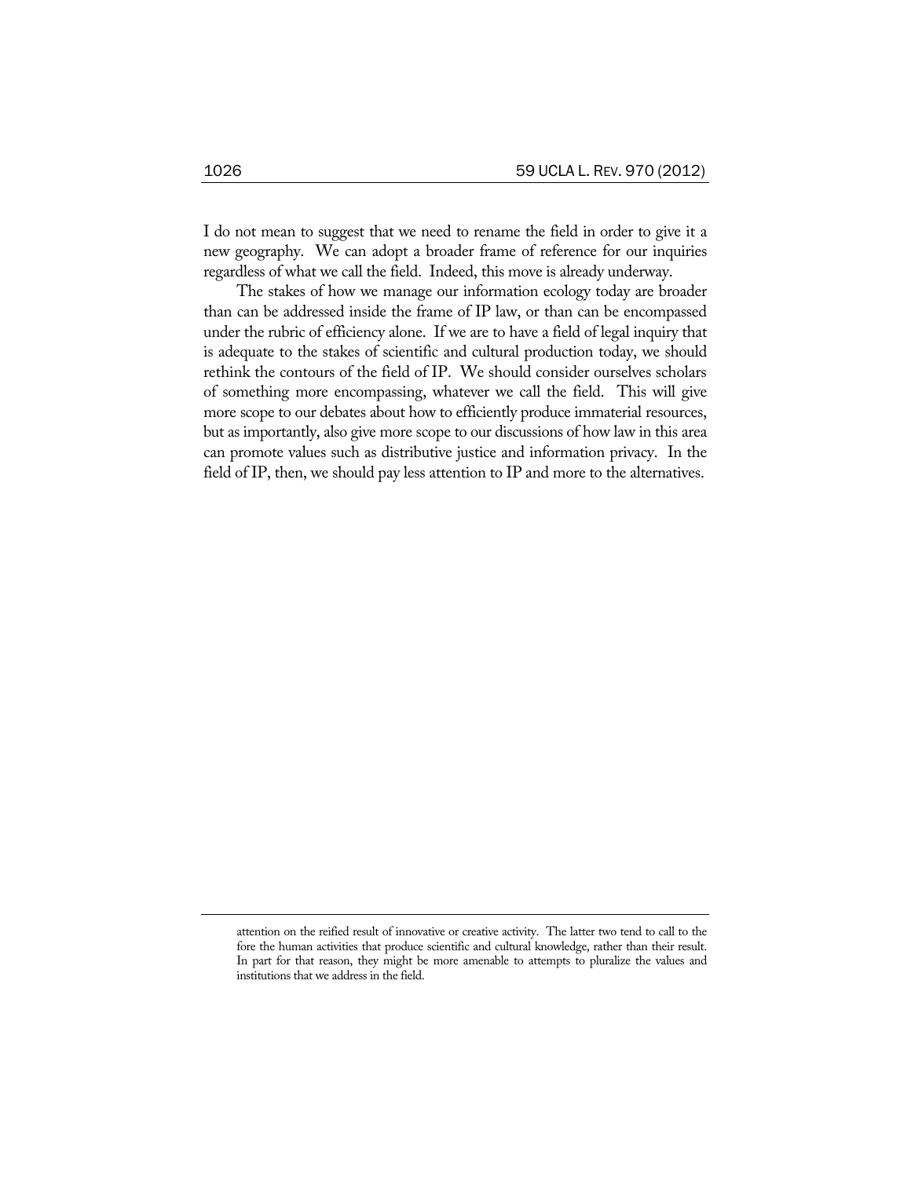I do not mean to suggest that we need to rename the field in order to give it a new geography. We can adopt a broader frame of reference for our inquiries regardless of what we call the field. Indeed, this move is already underway.

The stakes of how we manage our information ecology today are broader than can be addressed inside the frame of IP law, or than can be encompassed under the rubric of efficiency alone. If we are to have a field of legal inquiry that is adequate to the stakes of scientific and cultural production today, we should rethink the contours of the field of IP. We should consider ourselves scholars of something more encompassing, whatever we call the field. This will give more scope to our debates about how to efficiently produce immaterial resources, but as importantly, also give more scope to our discussions of how law in this area can promote values such as distributive justice and information privacy. In the field of IP, then, we should pay less attention to IP and more to the alternatives.

---

attention on the reified result of innovative or creative activity. The latter two tend to call to the fore the human activities that produce scientific and cultural knowledge, rather than their result. In part for that reason, they might be more amenable to attempts to pluralize the values and institutions that we address in the field.